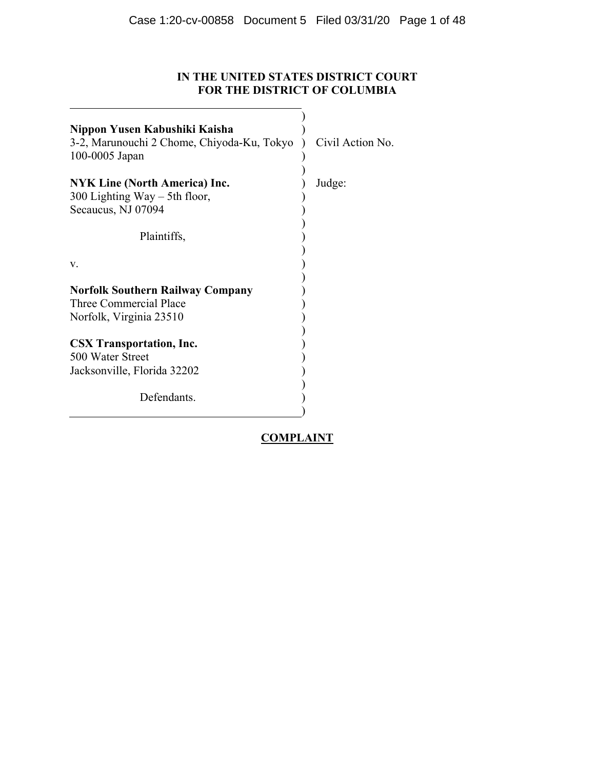**IN THE UNITED STATES DISTRICT COURT**
**FOR THE DISTRICT OF COLUMBIA**

| | |
|---|---|
| **Nippon Yusen Kabushiki Kaisha**<br>3-2, Marunouchi 2 Chome, Chiyoda-Ku, Tokyo 100-0005 Japan | Civil Action No. |
| **NYK Line (North America) Inc.**<br>300 Lighting Way – 5th floor,<br>Secaucus, NJ 07094 | Judge: |
| Plaintiffs, | |
| v. | |
| **Norfolk Southern Railway Company**<br>Three Commercial Place<br>Norfolk, Virginia 23510 | |
| **CSX Transportation, Inc.**<br>500 Water Street<br>Jacksonville, Florida 32202 | |
| Defendants. | |

**COMPLAINT**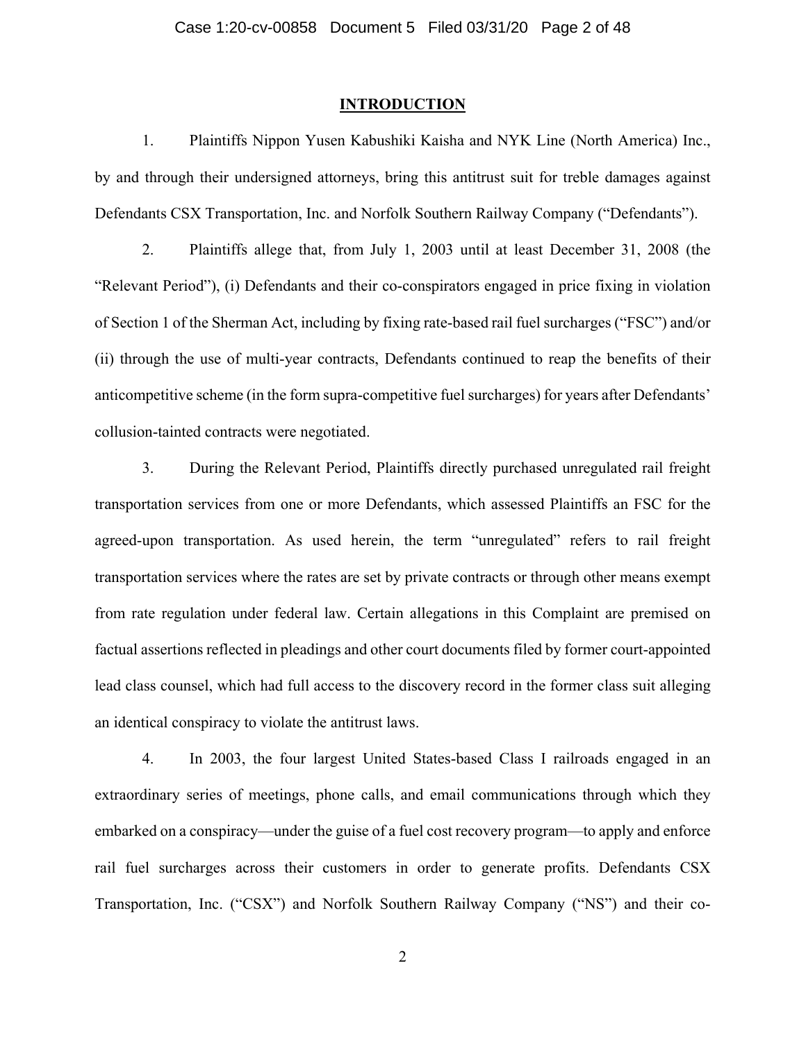## INTRODUCTION

1. Plaintiffs Nippon Yusen Kabushiki Kaisha and NYK Line (North America) Inc., by and through their undersigned attorneys, bring this antitrust suit for treble damages against Defendants CSX Transportation, Inc. and Norfolk Southern Railway Company ("Defendants").

2. Plaintiffs allege that, from July 1, 2003 until at least December 31, 2008 (the "Relevant Period"), (i) Defendants and their co-conspirators engaged in price fixing in violation of Section 1 of the Sherman Act, including by fixing rate-based rail fuel surcharges ("FSC") and/or (ii) through the use of multi-year contracts, Defendants continued to reap the benefits of their anticompetitive scheme (in the form supra-competitive fuel surcharges) for years after Defendants' collusion-tainted contracts were negotiated.

3. During the Relevant Period, Plaintiffs directly purchased unregulated rail freight transportation services from one or more Defendants, which assessed Plaintiffs an FSC for the agreed-upon transportation. As used herein, the term "unregulated" refers to rail freight transportation services where the rates are set by private contracts or through other means exempt from rate regulation under federal law. Certain allegations in this Complaint are premised on factual assertions reflected in pleadings and other court documents filed by former court-appointed lead class counsel, which had full access to the discovery record in the former class suit alleging an identical conspiracy to violate the antitrust laws.

4. In 2003, the four largest United States-based Class I railroads engaged in an extraordinary series of meetings, phone calls, and email communications through which they embarked on a conspiracy—under the guise of a fuel cost recovery program—to apply and enforce rail fuel surcharges across their customers in order to generate profits. Defendants CSX Transportation, Inc. ("CSX") and Norfolk Southern Railway Company ("NS") and their co-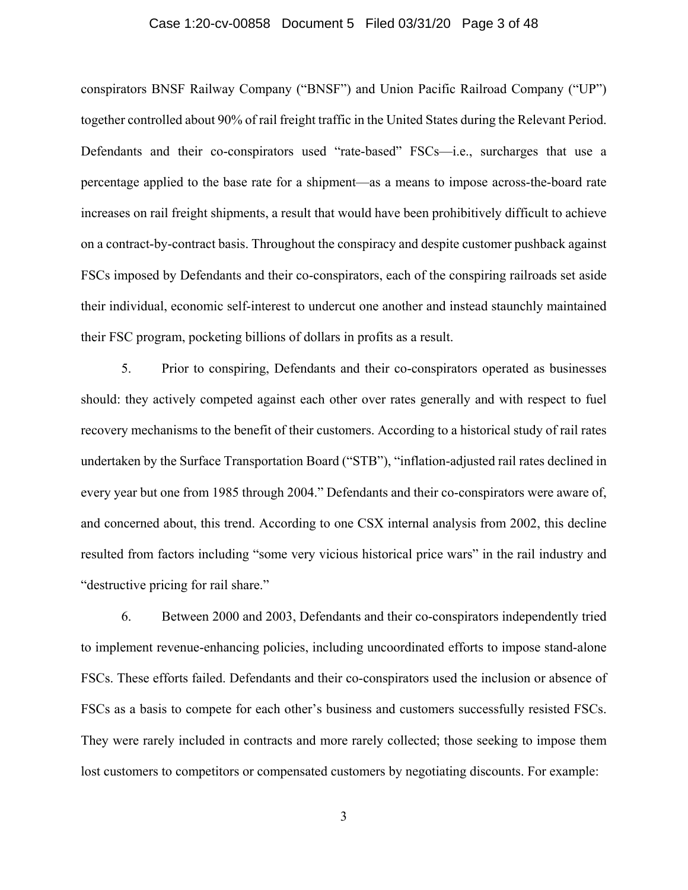conspirators BNSF Railway Company ("BNSF") and Union Pacific Railroad Company ("UP") together controlled about 90% of rail freight traffic in the United States during the Relevant Period. Defendants and their co-conspirators used "rate-based" FSCs—i.e., surcharges that use a percentage applied to the base rate for a shipment—as a means to impose across-the-board rate increases on rail freight shipments, a result that would have been prohibitively difficult to achieve on a contract-by-contract basis. Throughout the conspiracy and despite customer pushback against FSCs imposed by Defendants and their co-conspirators, each of the conspiring railroads set aside their individual, economic self-interest to undercut one another and instead staunchly maintained their FSC program, pocketing billions of dollars in profits as a result.

5. Prior to conspiring, Defendants and their co-conspirators operated as businesses should: they actively competed against each other over rates generally and with respect to fuel recovery mechanisms to the benefit of their customers. According to a historical study of rail rates undertaken by the Surface Transportation Board ("STB"), "inflation-adjusted rail rates declined in every year but one from 1985 through 2004." Defendants and their co-conspirators were aware of, and concerned about, this trend. According to one CSX internal analysis from 2002, this decline resulted from factors including "some very vicious historical price wars" in the rail industry and "destructive pricing for rail share."

6. Between 2000 and 2003, Defendants and their co-conspirators independently tried to implement revenue-enhancing policies, including uncoordinated efforts to impose stand-alone FSCs. These efforts failed. Defendants and their co-conspirators used the inclusion or absence of FSCs as a basis to compete for each other's business and customers successfully resisted FSCs. They were rarely included in contracts and more rarely collected; those seeking to impose them lost customers to competitors or compensated customers by negotiating discounts. For example: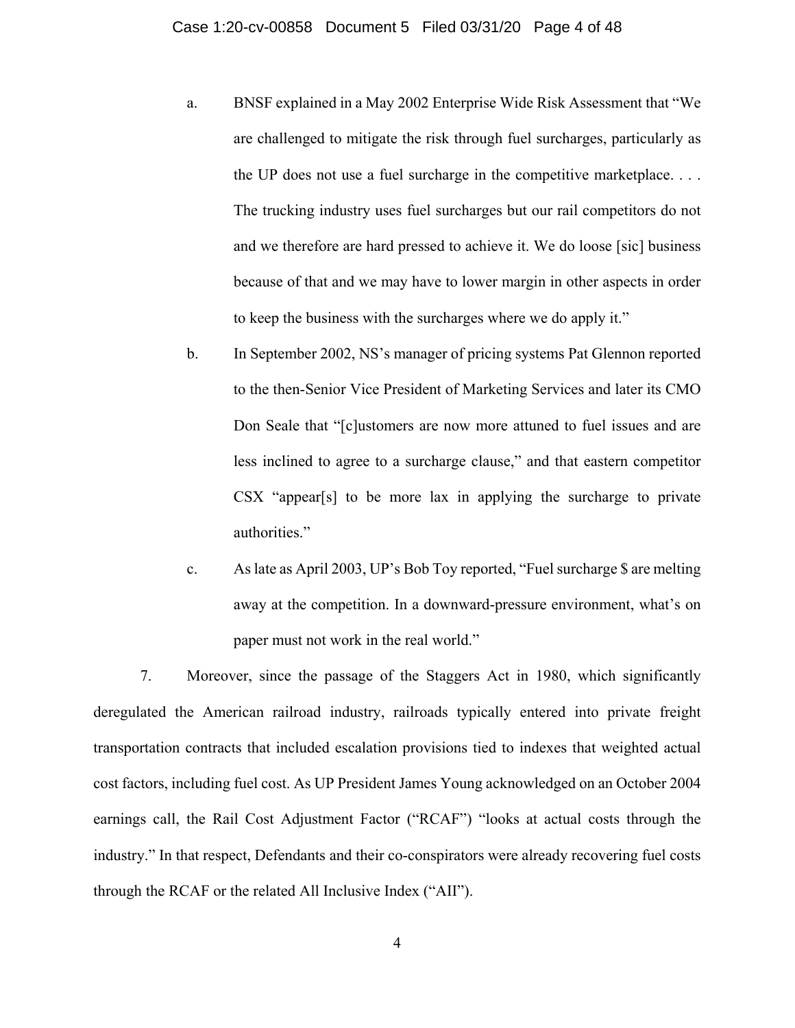a. BNSF explained in a May 2002 Enterprise Wide Risk Assessment that "We are challenged to mitigate the risk through fuel surcharges, particularly as the UP does not use a fuel surcharge in the competitive marketplace. . . . The trucking industry uses fuel surcharges but our rail competitors do not and we therefore are hard pressed to achieve it. We do loose [sic] business because of that and we may have to lower margin in other aspects in order to keep the business with the surcharges where we do apply it."

b. In September 2002, NS's manager of pricing systems Pat Glennon reported to the then-Senior Vice President of Marketing Services and later its CMO Don Seale that "[c]ustomers are now more attuned to fuel issues and are less inclined to agree to a surcharge clause," and that eastern competitor CSX "appear[s] to be more lax in applying the surcharge to private authorities."

c. As late as April 2003, UP's Bob Toy reported, "Fuel surcharge $ are melting away at the competition. In a downward-pressure environment, what's on paper must not work in the real world."

7. Moreover, since the passage of the Staggers Act in 1980, which significantly deregulated the American railroad industry, railroads typically entered into private freight transportation contracts that included escalation provisions tied to indexes that weighted actual cost factors, including fuel cost. As UP President James Young acknowledged on an October 2004 earnings call, the Rail Cost Adjustment Factor ("RCAF") "looks at actual costs through the industry." In that respect, Defendants and their co-conspirators were already recovering fuel costs through the RCAF or the related All Inclusive Index ("AII").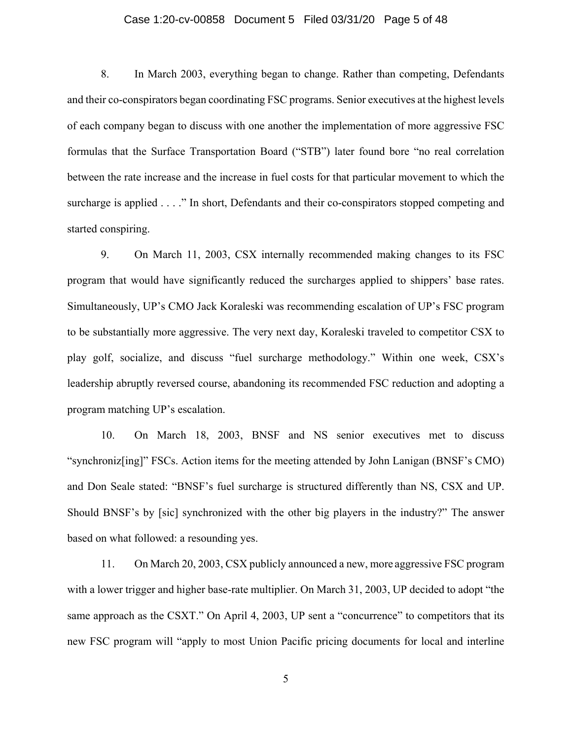8. In March 2003, everything began to change. Rather than competing, Defendants and their co-conspirators began coordinating FSC programs. Senior executives at the highest levels of each company began to discuss with one another the implementation of more aggressive FSC formulas that the Surface Transportation Board ("STB") later found bore "no real correlation between the rate increase and the increase in fuel costs for that particular movement to which the surcharge is applied . . . ." In short, Defendants and their co-conspirators stopped competing and started conspiring.

9. On March 11, 2003, CSX internally recommended making changes to its FSC program that would have significantly reduced the surcharges applied to shippers' base rates. Simultaneously, UP's CMO Jack Koraleski was recommending escalation of UP's FSC program to be substantially more aggressive. The very next day, Koraleski traveled to competitor CSX to play golf, socialize, and discuss "fuel surcharge methodology." Within one week, CSX's leadership abruptly reversed course, abandoning its recommended FSC reduction and adopting a program matching UP's escalation.

10. On March 18, 2003, BNSF and NS senior executives met to discuss "synchroniz[ing]" FSCs. Action items for the meeting attended by John Lanigan (BNSF's CMO) and Don Seale stated: "BNSF's fuel surcharge is structured differently than NS, CSX and UP. Should BNSF's by [sic] synchronized with the other big players in the industry?" The answer based on what followed: a resounding yes.

11. On March 20, 2003, CSX publicly announced a new, more aggressive FSC program with a lower trigger and higher base-rate multiplier. On March 31, 2003, UP decided to adopt "the same approach as the CSXT." On April 4, 2003, UP sent a "concurrence" to competitors that its new FSC program will "apply to most Union Pacific pricing documents for local and interline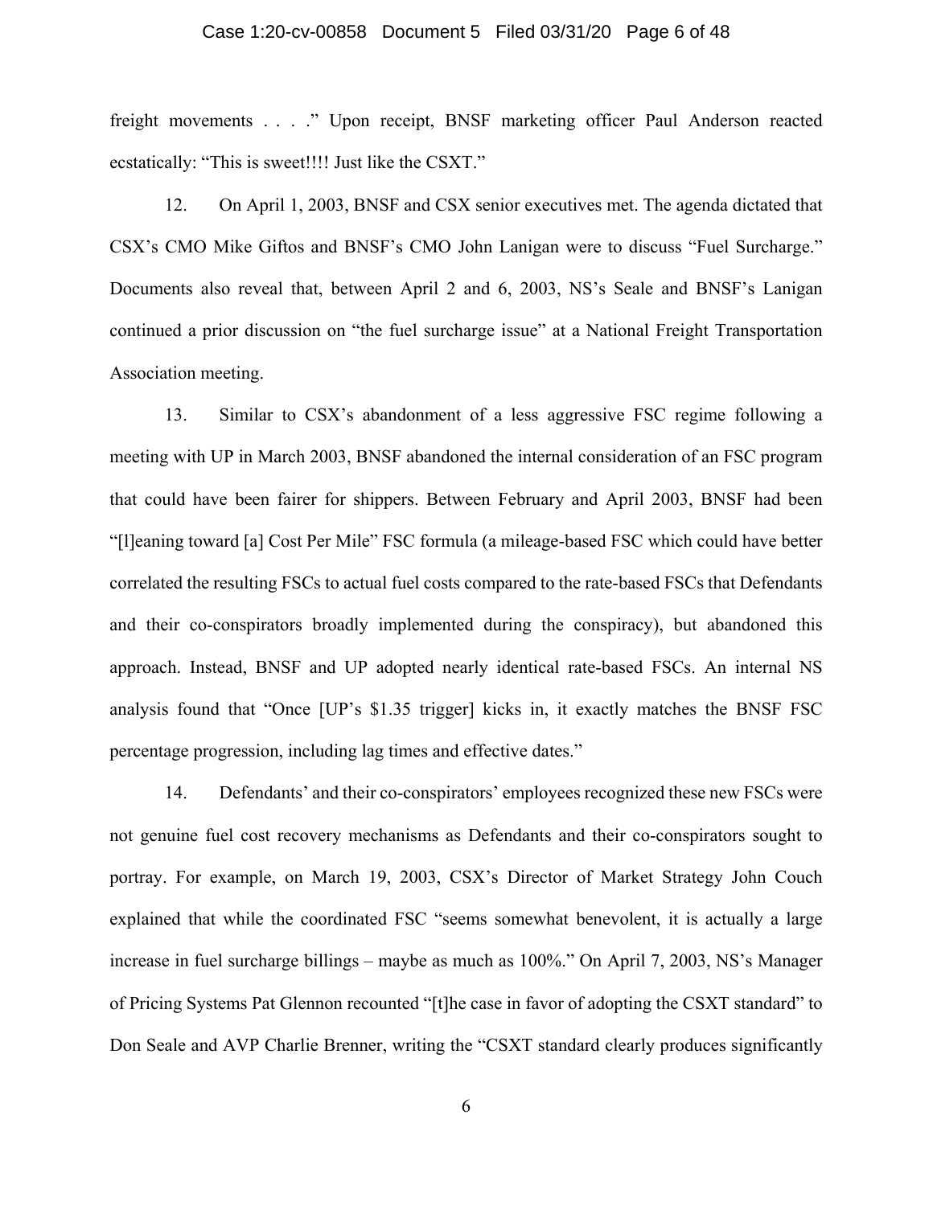freight movements . . . ." Upon receipt, BNSF marketing officer Paul Anderson reacted ecstatically: "This is sweet!!!! Just like the CSXT."

12. On April 1, 2003, BNSF and CSX senior executives met. The agenda dictated that CSX's CMO Mike Giftos and BNSF's CMO John Lanigan were to discuss "Fuel Surcharge." Documents also reveal that, between April 2 and 6, 2003, NS's Seale and BNSF's Lanigan continued a prior discussion on "the fuel surcharge issue" at a National Freight Transportation Association meeting.

13. Similar to CSX's abandonment of a less aggressive FSC regime following a meeting with UP in March 2003, BNSF abandoned the internal consideration of an FSC program that could have been fairer for shippers. Between February and April 2003, BNSF had been "[l]eaning toward [a] Cost Per Mile" FSC formula (a mileage-based FSC which could have better correlated the resulting FSCs to actual fuel costs compared to the rate-based FSCs that Defendants and their co-conspirators broadly implemented during the conspiracy), but abandoned this approach. Instead, BNSF and UP adopted nearly identical rate-based FSCs. An internal NS analysis found that "Once [UP's $1.35 trigger] kicks in, it exactly matches the BNSF FSC percentage progression, including lag times and effective dates."

14. Defendants' and their co-conspirators' employees recognized these new FSCs were not genuine fuel cost recovery mechanisms as Defendants and their co-conspirators sought to portray. For example, on March 19, 2003, CSX's Director of Market Strategy John Couch explained that while the coordinated FSC "seems somewhat benevolent, it is actually a large increase in fuel surcharge billings – maybe as much as 100%." On April 7, 2003, NS's Manager of Pricing Systems Pat Glennon recounted "[t]he case in favor of adopting the CSXT standard" to Don Seale and AVP Charlie Brenner, writing the "CSXT standard clearly produces significantly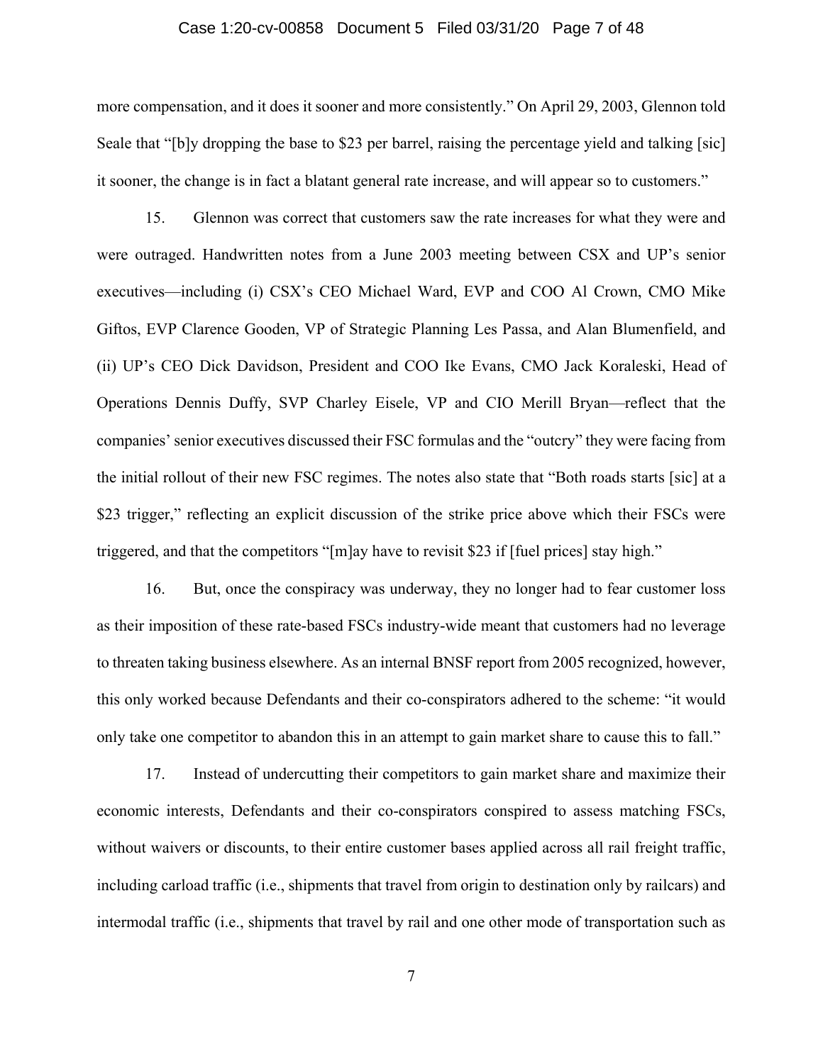more compensation, and it does it sooner and more consistently." On April 29, 2003, Glennon told Seale that "[b]y dropping the base to $23 per barrel, raising the percentage yield and talking [sic] it sooner, the change is in fact a blatant general rate increase, and will appear so to customers."

15. Glennon was correct that customers saw the rate increases for what they were and were outraged. Handwritten notes from a June 2003 meeting between CSX and UP's senior executives—including (i) CSX's CEO Michael Ward, EVP and COO Al Crown, CMO Mike Giftos, EVP Clarence Gooden, VP of Strategic Planning Les Passa, and Alan Blumenfield, and (ii) UP's CEO Dick Davidson, President and COO Ike Evans, CMO Jack Koraleski, Head of Operations Dennis Duffy, SVP Charley Eisele, VP and CIO Merill Bryan—reflect that the companies' senior executives discussed their FSC formulas and the "outcry" they were facing from the initial rollout of their new FSC regimes. The notes also state that "Both roads starts [sic] at a $23 trigger," reflecting an explicit discussion of the strike price above which their FSCs were triggered, and that the competitors "[m]ay have to revisit $23 if [fuel prices] stay high."

16. But, once the conspiracy was underway, they no longer had to fear customer loss as their imposition of these rate-based FSCs industry-wide meant that customers had no leverage to threaten taking business elsewhere. As an internal BNSF report from 2005 recognized, however, this only worked because Defendants and their co-conspirators adhered to the scheme: "it would only take one competitor to abandon this in an attempt to gain market share to cause this to fall."

17. Instead of undercutting their competitors to gain market share and maximize their economic interests, Defendants and their co-conspirators conspired to assess matching FSCs, without waivers or discounts, to their entire customer bases applied across all rail freight traffic, including carload traffic (i.e., shipments that travel from origin to destination only by railcars) and intermodal traffic (i.e., shipments that travel by rail and one other mode of transportation such as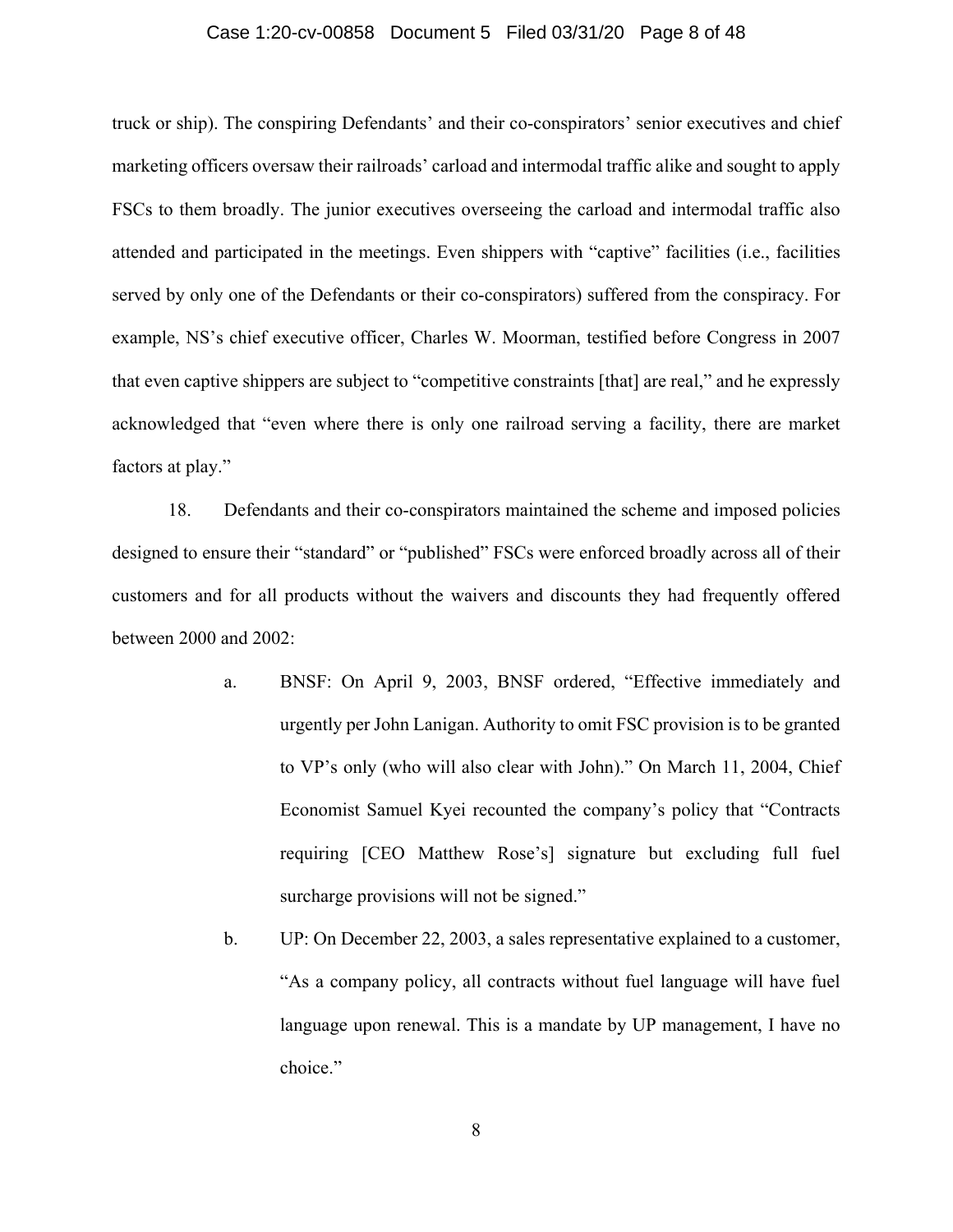truck or ship). The conspiring Defendants' and their co-conspirators' senior executives and chief marketing officers oversaw their railroads' carload and intermodal traffic alike and sought to apply FSCs to them broadly. The junior executives overseeing the carload and intermodal traffic also attended and participated in the meetings. Even shippers with "captive" facilities (i.e., facilities served by only one of the Defendants or their co-conspirators) suffered from the conspiracy. For example, NS's chief executive officer, Charles W. Moorman, testified before Congress in 2007 that even captive shippers are subject to "competitive constraints [that] are real," and he expressly acknowledged that "even where there is only one railroad serving a facility, there are market factors at play."

18. Defendants and their co-conspirators maintained the scheme and imposed policies designed to ensure their "standard" or "published" FSCs were enforced broadly across all of their customers and for all products without the waivers and discounts they had frequently offered between 2000 and 2002:

a. BNSF: On April 9, 2003, BNSF ordered, "Effective immediately and urgently per John Lanigan. Authority to omit FSC provision is to be granted to VP's only (who will also clear with John)." On March 11, 2004, Chief Economist Samuel Kyei recounted the company's policy that "Contracts requiring [CEO Matthew Rose's] signature but excluding full fuel surcharge provisions will not be signed."

b. UP: On December 22, 2003, a sales representative explained to a customer, "As a company policy, all contracts without fuel language will have fuel language upon renewal. This is a mandate by UP management, I have no choice."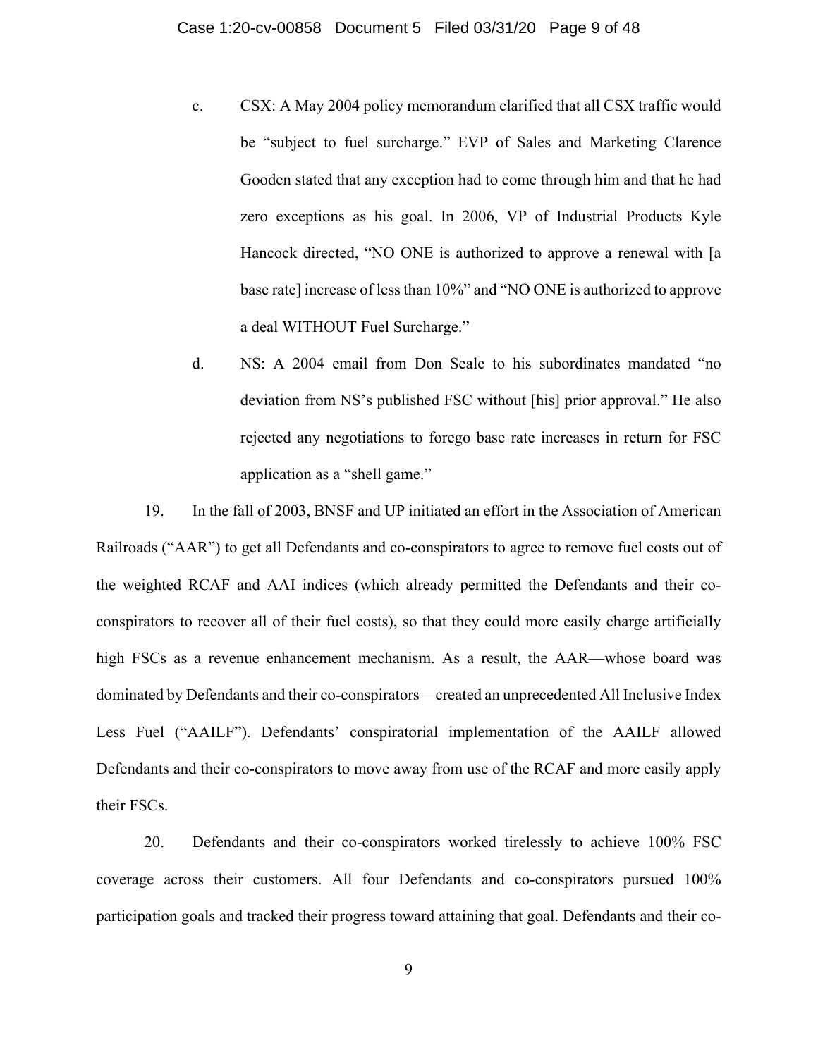c. CSX: A May 2004 policy memorandum clarified that all CSX traffic would be "subject to fuel surcharge." EVP of Sales and Marketing Clarence Gooden stated that any exception had to come through him and that he had zero exceptions as his goal. In 2006, VP of Industrial Products Kyle Hancock directed, "NO ONE is authorized to approve a renewal with [a base rate] increase of less than 10%" and "NO ONE is authorized to approve a deal WITHOUT Fuel Surcharge."

d. NS: A 2004 email from Don Seale to his subordinates mandated "no deviation from NS's published FSC without [his] prior approval." He also rejected any negotiations to forego base rate increases in return for FSC application as a "shell game."

19. In the fall of 2003, BNSF and UP initiated an effort in the Association of American Railroads ("AAR") to get all Defendants and co-conspirators to agree to remove fuel costs out of the weighted RCAF and AAI indices (which already permitted the Defendants and their co-conspirators to recover all of their fuel costs), so that they could more easily charge artificially high FSCs as a revenue enhancement mechanism. As a result, the AAR—whose board was dominated by Defendants and their co-conspirators—created an unprecedented All Inclusive Index Less Fuel ("AAILF"). Defendants' conspiratorial implementation of the AAILF allowed Defendants and their co-conspirators to move away from use of the RCAF and more easily apply their FSCs.

20. Defendants and their co-conspirators worked tirelessly to achieve 100% FSC coverage across their customers. All four Defendants and co-conspirators pursued 100% participation goals and tracked their progress toward attaining that goal. Defendants and their co-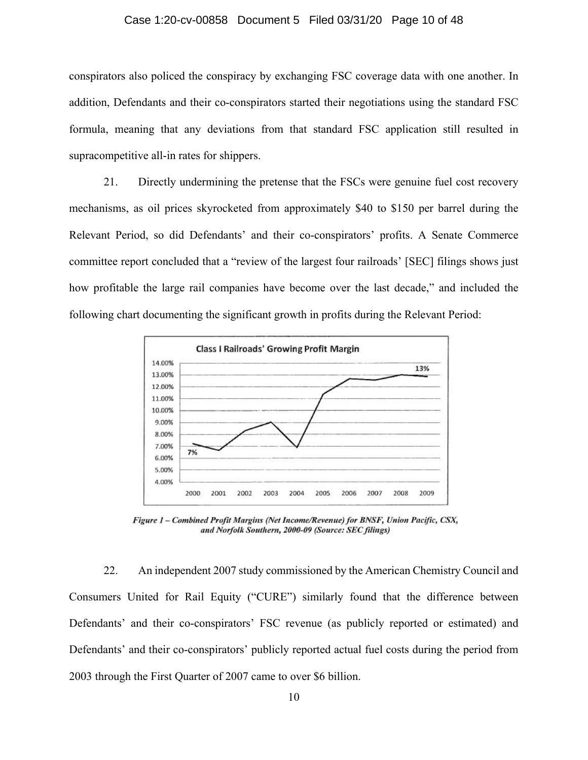conspirators also policed the conspiracy by exchanging FSC coverage data with one another. In addition, Defendants and their co-conspirators started their negotiations using the standard FSC formula, meaning that any deviations from that standard FSC application still resulted in supracompetitive all-in rates for shippers.

21. Directly undermining the pretense that the FSCs were genuine fuel cost recovery mechanisms, as oil prices skyrocketed from approximately $40 to $150 per barrel during the Relevant Period, so did Defendants' and their co-conspirators' profits. A Senate Commerce committee report concluded that a "review of the largest four railroads' [SEC] filings shows just how profitable the large rail companies have become over the last decade," and included the following chart documenting the significant growth in profits during the Relevant Period:

*Figure 1 – Combined Profit Margins (Net Income/Revenue) for BNSF, Union Pacific, CSX, and Norfolk Southern, 2000-09 (Source: SEC filings)*

22. An independent 2007 study commissioned by the American Chemistry Council and Consumers United for Rail Equity ("CURE") similarly found that the difference between Defendants' and their co-conspirators' FSC revenue (as publicly reported or estimated) and Defendants' and their co-conspirators' publicly reported actual fuel costs during the period from 2003 through the First Quarter of 2007 came to over $6 billion.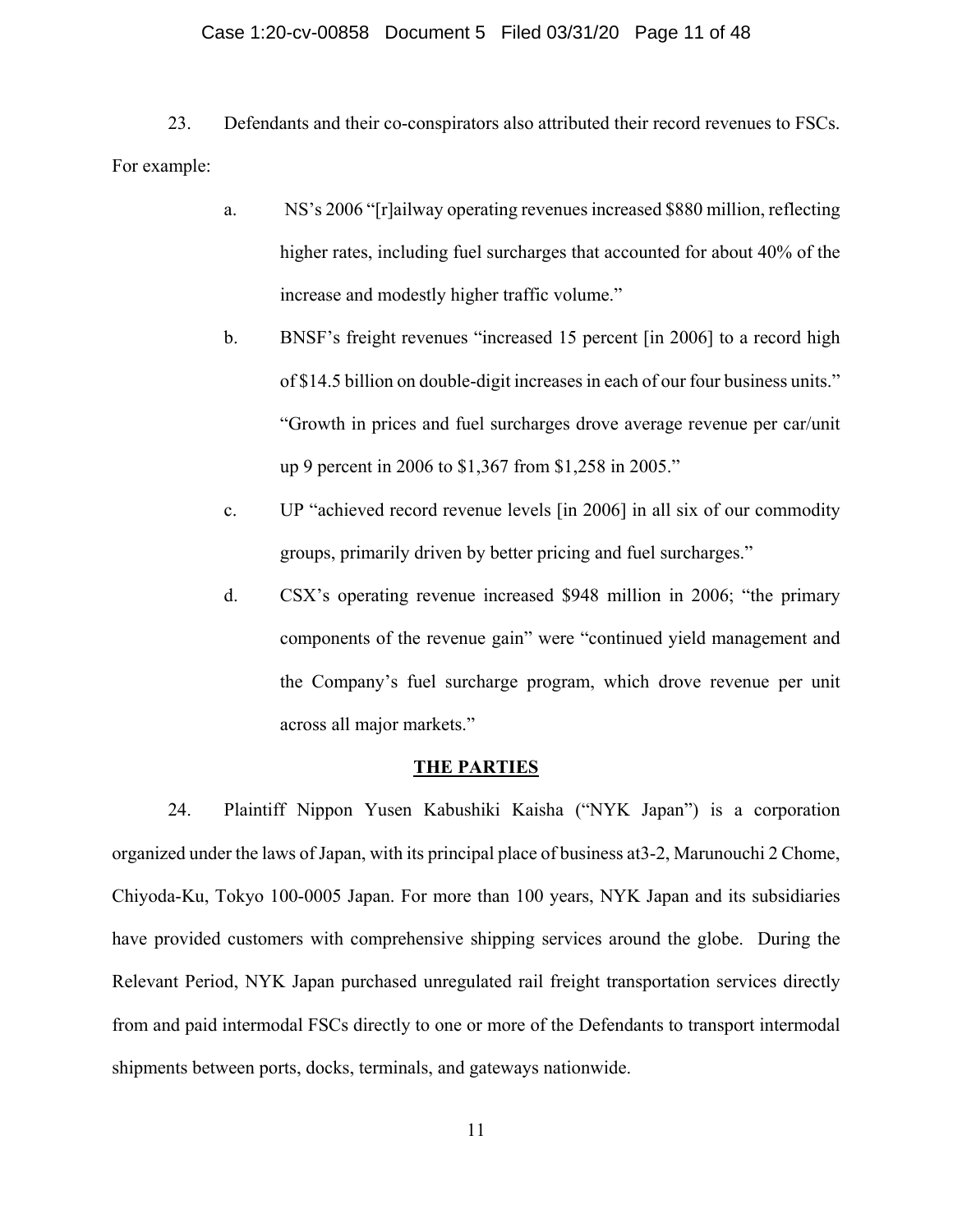23. Defendants and their co-conspirators also attributed their record revenues to FSCs. For example:

a. NS's 2006 "[r]ailway operating revenues increased $880 million, reflecting higher rates, including fuel surcharges that accounted for about 40% of the increase and modestly higher traffic volume."

b. BNSF's freight revenues "increased 15 percent [in 2006] to a record high of $14.5 billion on double-digit increases in each of our four business units." "Growth in prices and fuel surcharges drove average revenue per car/unit up 9 percent in 2006 to $1,367 from $1,258 in 2005."

c. UP "achieved record revenue levels [in 2006] in all six of our commodity groups, primarily driven by better pricing and fuel surcharges."

d. CSX's operating revenue increased $948 million in 2006; "the primary components of the revenue gain" were "continued yield management and the Company's fuel surcharge program, which drove revenue per unit across all major markets."

## THE PARTIES

24. Plaintiff Nippon Yusen Kabushiki Kaisha ("NYK Japan") is a corporation organized under the laws of Japan, with its principal place of business at3-2, Marunouchi 2 Chome, Chiyoda-Ku, Tokyo 100-0005 Japan. For more than 100 years, NYK Japan and its subsidiaries have provided customers with comprehensive shipping services around the globe. During the Relevant Period, NYK Japan purchased unregulated rail freight transportation services directly from and paid intermodal FSCs directly to one or more of the Defendants to transport intermodal shipments between ports, docks, terminals, and gateways nationwide.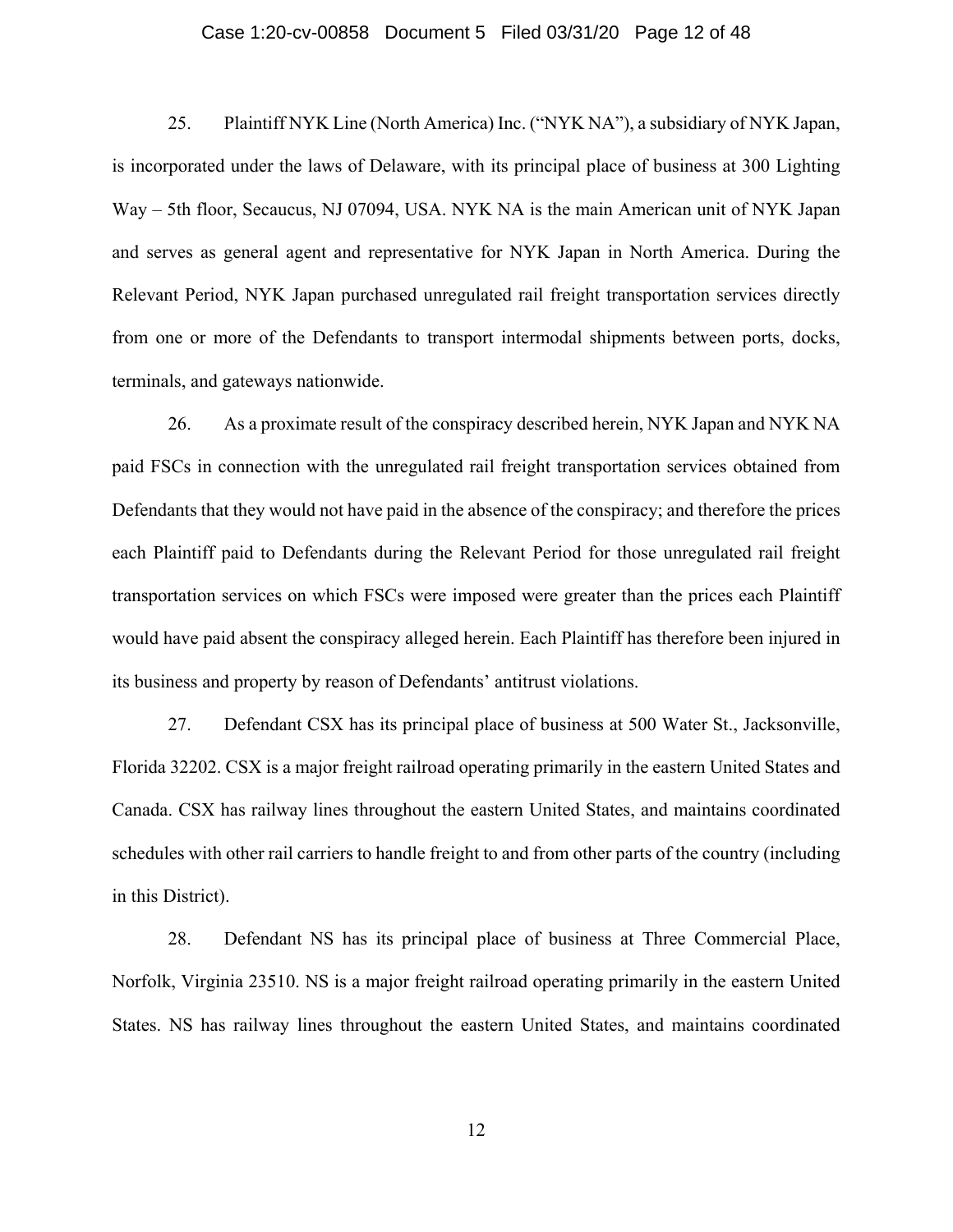25. Plaintiff NYK Line (North America) Inc. ("NYK NA"), a subsidiary of NYK Japan, is incorporated under the laws of Delaware, with its principal place of business at 300 Lighting Way – 5th floor, Secaucus, NJ 07094, USA. NYK NA is the main American unit of NYK Japan and serves as general agent and representative for NYK Japan in North America. During the Relevant Period, NYK Japan purchased unregulated rail freight transportation services directly from one or more of the Defendants to transport intermodal shipments between ports, docks, terminals, and gateways nationwide.

26. As a proximate result of the conspiracy described herein, NYK Japan and NYK NA paid FSCs in connection with the unregulated rail freight transportation services obtained from Defendants that they would not have paid in the absence of the conspiracy; and therefore the prices each Plaintiff paid to Defendants during the Relevant Period for those unregulated rail freight transportation services on which FSCs were imposed were greater than the prices each Plaintiff would have paid absent the conspiracy alleged herein. Each Plaintiff has therefore been injured in its business and property by reason of Defendants' antitrust violations.

27. Defendant CSX has its principal place of business at 500 Water St., Jacksonville, Florida 32202. CSX is a major freight railroad operating primarily in the eastern United States and Canada. CSX has railway lines throughout the eastern United States, and maintains coordinated schedules with other rail carriers to handle freight to and from other parts of the country (including in this District).

28. Defendant NS has its principal place of business at Three Commercial Place, Norfolk, Virginia 23510. NS is a major freight railroad operating primarily in the eastern United States. NS has railway lines throughout the eastern United States, and maintains coordinated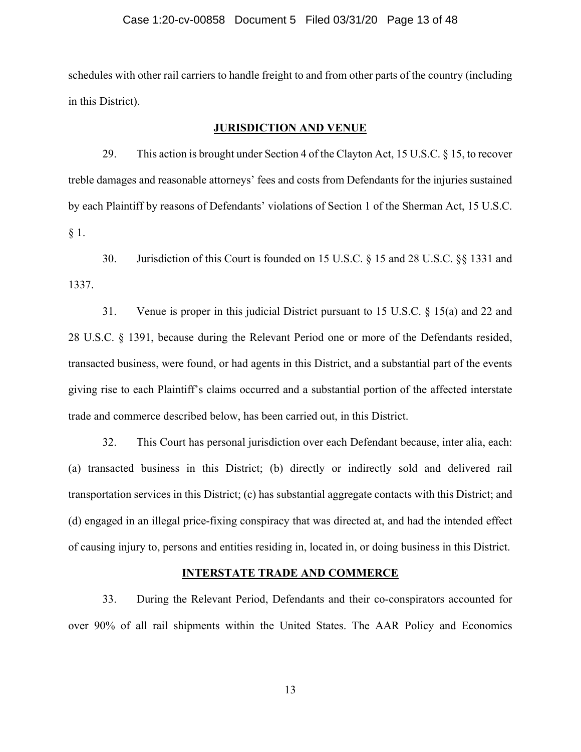schedules with other rail carriers to handle freight to and from other parts of the country (including in this District).

## JURISDICTION AND VENUE

29. This action is brought under Section 4 of the Clayton Act, 15 U.S.C. § 15, to recover treble damages and reasonable attorneys' fees and costs from Defendants for the injuries sustained by each Plaintiff by reasons of Defendants' violations of Section 1 of the Sherman Act, 15 U.S.C. § 1.

30. Jurisdiction of this Court is founded on 15 U.S.C. § 15 and 28 U.S.C. §§ 1331 and 1337.

31. Venue is proper in this judicial District pursuant to 15 U.S.C. § 15(a) and 22 and 28 U.S.C. § 1391, because during the Relevant Period one or more of the Defendants resided, transacted business, were found, or had agents in this District, and a substantial part of the events giving rise to each Plaintiff's claims occurred and a substantial portion of the affected interstate trade and commerce described below, has been carried out, in this District.

32. This Court has personal jurisdiction over each Defendant because, inter alia, each: (a) transacted business in this District; (b) directly or indirectly sold and delivered rail transportation services in this District; (c) has substantial aggregate contacts with this District; and (d) engaged in an illegal price-fixing conspiracy that was directed at, and had the intended effect of causing injury to, persons and entities residing in, located in, or doing business in this District.

## INTERSTATE TRADE AND COMMERCE

33. During the Relevant Period, Defendants and their co-conspirators accounted for over 90% of all rail shipments within the United States. The AAR Policy and Economics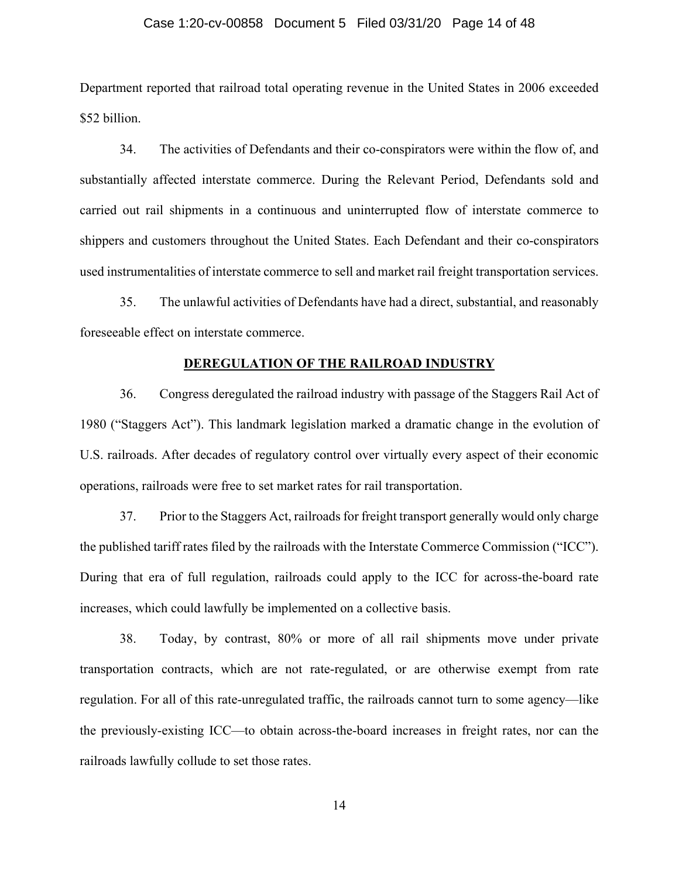Department reported that railroad total operating revenue in the United States in 2006 exceeded $52 billion.

34. The activities of Defendants and their co-conspirators were within the flow of, and substantially affected interstate commerce. During the Relevant Period, Defendants sold and carried out rail shipments in a continuous and uninterrupted flow of interstate commerce to shippers and customers throughout the United States. Each Defendant and their co-conspirators used instrumentalities of interstate commerce to sell and market rail freight transportation services.

35. The unlawful activities of Defendants have had a direct, substantial, and reasonably foreseeable effect on interstate commerce.

## DEREGULATION OF THE RAILROAD INDUSTRY

36. Congress deregulated the railroad industry with passage of the Staggers Rail Act of 1980 ("Staggers Act"). This landmark legislation marked a dramatic change in the evolution of U.S. railroads. After decades of regulatory control over virtually every aspect of their economic operations, railroads were free to set market rates for rail transportation.

37. Prior to the Staggers Act, railroads for freight transport generally would only charge the published tariff rates filed by the railroads with the Interstate Commerce Commission ("ICC"). During that era of full regulation, railroads could apply to the ICC for across-the-board rate increases, which could lawfully be implemented on a collective basis.

38. Today, by contrast, 80% or more of all rail shipments move under private transportation contracts, which are not rate-regulated, or are otherwise exempt from rate regulation. For all of this rate-unregulated traffic, the railroads cannot turn to some agency—like the previously-existing ICC—to obtain across-the-board increases in freight rates, nor can the railroads lawfully collude to set those rates.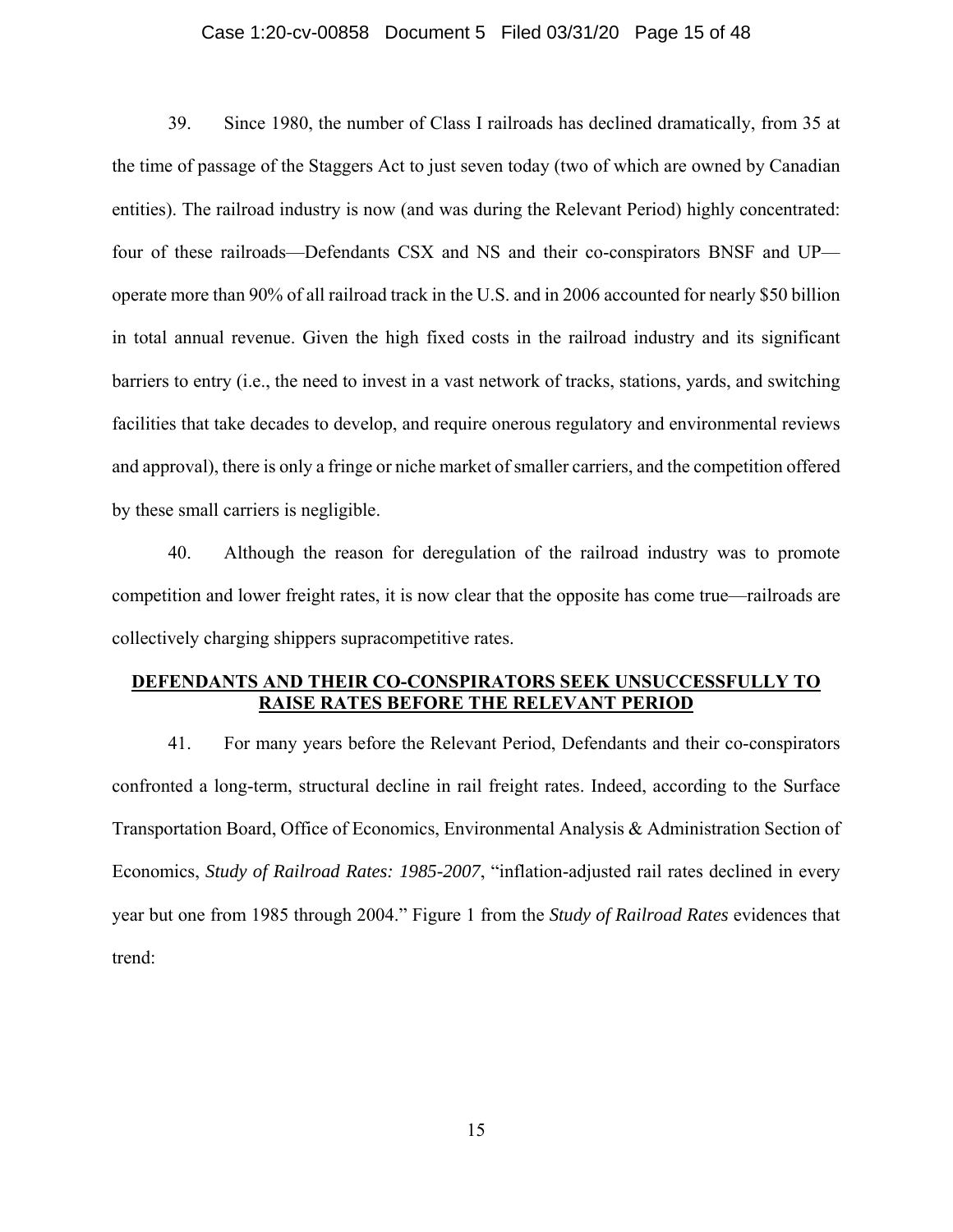39. Since 1980, the number of Class I railroads has declined dramatically, from 35 at the time of passage of the Staggers Act to just seven today (two of which are owned by Canadian entities). The railroad industry is now (and was during the Relevant Period) highly concentrated: four of these railroads—Defendants CSX and NS and their co-conspirators BNSF and UP—operate more than 90% of all railroad track in the U.S. and in 2006 accounted for nearly $50 billion in total annual revenue. Given the high fixed costs in the railroad industry and its significant barriers to entry (i.e., the need to invest in a vast network of tracks, stations, yards, and switching facilities that take decades to develop, and require onerous regulatory and environmental reviews and approval), there is only a fringe or niche market of smaller carriers, and the competition offered by these small carriers is negligible.

40. Although the reason for deregulation of the railroad industry was to promote competition and lower freight rates, it is now clear that the opposite has come true—railroads are collectively charging shippers supracompetitive rates.

## DEFENDANTS AND THEIR CO-CONSPIRATORS SEEK UNSUCCESSFULLY TO RAISE RATES BEFORE THE RELEVANT PERIOD

41. For many years before the Relevant Period, Defendants and their co-conspirators confronted a long-term, structural decline in rail freight rates. Indeed, according to the Surface Transportation Board, Office of Economics, Environmental Analysis & Administration Section of Economics, *Study of Railroad Rates: 1985-2007*, "inflation-adjusted rail rates declined in every year but one from 1985 through 2004." Figure 1 from the *Study of Railroad Rates* evidences that trend: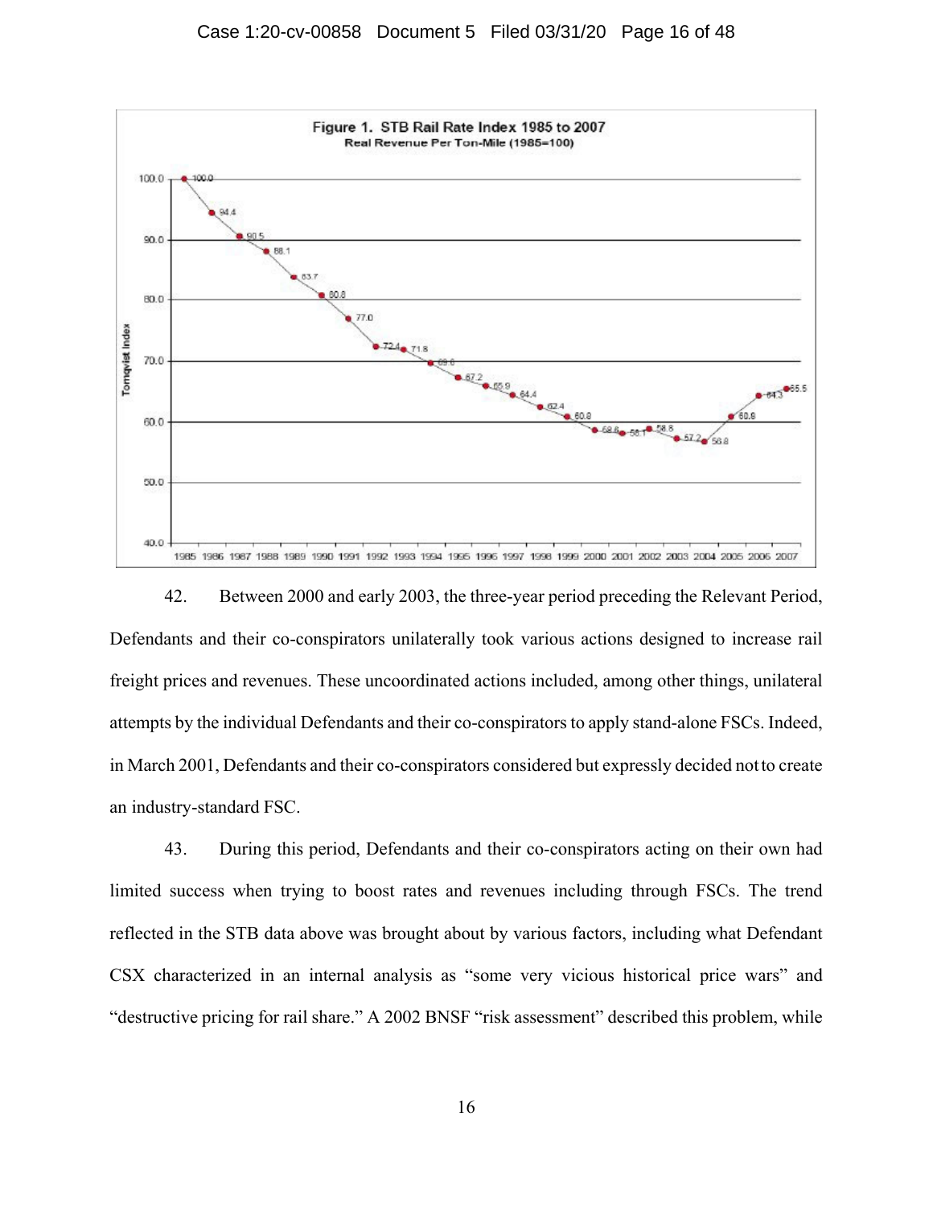**Figure 1. STB Rail Rate Index 1985 to 2007**
**Real Revenue Per Ton-Mile (1985=100)**

42. Between 2000 and early 2003, the three-year period preceding the Relevant Period, Defendants and their co-conspirators unilaterally took various actions designed to increase rail freight prices and revenues. These uncoordinated actions included, among other things, unilateral attempts by the individual Defendants and their co-conspirators to apply stand-alone FSCs. Indeed, in March 2001, Defendants and their co-conspirators considered but expressly decided not to create an industry-standard FSC.

43. During this period, Defendants and their co-conspirators acting on their own had limited success when trying to boost rates and revenues including through FSCs. The trend reflected in the STB data above was brought about by various factors, including what Defendant CSX characterized in an internal analysis as "some very vicious historical price wars" and "destructive pricing for rail share." A 2002 BNSF "risk assessment" described this problem, while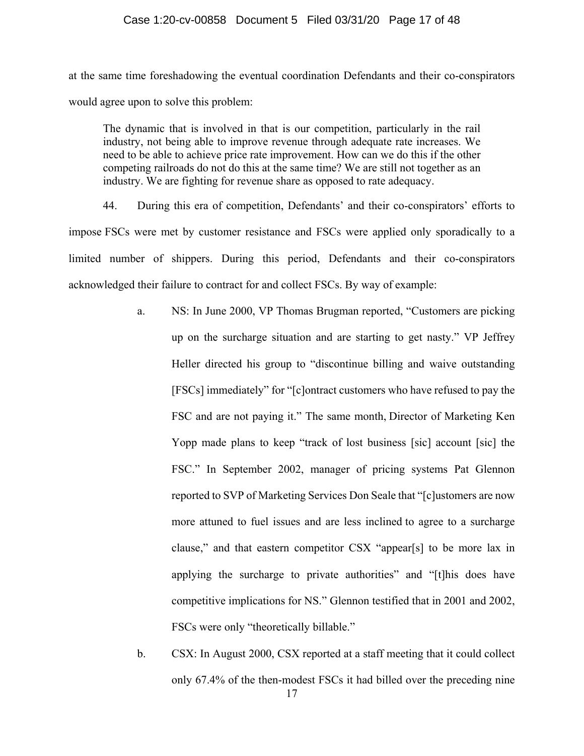at the same time foreshadowing the eventual coordination Defendants and their co-conspirators would agree upon to solve this problem:

> The dynamic that is involved in that is our competition, particularly in the rail industry, not being able to improve revenue through adequate rate increases. We need to be able to achieve price rate improvement. How can we do this if the other competing railroads do not do this at the same time? We are still not together as an industry. We are fighting for revenue share as opposed to rate adequacy.

44. During this era of competition, Defendants' and their co-conspirators' efforts to impose FSCs were met by customer resistance and FSCs were applied only sporadically to a limited number of shippers. During this period, Defendants and their co-conspirators acknowledged their failure to contract for and collect FSCs. By way of example:

a. NS: In June 2000, VP Thomas Brugman reported, "Customers are picking up on the surcharge situation and are starting to get nasty." VP Jeffrey Heller directed his group to "discontinue billing and waive outstanding [FSCs] immediately" for "[c]ontract customers who have refused to pay the FSC and are not paying it." The same month, Director of Marketing Ken Yopp made plans to keep "track of lost business [sic] account [sic] the FSC." In September 2002, manager of pricing systems Pat Glennon reported to SVP of Marketing Services Don Seale that "[c]ustomers are now more attuned to fuel issues and are less inclined to agree to a surcharge clause," and that eastern competitor CSX "appear[s] to be more lax in applying the surcharge to private authorities" and "[t]his does have competitive implications for NS." Glennon testified that in 2001 and 2002, FSCs were only "theoretically billable."

b. CSX: In August 2000, CSX reported at a staff meeting that it could collect only 67.4% of the then-modest FSCs it had billed over the preceding nine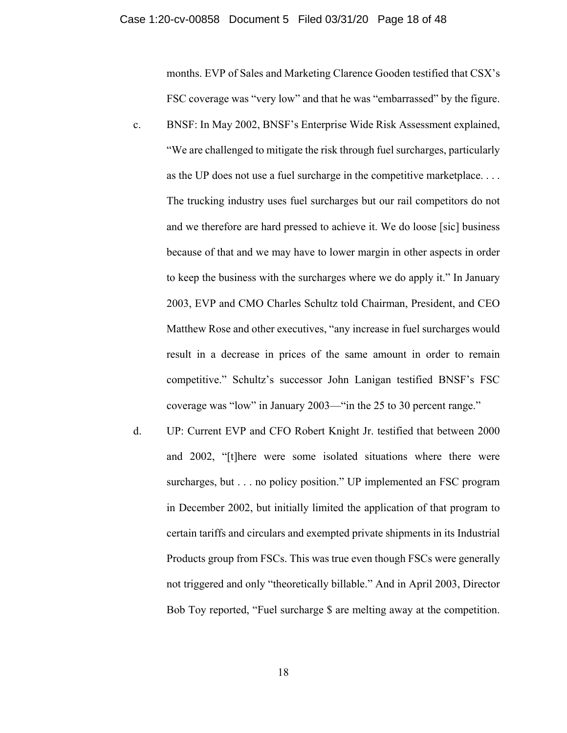months. EVP of Sales and Marketing Clarence Gooden testified that CSX's FSC coverage was "very low" and that he was "embarrassed" by the figure.

c. BNSF: In May 2002, BNSF's Enterprise Wide Risk Assessment explained, "We are challenged to mitigate the risk through fuel surcharges, particularly as the UP does not use a fuel surcharge in the competitive marketplace. . . . The trucking industry uses fuel surcharges but our rail competitors do not and we therefore are hard pressed to achieve it. We do loose [sic] business because of that and we may have to lower margin in other aspects in order to keep the business with the surcharges where we do apply it." In January 2003, EVP and CMO Charles Schultz told Chairman, President, and CEO Matthew Rose and other executives, "any increase in fuel surcharges would result in a decrease in prices of the same amount in order to remain competitive." Schultz's successor John Lanigan testified BNSF's FSC coverage was "low" in January 2003—"in the 25 to 30 percent range."

d. UP: Current EVP and CFO Robert Knight Jr. testified that between 2000 and 2002, "[t]here were some isolated situations where there were surcharges, but . . . no policy position." UP implemented an FSC program in December 2002, but initially limited the application of that program to certain tariffs and circulars and exempted private shipments in its Industrial Products group from FSCs. This was true even though FSCs were generally not triggered and only "theoretically billable." And in April 2003, Director Bob Toy reported, "Fuel surcharge $ are melting away at the competition.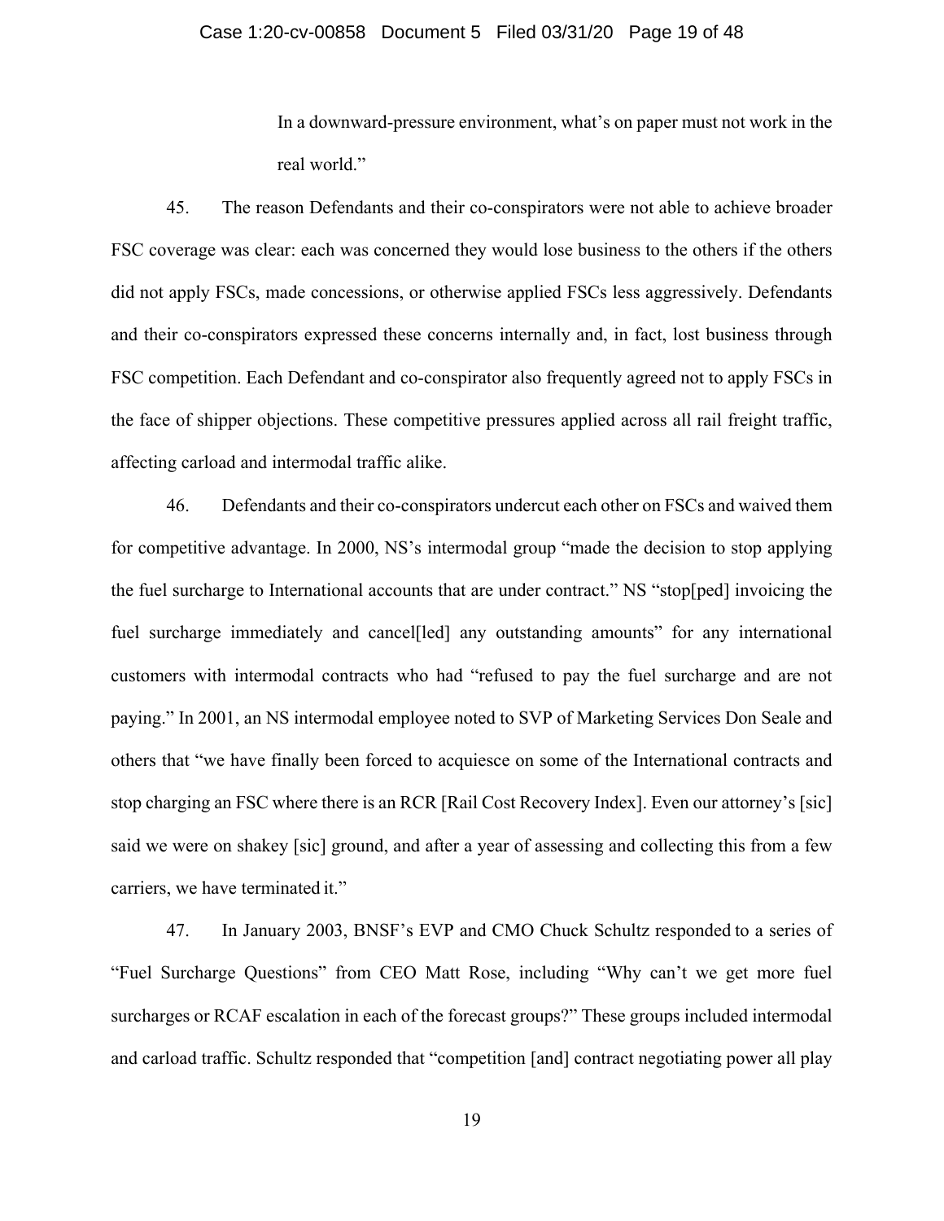In a downward-pressure environment, what's on paper must not work in the real world."

45. The reason Defendants and their co-conspirators were not able to achieve broader FSC coverage was clear: each was concerned they would lose business to the others if the others did not apply FSCs, made concessions, or otherwise applied FSCs less aggressively. Defendants and their co-conspirators expressed these concerns internally and, in fact, lost business through FSC competition. Each Defendant and co-conspirator also frequently agreed not to apply FSCs in the face of shipper objections. These competitive pressures applied across all rail freight traffic, affecting carload and intermodal traffic alike.

46. Defendants and their co-conspirators undercut each other on FSCs and waived them for competitive advantage. In 2000, NS's intermodal group "made the decision to stop applying the fuel surcharge to International accounts that are under contract." NS "stop[ped] invoicing the fuel surcharge immediately and cancel[led] any outstanding amounts" for any international customers with intermodal contracts who had "refused to pay the fuel surcharge and are not paying." In 2001, an NS intermodal employee noted to SVP of Marketing Services Don Seale and others that "we have finally been forced to acquiesce on some of the International contracts and stop charging an FSC where there is an RCR [Rail Cost Recovery Index]. Even our attorney's [sic] said we were on shakey [sic] ground, and after a year of assessing and collecting this from a few carriers, we have terminated it."

47. In January 2003, BNSF's EVP and CMO Chuck Schultz responded to a series of "Fuel Surcharge Questions" from CEO Matt Rose, including "Why can't we get more fuel surcharges or RCAF escalation in each of the forecast groups?" These groups included intermodal and carload traffic. Schultz responded that "competition [and] contract negotiating power all play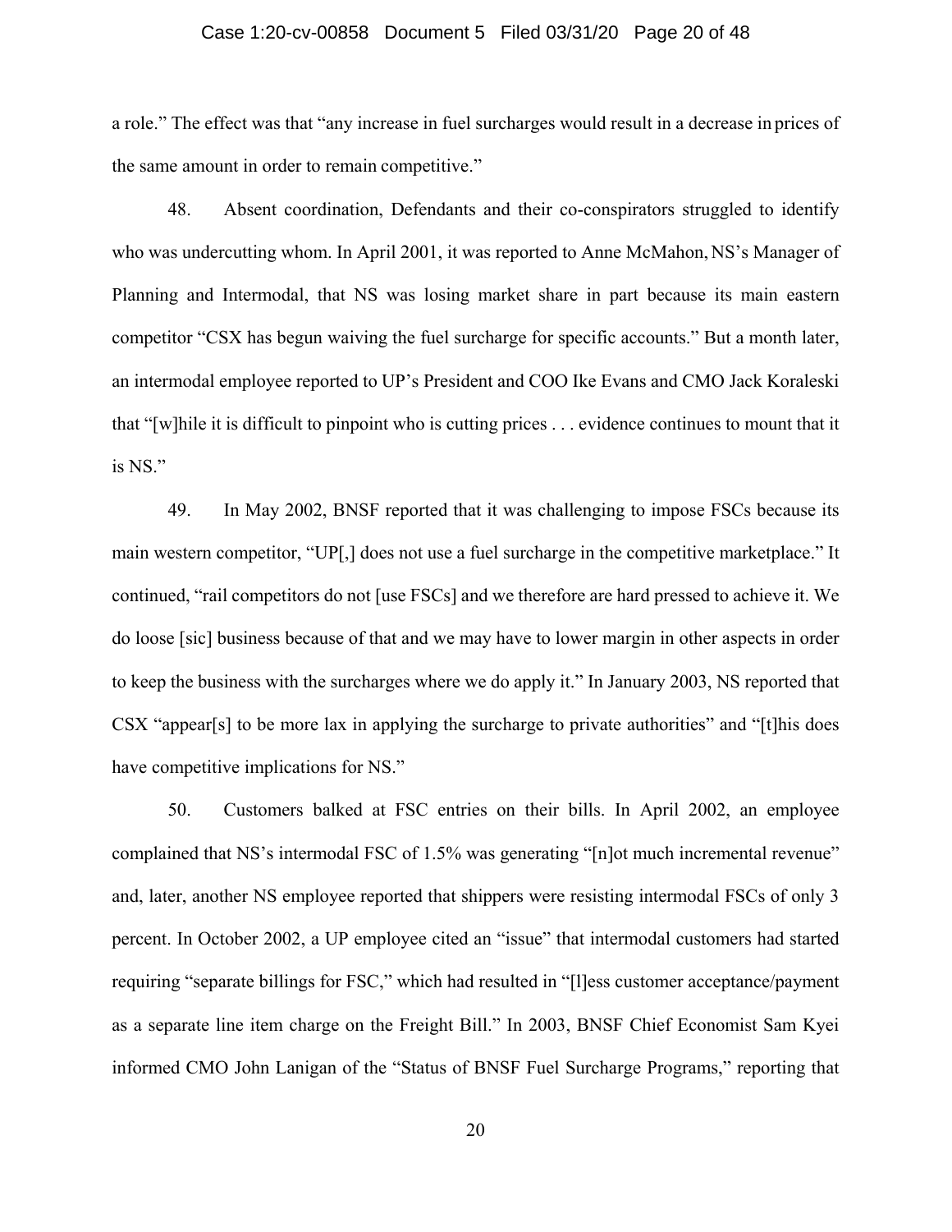a role." The effect was that "any increase in fuel surcharges would result in a decrease in prices of the same amount in order to remain competitive."

48. Absent coordination, Defendants and their co-conspirators struggled to identify who was undercutting whom. In April 2001, it was reported to Anne McMahon, NS's Manager of Planning and Intermodal, that NS was losing market share in part because its main eastern competitor "CSX has begun waiving the fuel surcharge for specific accounts." But a month later, an intermodal employee reported to UP's President and COO Ike Evans and CMO Jack Koraleski that "[w]hile it is difficult to pinpoint who is cutting prices . . . evidence continues to mount that it is NS."

49. In May 2002, BNSF reported that it was challenging to impose FSCs because its main western competitor, "UP[,] does not use a fuel surcharge in the competitive marketplace." It continued, "rail competitors do not [use FSCs] and we therefore are hard pressed to achieve it. We do loose [sic] business because of that and we may have to lower margin in other aspects in order to keep the business with the surcharges where we do apply it." In January 2003, NS reported that CSX "appear[s] to be more lax in applying the surcharge to private authorities" and "[t]his does have competitive implications for NS."

50. Customers balked at FSC entries on their bills. In April 2002, an employee complained that NS's intermodal FSC of 1.5% was generating "[n]ot much incremental revenue" and, later, another NS employee reported that shippers were resisting intermodal FSCs of only 3 percent. In October 2002, a UP employee cited an "issue" that intermodal customers had started requiring "separate billings for FSC," which had resulted in "[l]ess customer acceptance/payment as a separate line item charge on the Freight Bill." In 2003, BNSF Chief Economist Sam Kyei informed CMO John Lanigan of the "Status of BNSF Fuel Surcharge Programs," reporting that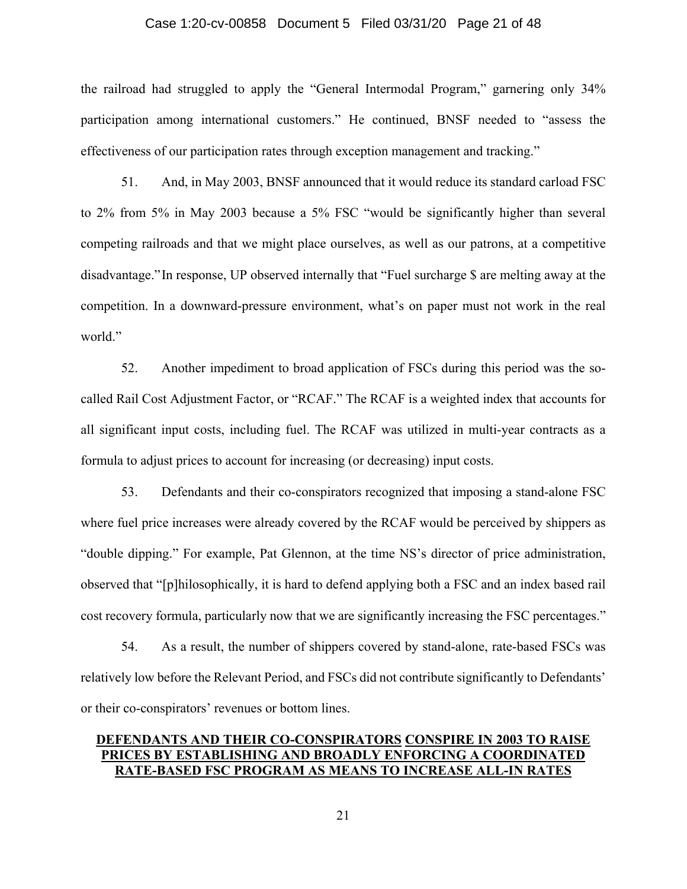the railroad had struggled to apply the "General Intermodal Program," garnering only 34% participation among international customers." He continued, BNSF needed to "assess the effectiveness of our participation rates through exception management and tracking."

51. And, in May 2003, BNSF announced that it would reduce its standard carload FSC to 2% from 5% in May 2003 because a 5% FSC "would be significantly higher than several competing railroads and that we might place ourselves, as well as our patrons, at a competitive disadvantage." In response, UP observed internally that "Fuel surcharge $ are melting away at the competition. In a downward-pressure environment, what's on paper must not work in the real world."

52. Another impediment to broad application of FSCs during this period was the so-called Rail Cost Adjustment Factor, or "RCAF." The RCAF is a weighted index that accounts for all significant input costs, including fuel. The RCAF was utilized in multi-year contracts as a formula to adjust prices to account for increasing (or decreasing) input costs.

53. Defendants and their co-conspirators recognized that imposing a stand-alone FSC where fuel price increases were already covered by the RCAF would be perceived by shippers as "double dipping." For example, Pat Glennon, at the time NS's director of price administration, observed that "[p]hilosophically, it is hard to defend applying both a FSC and an index based rail cost recovery formula, particularly now that we are significantly increasing the FSC percentages."

54. As a result, the number of shippers covered by stand-alone, rate-based FSCs was relatively low before the Relevant Period, and FSCs did not contribute significantly to Defendants' or their co-conspirators' revenues or bottom lines.

## DEFENDANTS AND THEIR CO-CONSPIRATORS CONSPIRE IN 2003 TO RAISE PRICES BY ESTABLISHING AND BROADLY ENFORCING A COORDINATED RATE-BASED FSC PROGRAM AS MEANS TO INCREASE ALL-IN RATES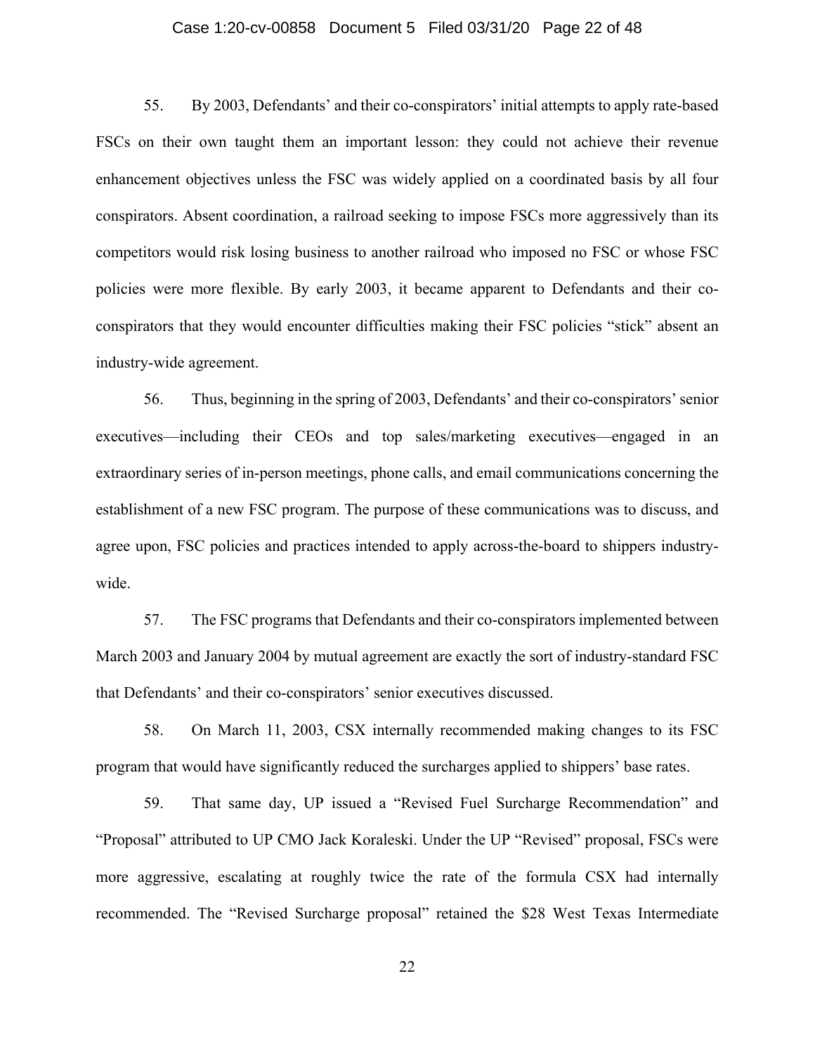55. By 2003, Defendants' and their co-conspirators' initial attempts to apply rate-based FSCs on their own taught them an important lesson: they could not achieve their revenue enhancement objectives unless the FSC was widely applied on a coordinated basis by all four conspirators. Absent coordination, a railroad seeking to impose FSCs more aggressively than its competitors would risk losing business to another railroad who imposed no FSC or whose FSC policies were more flexible. By early 2003, it became apparent to Defendants and their co-conspirators that they would encounter difficulties making their FSC policies "stick" absent an industry-wide agreement.

56. Thus, beginning in the spring of 2003, Defendants' and their co-conspirators' senior executives—including their CEOs and top sales/marketing executives—engaged in an extraordinary series of in-person meetings, phone calls, and email communications concerning the establishment of a new FSC program. The purpose of these communications was to discuss, and agree upon, FSC policies and practices intended to apply across-the-board to shippers industry-wide.

57. The FSC programs that Defendants and their co-conspirators implemented between March 2003 and January 2004 by mutual agreement are exactly the sort of industry-standard FSC that Defendants' and their co-conspirators' senior executives discussed.

58. On March 11, 2003, CSX internally recommended making changes to its FSC program that would have significantly reduced the surcharges applied to shippers' base rates.

59. That same day, UP issued a "Revised Fuel Surcharge Recommendation" and "Proposal" attributed to UP CMO Jack Koraleski. Under the UP "Revised" proposal, FSCs were more aggressive, escalating at roughly twice the rate of the formula CSX had internally recommended. The "Revised Surcharge proposal" retained the $28 West Texas Intermediate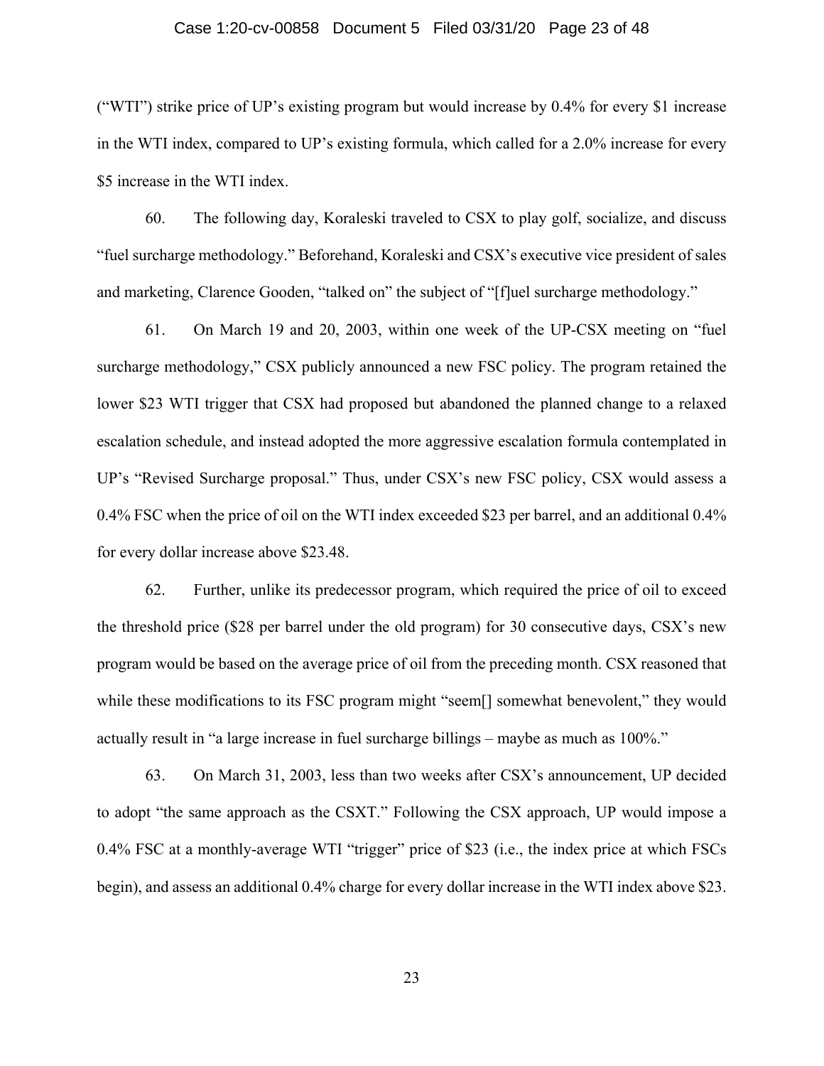("WTI") strike price of UP's existing program but would increase by 0.4% for every $1 increase in the WTI index, compared to UP's existing formula, which called for a 2.0% increase for every $5 increase in the WTI index.

60. The following day, Koraleski traveled to CSX to play golf, socialize, and discuss "fuel surcharge methodology." Beforehand, Koraleski and CSX's executive vice president of sales and marketing, Clarence Gooden, "talked on" the subject of "[f]uel surcharge methodology."

61. On March 19 and 20, 2003, within one week of the UP-CSX meeting on "fuel surcharge methodology," CSX publicly announced a new FSC policy. The program retained the lower $23 WTI trigger that CSX had proposed but abandoned the planned change to a relaxed escalation schedule, and instead adopted the more aggressive escalation formula contemplated in UP's "Revised Surcharge proposal." Thus, under CSX's new FSC policy, CSX would assess a 0.4% FSC when the price of oil on the WTI index exceeded $23 per barrel, and an additional 0.4% for every dollar increase above $23.48.

62. Further, unlike its predecessor program, which required the price of oil to exceed the threshold price ($28 per barrel under the old program) for 30 consecutive days, CSX's new program would be based on the average price of oil from the preceding month. CSX reasoned that while these modifications to its FSC program might "seem[] somewhat benevolent," they would actually result in "a large increase in fuel surcharge billings – maybe as much as 100%."

63. On March 31, 2003, less than two weeks after CSX's announcement, UP decided to adopt "the same approach as the CSXT." Following the CSX approach, UP would impose a 0.4% FSC at a monthly-average WTI "trigger" price of $23 (i.e., the index price at which FSCs begin), and assess an additional 0.4% charge for every dollar increase in the WTI index above $23.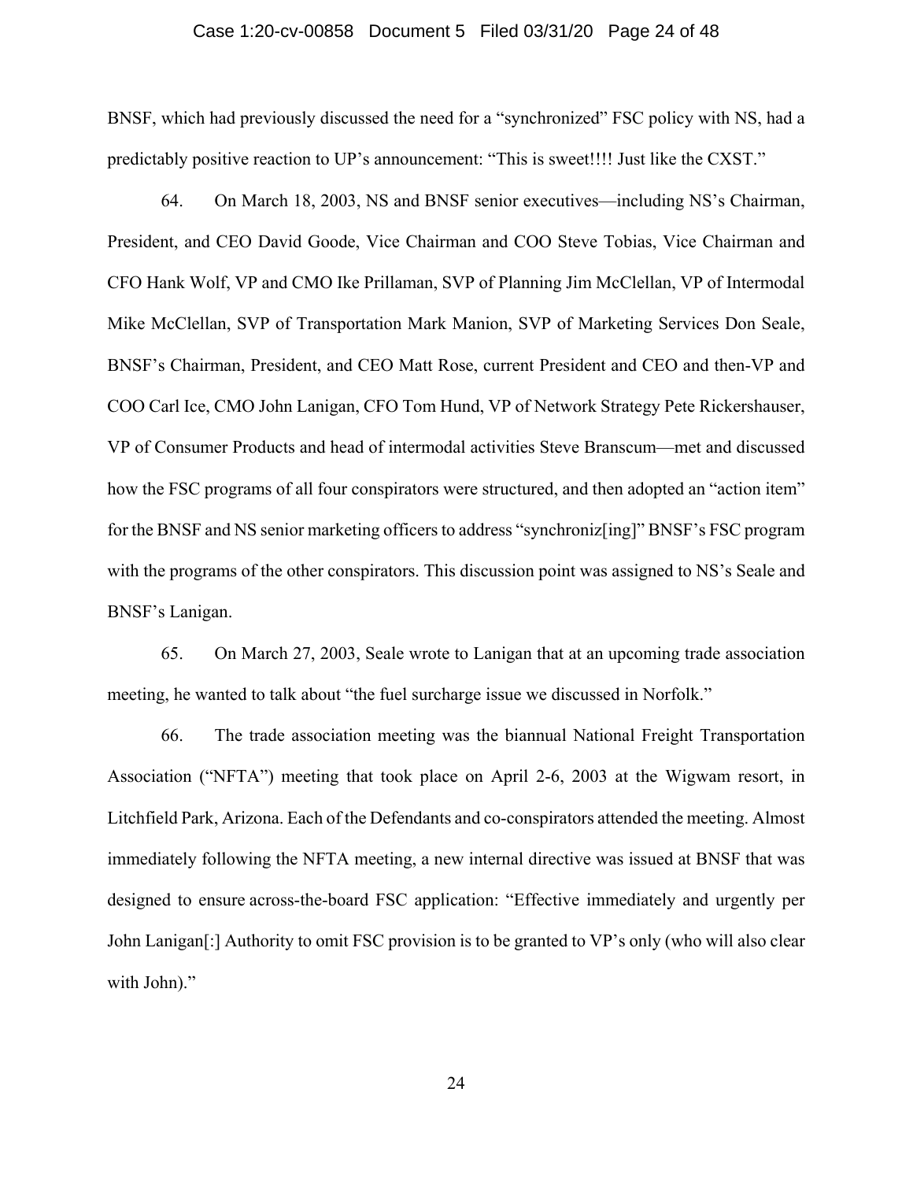BNSF, which had previously discussed the need for a "synchronized" FSC policy with NS, had a predictably positive reaction to UP's announcement: "This is sweet!!!! Just like the CXST."

64. On March 18, 2003, NS and BNSF senior executives—including NS's Chairman, President, and CEO David Goode, Vice Chairman and COO Steve Tobias, Vice Chairman and CFO Hank Wolf, VP and CMO Ike Prillaman, SVP of Planning Jim McClellan, VP of Intermodal Mike McClellan, SVP of Transportation Mark Manion, SVP of Marketing Services Don Seale, BNSF's Chairman, President, and CEO Matt Rose, current President and CEO and then-VP and COO Carl Ice, CMO John Lanigan, CFO Tom Hund, VP of Network Strategy Pete Rickershauser, VP of Consumer Products and head of intermodal activities Steve Branscum—met and discussed how the FSC programs of all four conspirators were structured, and then adopted an "action item" for the BNSF and NS senior marketing officers to address "synchroniz[ing]" BNSF's FSC program with the programs of the other conspirators. This discussion point was assigned to NS's Seale and BNSF's Lanigan.

65. On March 27, 2003, Seale wrote to Lanigan that at an upcoming trade association meeting, he wanted to talk about "the fuel surcharge issue we discussed in Norfolk."

66. The trade association meeting was the biannual National Freight Transportation Association ("NFTA") meeting that took place on April 2-6, 2003 at the Wigwam resort, in Litchfield Park, Arizona. Each of the Defendants and co-conspirators attended the meeting. Almost immediately following the NFTA meeting, a new internal directive was issued at BNSF that was designed to ensure across-the-board FSC application: "Effective immediately and urgently per John Lanigan[:] Authority to omit FSC provision is to be granted to VP's only (who will also clear with John)."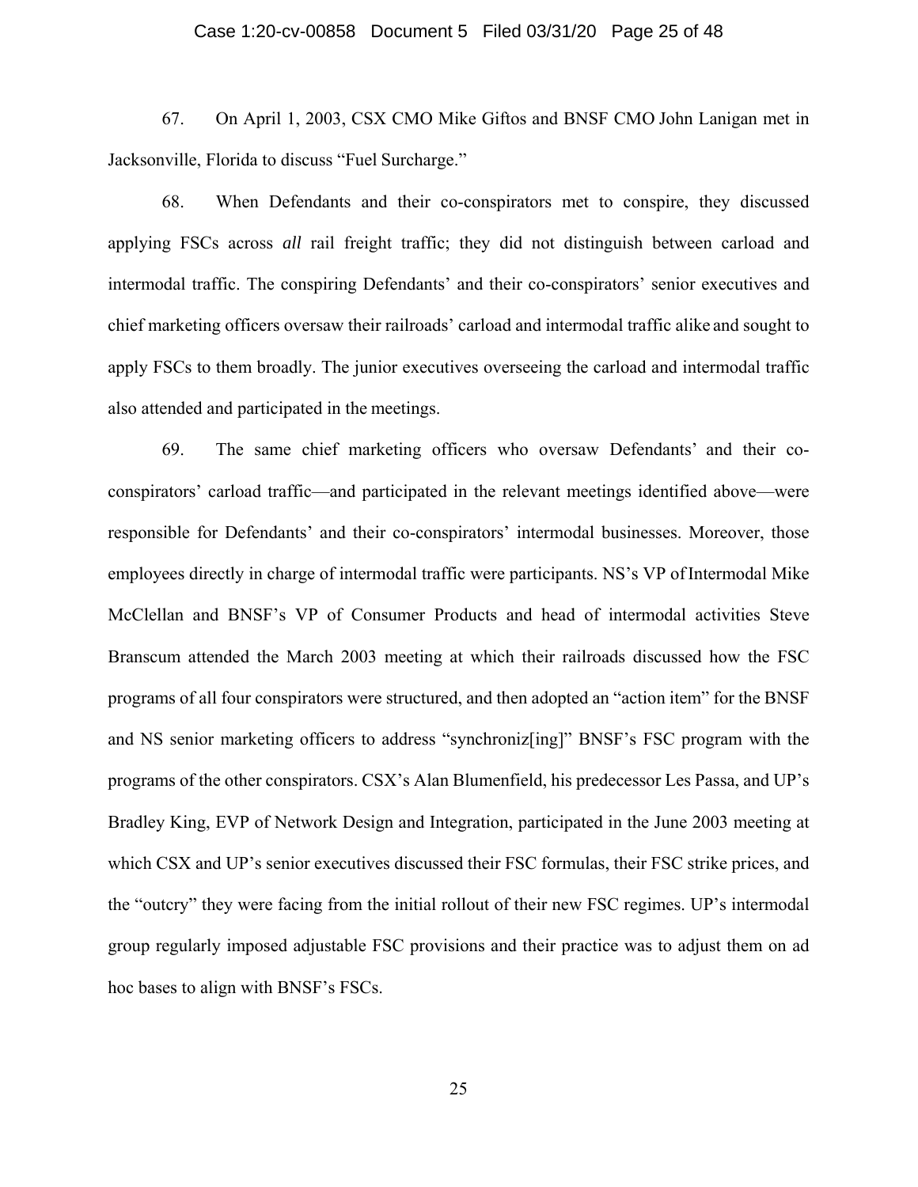67. On April 1, 2003, CSX CMO Mike Giftos and BNSF CMO John Lanigan met in Jacksonville, Florida to discuss "Fuel Surcharge."

68. When Defendants and their co-conspirators met to conspire, they discussed applying FSCs across *all* rail freight traffic; they did not distinguish between carload and intermodal traffic. The conspiring Defendants' and their co-conspirators' senior executives and chief marketing officers oversaw their railroads' carload and intermodal traffic alike and sought to apply FSCs to them broadly. The junior executives overseeing the carload and intermodal traffic also attended and participated in the meetings.

69. The same chief marketing officers who oversaw Defendants' and their co-conspirators' carload traffic—and participated in the relevant meetings identified above—were responsible for Defendants' and their co-conspirators' intermodal businesses. Moreover, those employees directly in charge of intermodal traffic were participants. NS's VP of Intermodal Mike McClellan and BNSF's VP of Consumer Products and head of intermodal activities Steve Branscum attended the March 2003 meeting at which their railroads discussed how the FSC programs of all four conspirators were structured, and then adopted an "action item" for the BNSF and NS senior marketing officers to address "synchroniz[ing]" BNSF's FSC program with the programs of the other conspirators. CSX's Alan Blumenfield, his predecessor Les Passa, and UP's Bradley King, EVP of Network Design and Integration, participated in the June 2003 meeting at which CSX and UP's senior executives discussed their FSC formulas, their FSC strike prices, and the "outcry" they were facing from the initial rollout of their new FSC regimes. UP's intermodal group regularly imposed adjustable FSC provisions and their practice was to adjust them on ad hoc bases to align with BNSF's FSCs.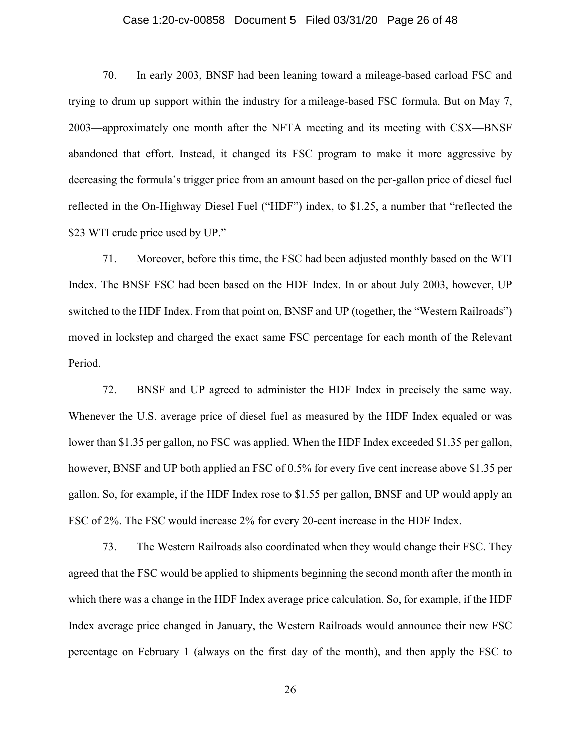70. In early 2003, BNSF had been leaning toward a mileage-based carload FSC and trying to drum up support within the industry for a mileage-based FSC formula. But on May 7, 2003—approximately one month after the NFTA meeting and its meeting with CSX—BNSF abandoned that effort. Instead, it changed its FSC program to make it more aggressive by decreasing the formula's trigger price from an amount based on the per-gallon price of diesel fuel reflected in the On-Highway Diesel Fuel ("HDF") index, to $1.25, a number that "reflected the $23 WTI crude price used by UP."

71. Moreover, before this time, the FSC had been adjusted monthly based on the WTI Index. The BNSF FSC had been based on the HDF Index. In or about July 2003, however, UP switched to the HDF Index. From that point on, BNSF and UP (together, the "Western Railroads") moved in lockstep and charged the exact same FSC percentage for each month of the Relevant Period.

72. BNSF and UP agreed to administer the HDF Index in precisely the same way. Whenever the U.S. average price of diesel fuel as measured by the HDF Index equaled or was lower than $1.35 per gallon, no FSC was applied. When the HDF Index exceeded $1.35 per gallon, however, BNSF and UP both applied an FSC of 0.5% for every five cent increase above $1.35 per gallon. So, for example, if the HDF Index rose to $1.55 per gallon, BNSF and UP would apply an FSC of 2%. The FSC would increase 2% for every 20-cent increase in the HDF Index.

73. The Western Railroads also coordinated when they would change their FSC. They agreed that the FSC would be applied to shipments beginning the second month after the month in which there was a change in the HDF Index average price calculation. So, for example, if the HDF Index average price changed in January, the Western Railroads would announce their new FSC percentage on February 1 (always on the first day of the month), and then apply the FSC to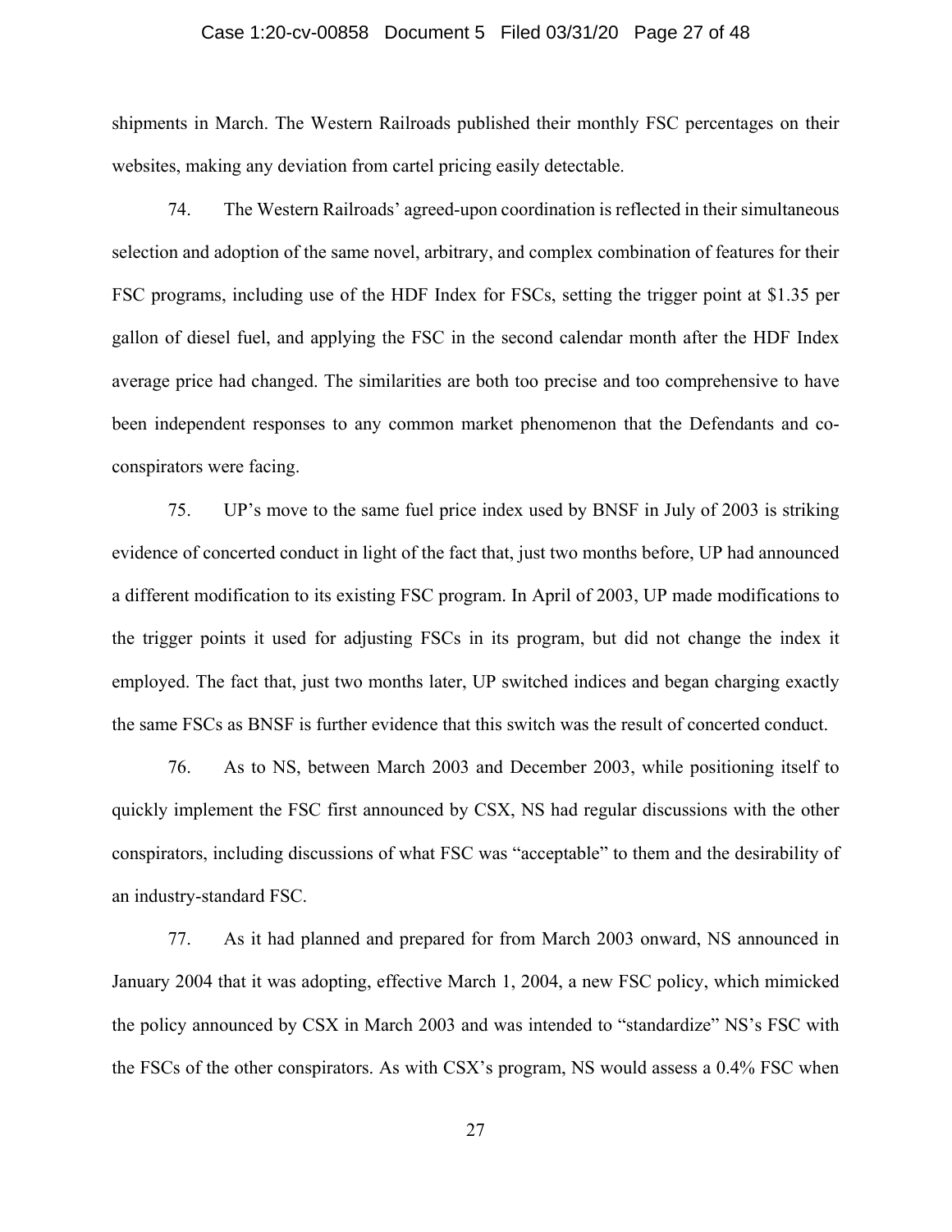shipments in March. The Western Railroads published their monthly FSC percentages on their websites, making any deviation from cartel pricing easily detectable.

74. The Western Railroads' agreed-upon coordination is reflected in their simultaneous selection and adoption of the same novel, arbitrary, and complex combination of features for their FSC programs, including use of the HDF Index for FSCs, setting the trigger point at $1.35 per gallon of diesel fuel, and applying the FSC in the second calendar month after the HDF Index average price had changed. The similarities are both too precise and too comprehensive to have been independent responses to any common market phenomenon that the Defendants and co-conspirators were facing.

75. UP's move to the same fuel price index used by BNSF in July of 2003 is striking evidence of concerted conduct in light of the fact that, just two months before, UP had announced a different modification to its existing FSC program. In April of 2003, UP made modifications to the trigger points it used for adjusting FSCs in its program, but did not change the index it employed. The fact that, just two months later, UP switched indices and began charging exactly the same FSCs as BNSF is further evidence that this switch was the result of concerted conduct.

76. As to NS, between March 2003 and December 2003, while positioning itself to quickly implement the FSC first announced by CSX, NS had regular discussions with the other conspirators, including discussions of what FSC was "acceptable" to them and the desirability of an industry-standard FSC.

77. As it had planned and prepared for from March 2003 onward, NS announced in January 2004 that it was adopting, effective March 1, 2004, a new FSC policy, which mimicked the policy announced by CSX in March 2003 and was intended to "standardize" NS's FSC with the FSCs of the other conspirators. As with CSX's program, NS would assess a 0.4% FSC when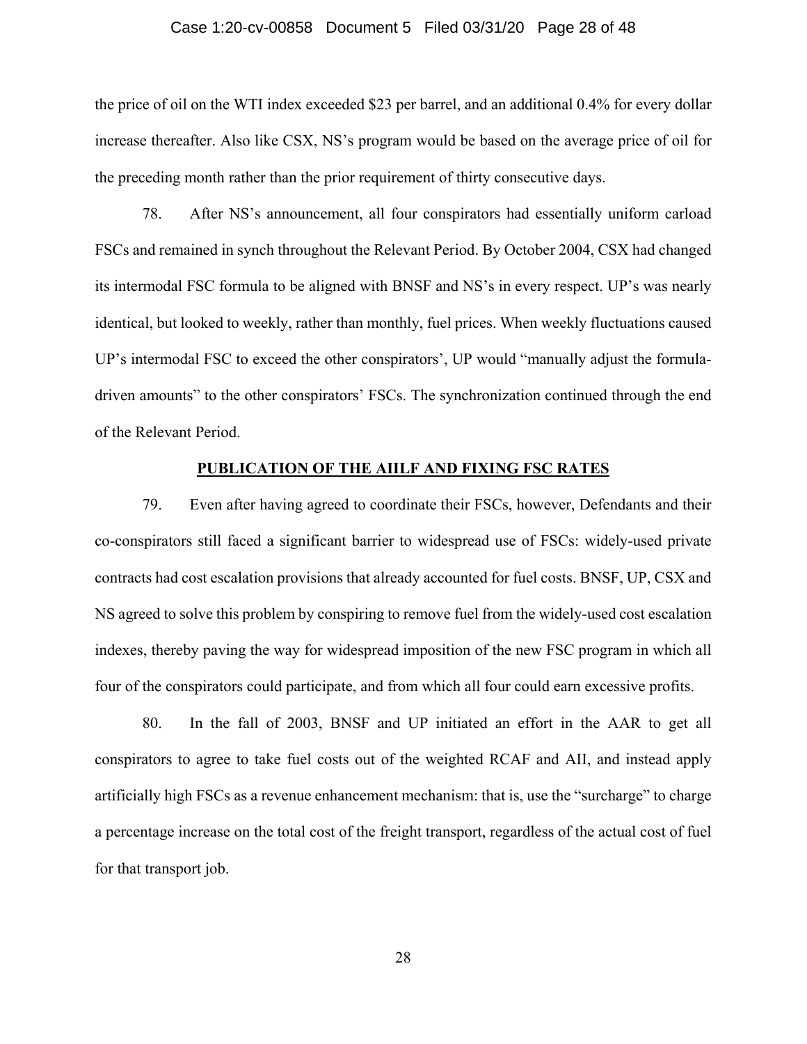the price of oil on the WTI index exceeded $23 per barrel, and an additional 0.4% for every dollar increase thereafter. Also like CSX, NS's program would be based on the average price of oil for the preceding month rather than the prior requirement of thirty consecutive days.

78. After NS's announcement, all four conspirators had essentially uniform carload FSCs and remained in synch throughout the Relevant Period. By October 2004, CSX had changed its intermodal FSC formula to be aligned with BNSF and NS's in every respect. UP's was nearly identical, but looked to weekly, rather than monthly, fuel prices. When weekly fluctuations caused UP's intermodal FSC to exceed the other conspirators', UP would "manually adjust the formula-driven amounts" to the other conspirators' FSCs. The synchronization continued through the end of the Relevant Period.

## PUBLICATION OF THE AIILF AND FIXING FSC RATES

79. Even after having agreed to coordinate their FSCs, however, Defendants and their co-conspirators still faced a significant barrier to widespread use of FSCs: widely-used private contracts had cost escalation provisions that already accounted for fuel costs. BNSF, UP, CSX and NS agreed to solve this problem by conspiring to remove fuel from the widely-used cost escalation indexes, thereby paving the way for widespread imposition of the new FSC program in which all four of the conspirators could participate, and from which all four could earn excessive profits.

80. In the fall of 2003, BNSF and UP initiated an effort in the AAR to get all conspirators to agree to take fuel costs out of the weighted RCAF and AII, and instead apply artificially high FSCs as a revenue enhancement mechanism: that is, use the "surcharge" to charge a percentage increase on the total cost of the freight transport, regardless of the actual cost of fuel for that transport job.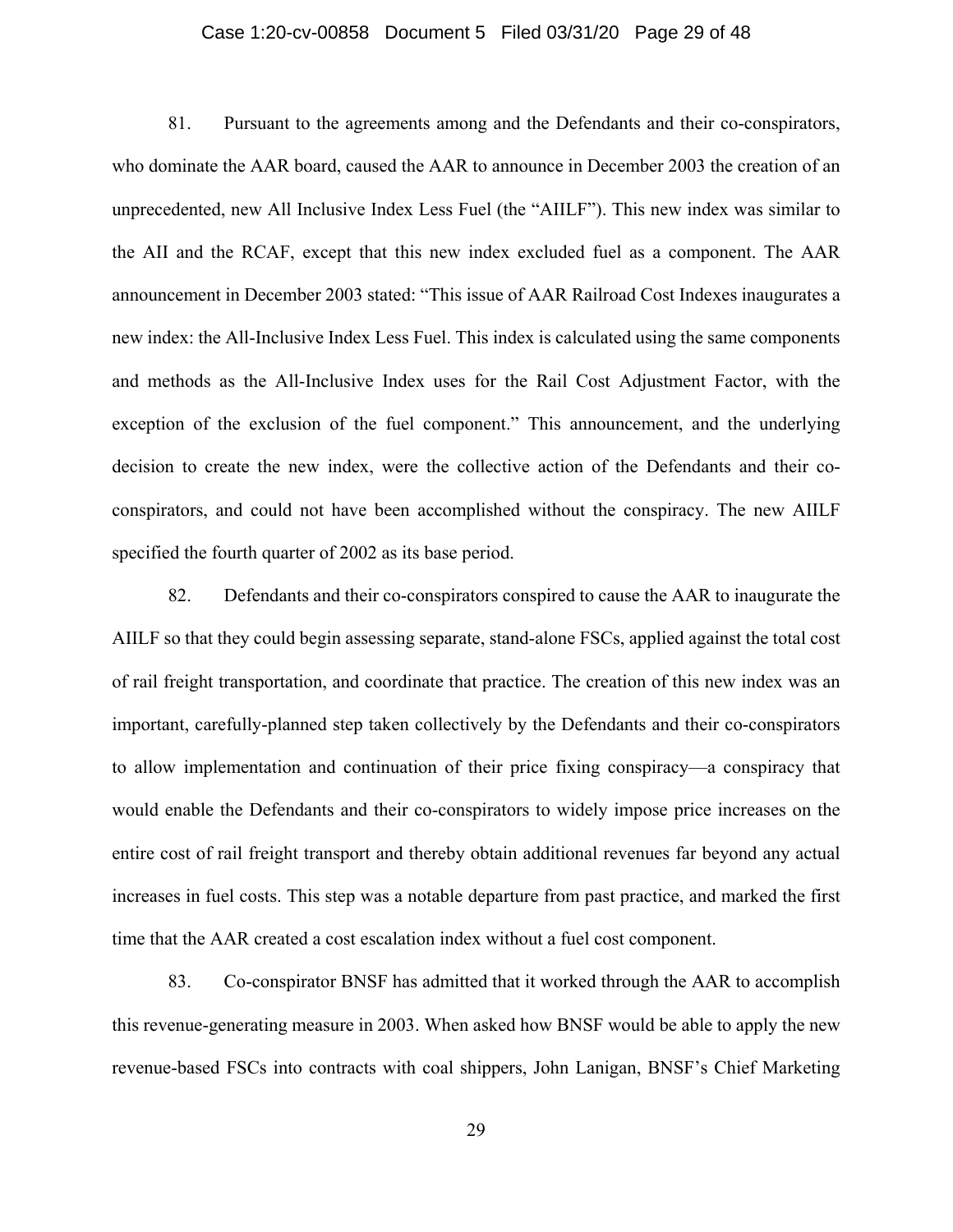81. Pursuant to the agreements among and the Defendants and their co-conspirators, who dominate the AAR board, caused the AAR to announce in December 2003 the creation of an unprecedented, new All Inclusive Index Less Fuel (the "AIILF"). This new index was similar to the AII and the RCAF, except that this new index excluded fuel as a component. The AAR announcement in December 2003 stated: "This issue of AAR Railroad Cost Indexes inaugurates a new index: the All-Inclusive Index Less Fuel. This index is calculated using the same components and methods as the All-Inclusive Index uses for the Rail Cost Adjustment Factor, with the exception of the exclusion of the fuel component." This announcement, and the underlying decision to create the new index, were the collective action of the Defendants and their co-conspirators, and could not have been accomplished without the conspiracy. The new AIILF specified the fourth quarter of 2002 as its base period.

82. Defendants and their co-conspirators conspired to cause the AAR to inaugurate the AIILF so that they could begin assessing separate, stand-alone FSCs, applied against the total cost of rail freight transportation, and coordinate that practice. The creation of this new index was an important, carefully-planned step taken collectively by the Defendants and their co-conspirators to allow implementation and continuation of their price fixing conspiracy—a conspiracy that would enable the Defendants and their co-conspirators to widely impose price increases on the entire cost of rail freight transport and thereby obtain additional revenues far beyond any actual increases in fuel costs. This step was a notable departure from past practice, and marked the first time that the AAR created a cost escalation index without a fuel cost component.

83. Co-conspirator BNSF has admitted that it worked through the AAR to accomplish this revenue-generating measure in 2003. When asked how BNSF would be able to apply the new revenue-based FSCs into contracts with coal shippers, John Lanigan, BNSF's Chief Marketing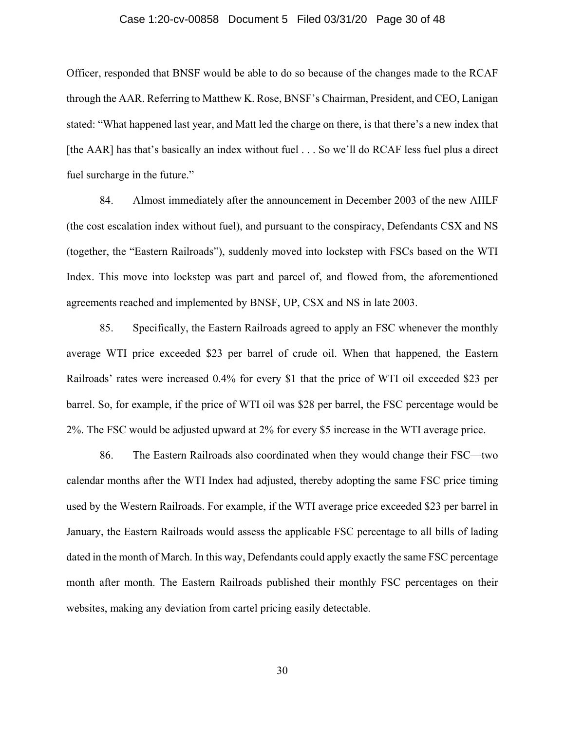Officer, responded that BNSF would be able to do so because of the changes made to the RCAF through the AAR. Referring to Matthew K. Rose, BNSF's Chairman, President, and CEO, Lanigan stated: "What happened last year, and Matt led the charge on there, is that there's a new index that [the AAR] has that's basically an index without fuel . . . So we'll do RCAF less fuel plus a direct fuel surcharge in the future."

84. Almost immediately after the announcement in December 2003 of the new AIILF (the cost escalation index without fuel), and pursuant to the conspiracy, Defendants CSX and NS (together, the "Eastern Railroads"), suddenly moved into lockstep with FSCs based on the WTI Index. This move into lockstep was part and parcel of, and flowed from, the aforementioned agreements reached and implemented by BNSF, UP, CSX and NS in late 2003.

85. Specifically, the Eastern Railroads agreed to apply an FSC whenever the monthly average WTI price exceeded $23 per barrel of crude oil. When that happened, the Eastern Railroads' rates were increased 0.4% for every $1 that the price of WTI oil exceeded $23 per barrel. So, for example, if the price of WTI oil was $28 per barrel, the FSC percentage would be 2%. The FSC would be adjusted upward at 2% for every $5 increase in the WTI average price.

86. The Eastern Railroads also coordinated when they would change their FSC—two calendar months after the WTI Index had adjusted, thereby adopting the same FSC price timing used by the Western Railroads. For example, if the WTI average price exceeded $23 per barrel in January, the Eastern Railroads would assess the applicable FSC percentage to all bills of lading dated in the month of March. In this way, Defendants could apply exactly the same FSC percentage month after month. The Eastern Railroads published their monthly FSC percentages on their websites, making any deviation from cartel pricing easily detectable.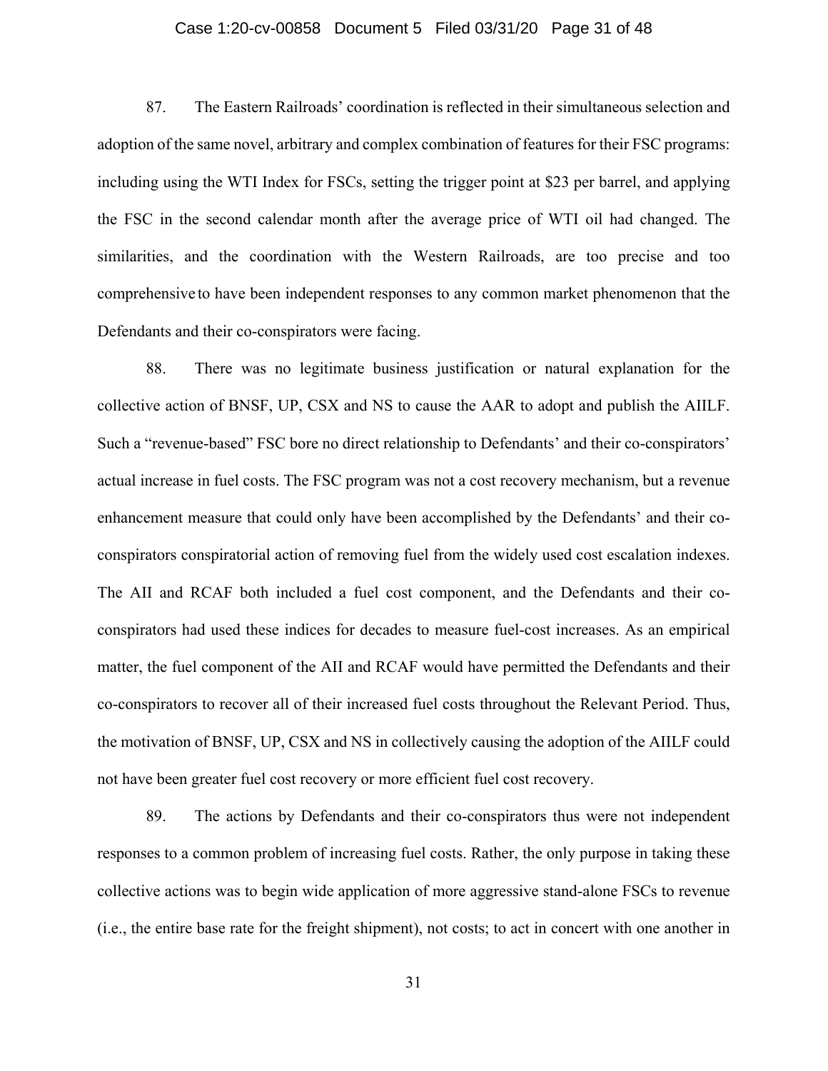87. The Eastern Railroads' coordination is reflected in their simultaneous selection and adoption of the same novel, arbitrary and complex combination of features for their FSC programs: including using the WTI Index for FSCs, setting the trigger point at $23 per barrel, and applying the FSC in the second calendar month after the average price of WTI oil had changed. The similarities, and the coordination with the Western Railroads, are too precise and too comprehensive to have been independent responses to any common market phenomenon that the Defendants and their co-conspirators were facing.

88. There was no legitimate business justification or natural explanation for the collective action of BNSF, UP, CSX and NS to cause the AAR to adopt and publish the AIILF. Such a "revenue-based" FSC bore no direct relationship to Defendants' and their co-conspirators' actual increase in fuel costs. The FSC program was not a cost recovery mechanism, but a revenue enhancement measure that could only have been accomplished by the Defendants' and their co-conspirators conspiratorial action of removing fuel from the widely used cost escalation indexes. The AII and RCAF both included a fuel cost component, and the Defendants and their co-conspirators had used these indices for decades to measure fuel-cost increases. As an empirical matter, the fuel component of the AII and RCAF would have permitted the Defendants and their co-conspirators to recover all of their increased fuel costs throughout the Relevant Period. Thus, the motivation of BNSF, UP, CSX and NS in collectively causing the adoption of the AIILF could not have been greater fuel cost recovery or more efficient fuel cost recovery.

89. The actions by Defendants and their co-conspirators thus were not independent responses to a common problem of increasing fuel costs. Rather, the only purpose in taking these collective actions was to begin wide application of more aggressive stand-alone FSCs to revenue (i.e., the entire base rate for the freight shipment), not costs; to act in concert with one another in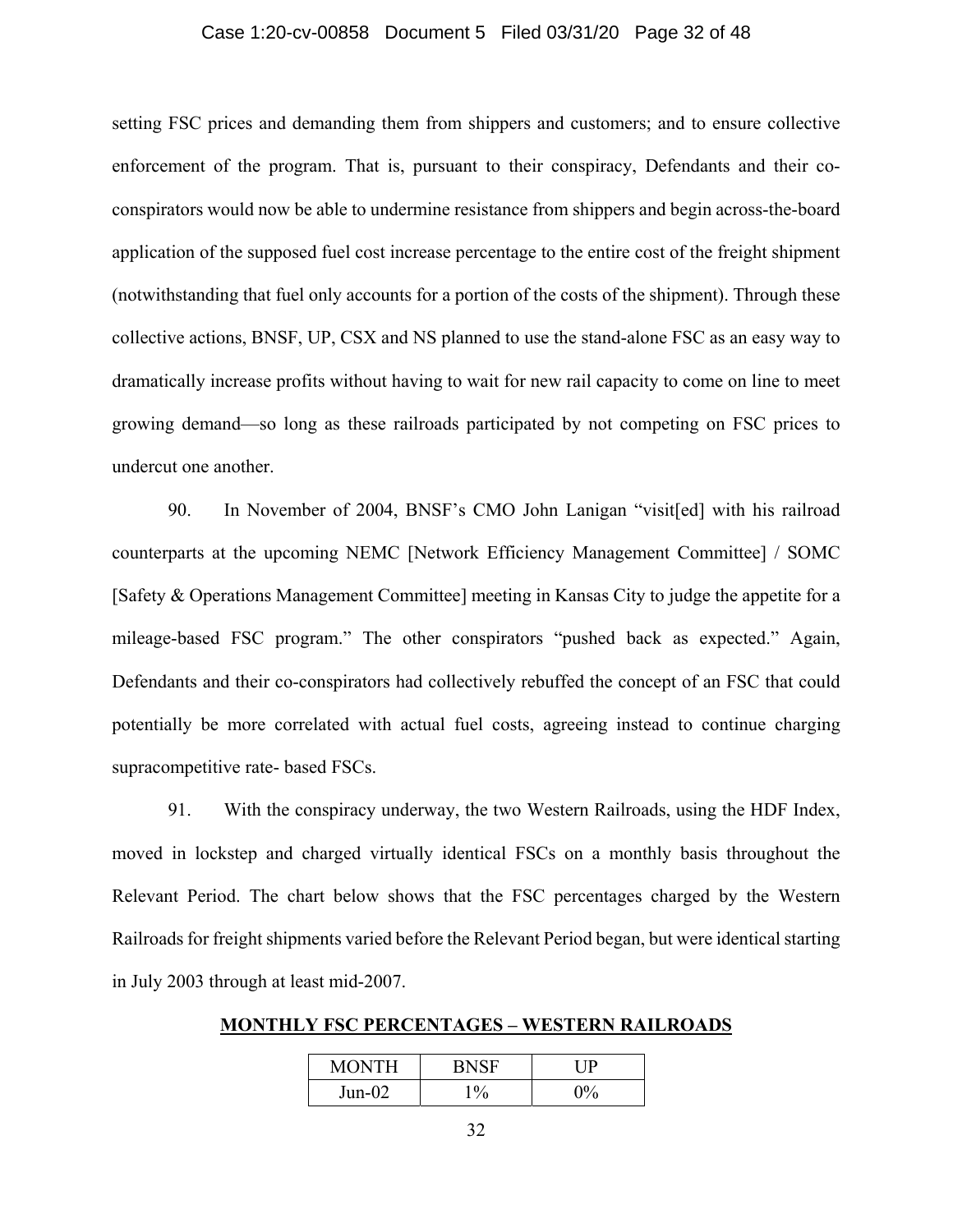setting FSC prices and demanding them from shippers and customers; and to ensure collective enforcement of the program. That is, pursuant to their conspiracy, Defendants and their co-conspirators would now be able to undermine resistance from shippers and begin across-the-board application of the supposed fuel cost increase percentage to the entire cost of the freight shipment (notwithstanding that fuel only accounts for a portion of the costs of the shipment). Through these collective actions, BNSF, UP, CSX and NS planned to use the stand-alone FSC as an easy way to dramatically increase profits without having to wait for new rail capacity to come on line to meet growing demand—so long as these railroads participated by not competing on FSC prices to undercut one another.

90. In November of 2004, BNSF's CMO John Lanigan "visit[ed] with his railroad counterparts at the upcoming NEMC [Network Efficiency Management Committee] / SOMC [Safety & Operations Management Committee] meeting in Kansas City to judge the appetite for a mileage-based FSC program." The other conspirators "pushed back as expected." Again, Defendants and their co-conspirators had collectively rebuffed the concept of an FSC that could potentially be more correlated with actual fuel costs, agreeing instead to continue charging supracompetitive rate- based FSCs.

91. With the conspiracy underway, the two Western Railroads, using the HDF Index, moved in lockstep and charged virtually identical FSCs on a monthly basis throughout the Relevant Period. The chart below shows that the FSC percentages charged by the Western Railroads for freight shipments varied before the Relevant Period began, but were identical starting in July 2003 through at least mid-2007.

**MONTHLY FSC PERCENTAGES – WESTERN RAILROADS**

| MONTH | BNSF | UP |
|---|---|---|
| Jun-02 | 1% | 0% |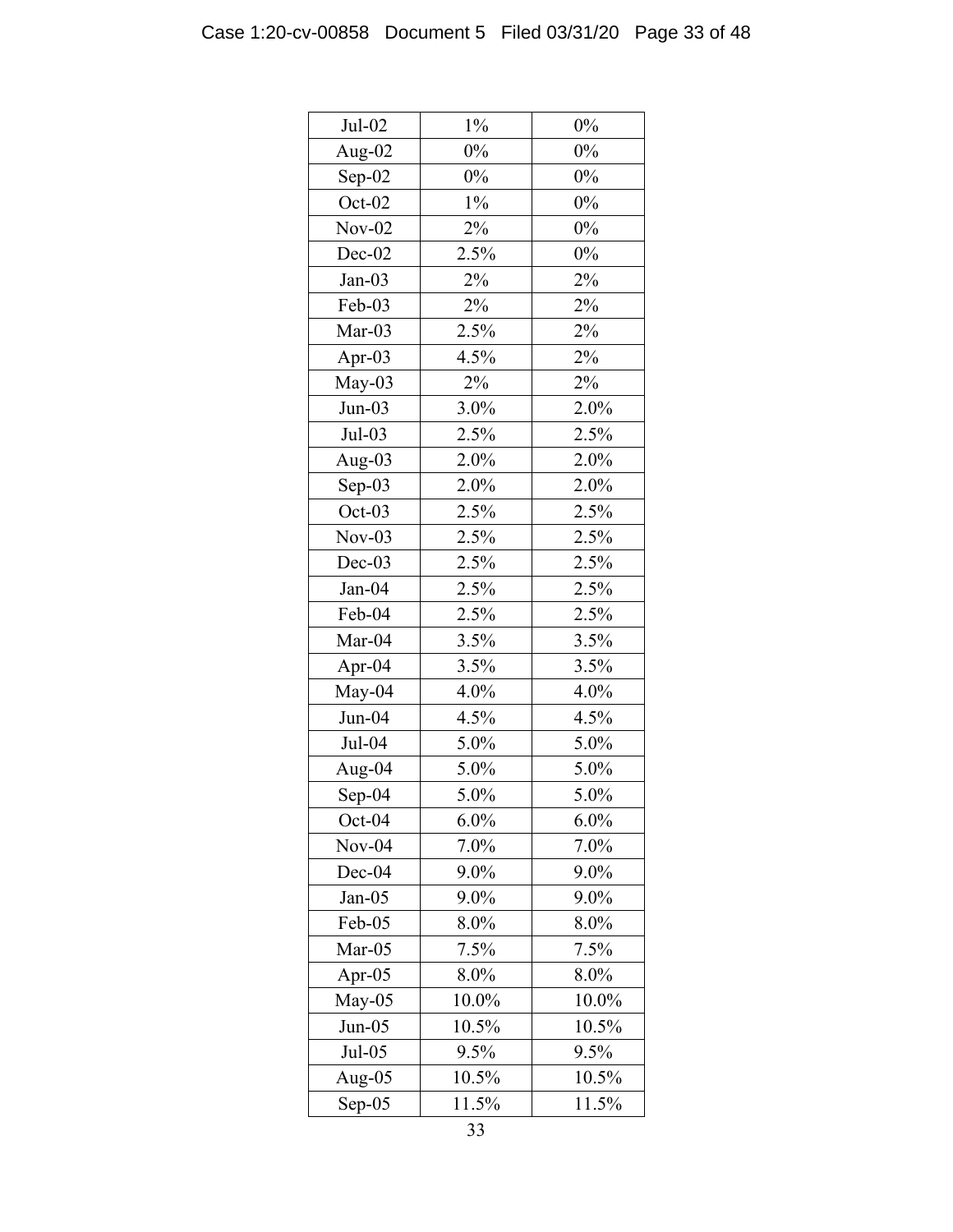| | | |
|---|---|---|
| Jul-02 | 1% | 0% |
| Aug-02 | 0% | 0% |
| Sep-02 | 0% | 0% |
| Oct-02 | 1% | 0% |
| Nov-02 | 2% | 0% |
| Dec-02 | 2.5% | 0% |
| Jan-03 | 2% | 2% |
| Feb-03 | 2% | 2% |
| Mar-03 | 2.5% | 2% |
| Apr-03 | 4.5% | 2% |
| May-03 | 2% | 2% |
| Jun-03 | 3.0% | 2.0% |
| Jul-03 | 2.5% | 2.5% |
| Aug-03 | 2.0% | 2.0% |
| Sep-03 | 2.0% | 2.0% |
| Oct-03 | 2.5% | 2.5% |
| Nov-03 | 2.5% | 2.5% |
| Dec-03 | 2.5% | 2.5% |
| Jan-04 | 2.5% | 2.5% |
| Feb-04 | 2.5% | 2.5% |
| Mar-04 | 3.5% | 3.5% |
| Apr-04 | 3.5% | 3.5% |
| May-04 | 4.0% | 4.0% |
| Jun-04 | 4.5% | 4.5% |
| Jul-04 | 5.0% | 5.0% |
| Aug-04 | 5.0% | 5.0% |
| Sep-04 | 5.0% | 5.0% |
| Oct-04 | 6.0% | 6.0% |
| Nov-04 | 7.0% | 7.0% |
| Dec-04 | 9.0% | 9.0% |
| Jan-05 | 9.0% | 9.0% |
| Feb-05 | 8.0% | 8.0% |
| Mar-05 | 7.5% | 7.5% |
| Apr-05 | 8.0% | 8.0% |
| May-05 | 10.0% | 10.0% |
| Jun-05 | 10.5% | 10.5% |
| Jul-05 | 9.5% | 9.5% |
| Aug-05 | 10.5% | 10.5% |
| Sep-05 | 11.5% | 11.5% |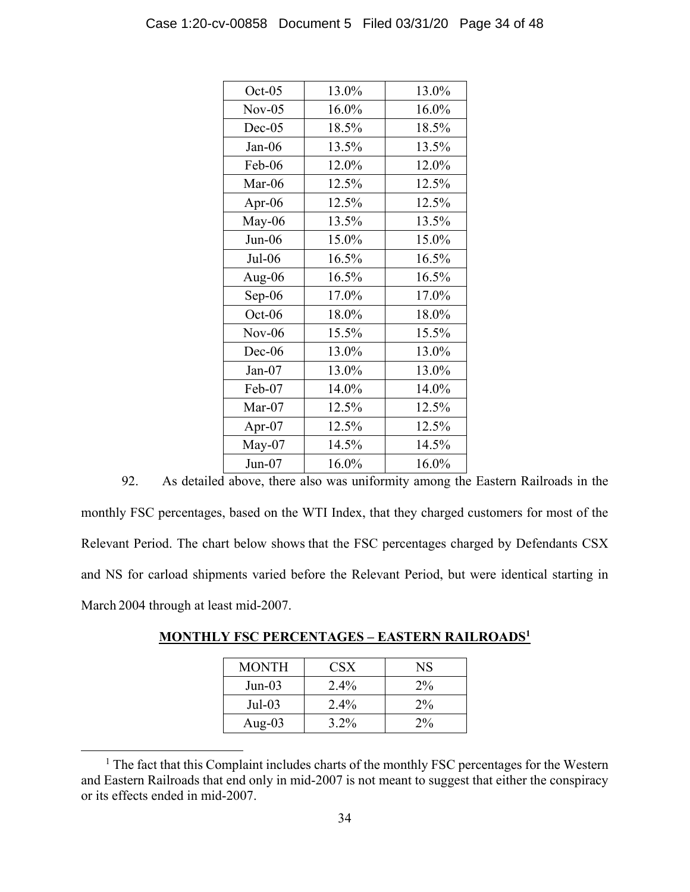| | | |
|---|---|---|
| Oct-05 | 13.0% | 13.0% |
| Nov-05 | 16.0% | 16.0% |
| Dec-05 | 18.5% | 18.5% |
| Jan-06 | 13.5% | 13.5% |
| Feb-06 | 12.0% | 12.0% |
| Mar-06 | 12.5% | 12.5% |
| Apr-06 | 12.5% | 12.5% |
| May-06 | 13.5% | 13.5% |
| Jun-06 | 15.0% | 15.0% |
| Jul-06 | 16.5% | 16.5% |
| Aug-06 | 16.5% | 16.5% |
| Sep-06 | 17.0% | 17.0% |
| Oct-06 | 18.0% | 18.0% |
| Nov-06 | 15.5% | 15.5% |
| Dec-06 | 13.0% | 13.0% |
| Jan-07 | 13.0% | 13.0% |
| Feb-07 | 14.0% | 14.0% |
| Mar-07 | 12.5% | 12.5% |
| Apr-07 | 12.5% | 12.5% |
| May-07 | 14.5% | 14.5% |
| Jun-07 | 16.0% | 16.0% |

92. As detailed above, there also was uniformity among the Eastern Railroads in the monthly FSC percentages, based on the WTI Index, that they charged customers for most of the Relevant Period. The chart below shows that the FSC percentages charged by Defendants CSX and NS for carload shipments varied before the Relevant Period, but were identical starting in March 2004 through at least mid-2007.

**MONTHLY FSC PERCENTAGES – EASTERN RAILROADS[1]**

| MONTH | CSX | NS |
|---|---|---|
| Jun-03 | 2.4% | 2% |
| Jul-03 | 2.4% | 2% |
| Aug-03 | 3.2% | 2% |

[1] The fact that this Complaint includes charts of the monthly FSC percentages for the Western and Eastern Railroads that end only in mid-2007 is not meant to suggest that either the conspiracy or its effects ended in mid-2007.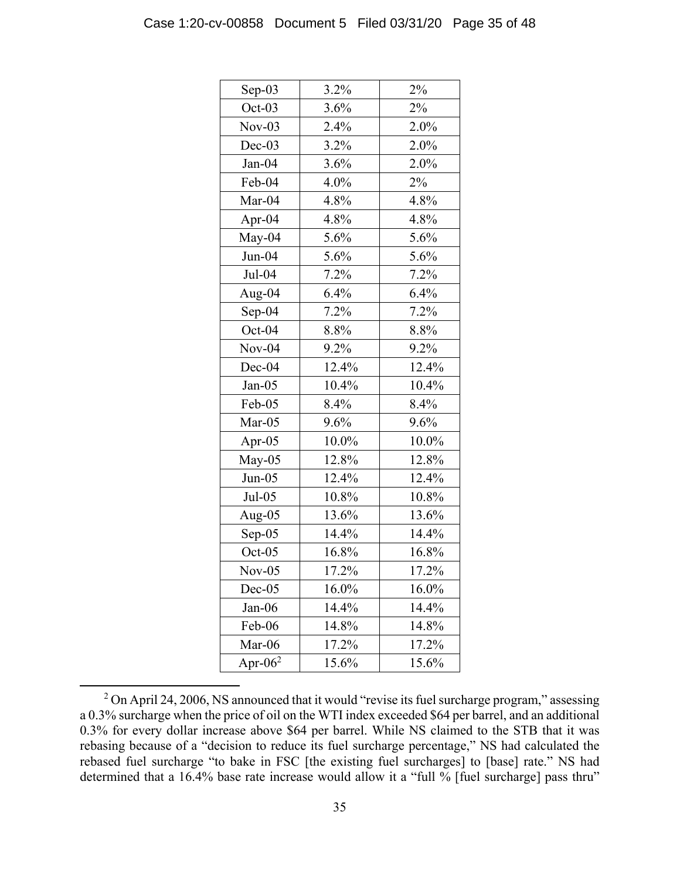| | | |
|---|---|---|
| Sep-03 | 3.2% | 2% |
| Oct-03 | 3.6% | 2% |
| Nov-03 | 2.4% | 2.0% |
| Dec-03 | 3.2% | 2.0% |
| Jan-04 | 3.6% | 2.0% |
| Feb-04 | 4.0% | 2% |
| Mar-04 | 4.8% | 4.8% |
| Apr-04 | 4.8% | 4.8% |
| May-04 | 5.6% | 5.6% |
| Jun-04 | 5.6% | 5.6% |
| Jul-04 | 7.2% | 7.2% |
| Aug-04 | 6.4% | 6.4% |
| Sep-04 | 7.2% | 7.2% |
| Oct-04 | 8.8% | 8.8% |
| Nov-04 | 9.2% | 9.2% |
| Dec-04 | 12.4% | 12.4% |
| Jan-05 | 10.4% | 10.4% |
| Feb-05 | 8.4% | 8.4% |
| Mar-05 | 9.6% | 9.6% |
| Apr-05 | 10.0% | 10.0% |
| May-05 | 12.8% | 12.8% |
| Jun-05 | 12.4% | 12.4% |
| Jul-05 | 10.8% | 10.8% |
| Aug-05 | 13.6% | 13.6% |
| Sep-05 | 14.4% | 14.4% |
| Oct-05 | 16.8% | 16.8% |
| Nov-05 | 17.2% | 17.2% |
| Dec-05 | 16.0% | 16.0% |
| Jan-06 | 14.4% | 14.4% |
| Feb-06 | 14.8% | 14.8% |
| Mar-06 | 17.2% | 17.2% |
| Apr-06[2] | 15.6% | 15.6% |

[2] On April 24, 2006, NS announced that it would "revise its fuel surcharge program," assessing a 0.3% surcharge when the price of oil on the WTI index exceeded $64 per barrel, and an additional 0.3% for every dollar increase above $64 per barrel. While NS claimed to the STB that it was rebasing because of a "decision to reduce its fuel surcharge percentage," NS had calculated the rebased fuel surcharge "to bake in FSC [the existing fuel surcharges] to [base] rate." NS had determined that a 16.4% base rate increase would allow it a "full % [fuel surcharge] pass thru"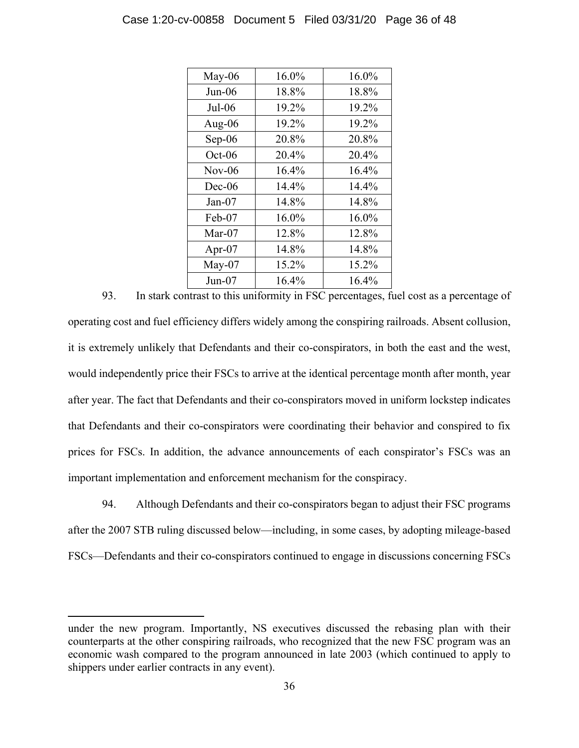| May-06 | 16.0% | 16.0% |
|---|---|---|
| Jun-06 | 18.8% | 18.8% |
| Jul-06 | 19.2% | 19.2% |
| Aug-06 | 19.2% | 19.2% |
| Sep-06 | 20.8% | 20.8% |
| Oct-06 | 20.4% | 20.4% |
| Nov-06 | 16.4% | 16.4% |
| Dec-06 | 14.4% | 14.4% |
| Jan-07 | 14.8% | 14.8% |
| Feb-07 | 16.0% | 16.0% |
| Mar-07 | 12.8% | 12.8% |
| Apr-07 | 14.8% | 14.8% |
| May-07 | 15.2% | 15.2% |
| Jun-07 | 16.4% | 16.4% |

93. In stark contrast to this uniformity in FSC percentages, fuel cost as a percentage of operating cost and fuel efficiency differs widely among the conspiring railroads. Absent collusion, it is extremely unlikely that Defendants and their co-conspirators, in both the east and the west, would independently price their FSCs to arrive at the identical percentage month after month, year after year. The fact that Defendants and their co-conspirators moved in uniform lockstep indicates that Defendants and their co-conspirators were coordinating their behavior and conspired to fix prices for FSCs. In addition, the advance announcements of each conspirator's FSCs was an important implementation and enforcement mechanism for the conspiracy.

94. Although Defendants and their co-conspirators began to adjust their FSC programs after the 2007 STB ruling discussed below—including, in some cases, by adopting mileage-based FSCs—Defendants and their co-conspirators continued to engage in discussions concerning FSCs

---

under the new program. Importantly, NS executives discussed the rebasing plan with their counterparts at the other conspiring railroads, who recognized that the new FSC program was an economic wash compared to the program announced in late 2003 (which continued to apply to shippers under earlier contracts in any event).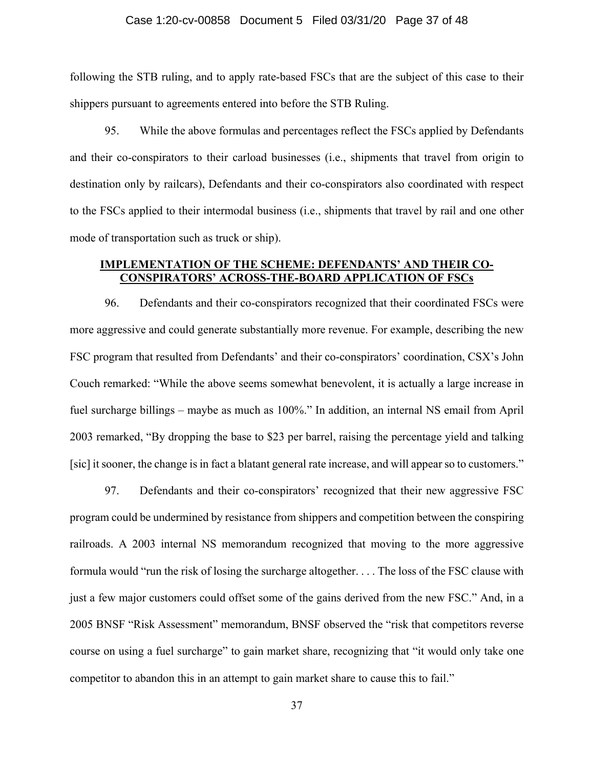following the STB ruling, and to apply rate-based FSCs that are the subject of this case to their shippers pursuant to agreements entered into before the STB Ruling.

95. While the above formulas and percentages reflect the FSCs applied by Defendants and their co-conspirators to their carload businesses (i.e., shipments that travel from origin to destination only by railcars), Defendants and their co-conspirators also coordinated with respect to the FSCs applied to their intermodal business (i.e., shipments that travel by rail and one other mode of transportation such as truck or ship).

## IMPLEMENTATION OF THE SCHEME: DEFENDANTS' AND THEIR CO-CONSPIRATORS' ACROSS-THE-BOARD APPLICATION OF FSCs

96. Defendants and their co-conspirators recognized that their coordinated FSCs were more aggressive and could generate substantially more revenue. For example, describing the new FSC program that resulted from Defendants' and their co-conspirators' coordination, CSX's John Couch remarked: "While the above seems somewhat benevolent, it is actually a large increase in fuel surcharge billings – maybe as much as 100%." In addition, an internal NS email from April 2003 remarked, "By dropping the base to $23 per barrel, raising the percentage yield and talking [sic] it sooner, the change is in fact a blatant general rate increase, and will appear so to customers."

97. Defendants and their co-conspirators' recognized that their new aggressive FSC program could be undermined by resistance from shippers and competition between the conspiring railroads. A 2003 internal NS memorandum recognized that moving to the more aggressive formula would "run the risk of losing the surcharge altogether. . . . The loss of the FSC clause with just a few major customers could offset some of the gains derived from the new FSC." And, in a 2005 BNSF "Risk Assessment" memorandum, BNSF observed the "risk that competitors reverse course on using a fuel surcharge" to gain market share, recognizing that "it would only take one competitor to abandon this in an attempt to gain market share to cause this to fail."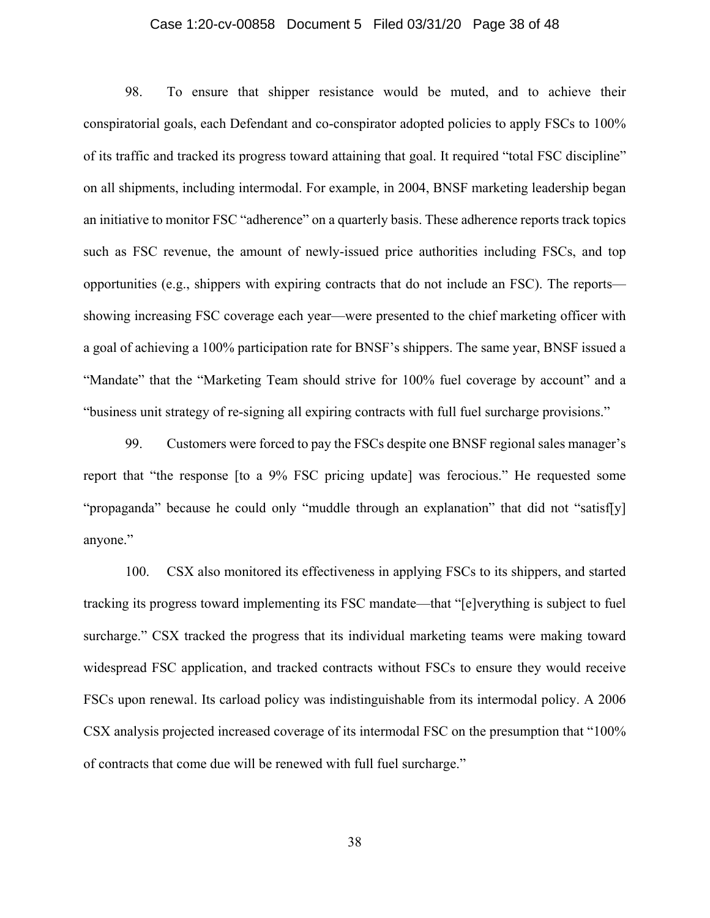98. To ensure that shipper resistance would be muted, and to achieve their conspiratorial goals, each Defendant and co-conspirator adopted policies to apply FSCs to 100% of its traffic and tracked its progress toward attaining that goal. It required "total FSC discipline" on all shipments, including intermodal. For example, in 2004, BNSF marketing leadership began an initiative to monitor FSC "adherence" on a quarterly basis. These adherence reports track topics such as FSC revenue, the amount of newly-issued price authorities including FSCs, and top opportunities (e.g., shippers with expiring contracts that do not include an FSC). The reports—showing increasing FSC coverage each year—were presented to the chief marketing officer with a goal of achieving a 100% participation rate for BNSF's shippers. The same year, BNSF issued a "Mandate" that the "Marketing Team should strive for 100% fuel coverage by account" and a "business unit strategy of re-signing all expiring contracts with full fuel surcharge provisions."

99. Customers were forced to pay the FSCs despite one BNSF regional sales manager's report that "the response [to a 9% FSC pricing update] was ferocious." He requested some "propaganda" because he could only "muddle through an explanation" that did not "satisf[y] anyone."

100. CSX also monitored its effectiveness in applying FSCs to its shippers, and started tracking its progress toward implementing its FSC mandate—that "[e]verything is subject to fuel surcharge." CSX tracked the progress that its individual marketing teams were making toward widespread FSC application, and tracked contracts without FSCs to ensure they would receive FSCs upon renewal. Its carload policy was indistinguishable from its intermodal policy. A 2006 CSX analysis projected increased coverage of its intermodal FSC on the presumption that "100% of contracts that come due will be renewed with full fuel surcharge."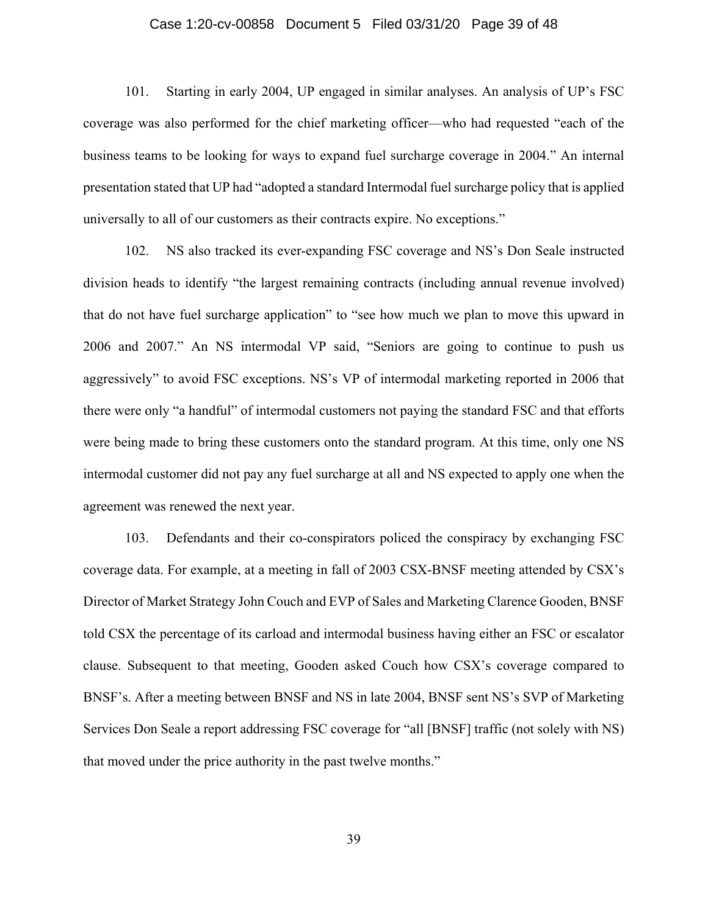101. Starting in early 2004, UP engaged in similar analyses. An analysis of UP's FSC coverage was also performed for the chief marketing officer—who had requested "each of the business teams to be looking for ways to expand fuel surcharge coverage in 2004." An internal presentation stated that UP had "adopted a standard Intermodal fuel surcharge policy that is applied universally to all of our customers as their contracts expire. No exceptions."

102. NS also tracked its ever-expanding FSC coverage and NS's Don Seale instructed division heads to identify "the largest remaining contracts (including annual revenue involved) that do not have fuel surcharge application" to "see how much we plan to move this upward in 2006 and 2007." An NS intermodal VP said, "Seniors are going to continue to push us aggressively" to avoid FSC exceptions. NS's VP of intermodal marketing reported in 2006 that there were only "a handful" of intermodal customers not paying the standard FSC and that efforts were being made to bring these customers onto the standard program. At this time, only one NS intermodal customer did not pay any fuel surcharge at all and NS expected to apply one when the agreement was renewed the next year.

103. Defendants and their co-conspirators policed the conspiracy by exchanging FSC coverage data. For example, at a meeting in fall of 2003 CSX-BNSF meeting attended by CSX's Director of Market Strategy John Couch and EVP of Sales and Marketing Clarence Gooden, BNSF told CSX the percentage of its carload and intermodal business having either an FSC or escalator clause. Subsequent to that meeting, Gooden asked Couch how CSX's coverage compared to BNSF's. After a meeting between BNSF and NS in late 2004, BNSF sent NS's SVP of Marketing Services Don Seale a report addressing FSC coverage for "all [BNSF] traffic (not solely with NS) that moved under the price authority in the past twelve months."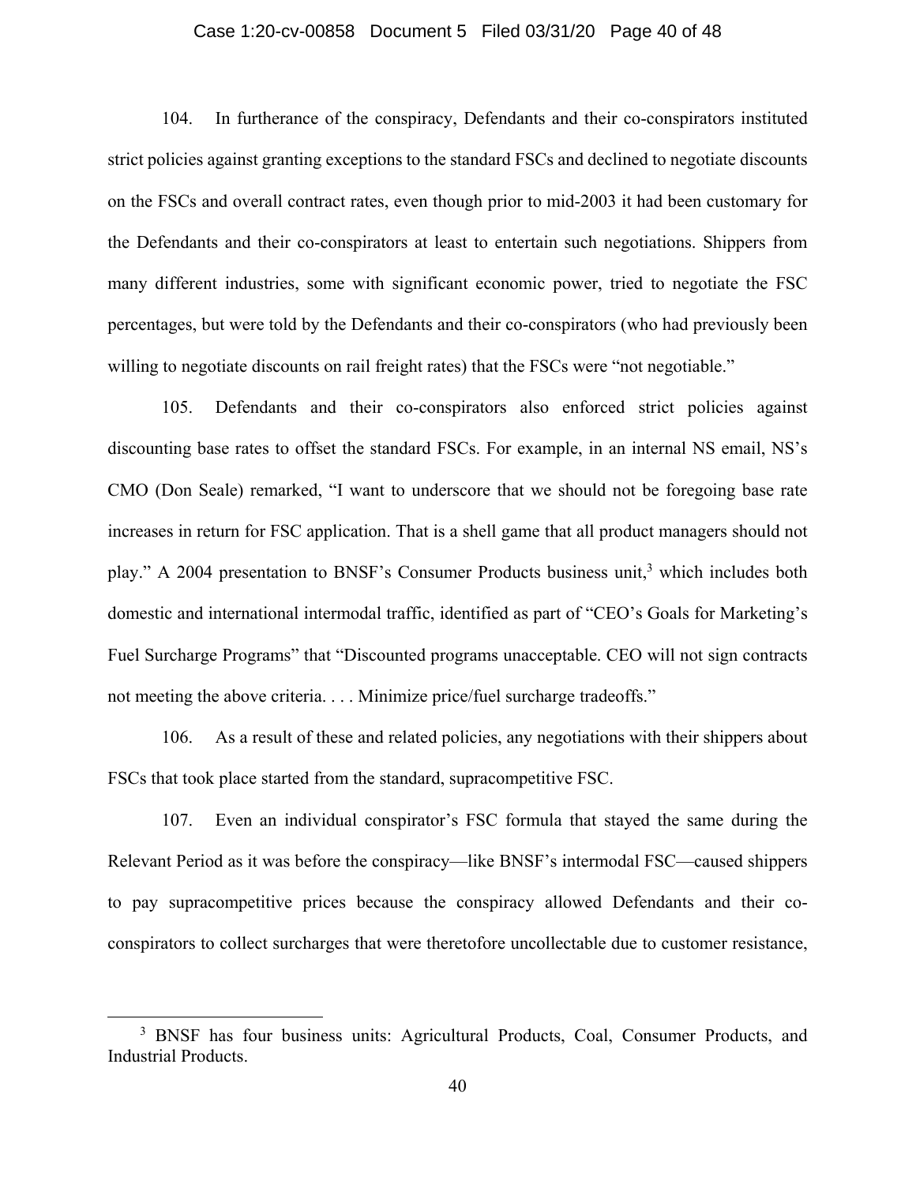104. In furtherance of the conspiracy, Defendants and their co-conspirators instituted strict policies against granting exceptions to the standard FSCs and declined to negotiate discounts on the FSCs and overall contract rates, even though prior to mid-2003 it had been customary for the Defendants and their co-conspirators at least to entertain such negotiations. Shippers from many different industries, some with significant economic power, tried to negotiate the FSC percentages, but were told by the Defendants and their co-conspirators (who had previously been willing to negotiate discounts on rail freight rates) that the FSCs were "not negotiable."

105. Defendants and their co-conspirators also enforced strict policies against discounting base rates to offset the standard FSCs. For example, in an internal NS email, NS's CMO (Don Seale) remarked, "I want to underscore that we should not be foregoing base rate increases in return for FSC application. That is a shell game that all product managers should not play." A 2004 presentation to BNSF's Consumer Products business unit,[3] which includes both domestic and international intermodal traffic, identified as part of "CEO's Goals for Marketing's Fuel Surcharge Programs" that "Discounted programs unacceptable. CEO will not sign contracts not meeting the above criteria. . . . Minimize price/fuel surcharge tradeoffs."

106. As a result of these and related policies, any negotiations with their shippers about FSCs that took place started from the standard, supracompetitive FSC.

107. Even an individual conspirator's FSC formula that stayed the same during the Relevant Period as it was before the conspiracy—like BNSF's intermodal FSC—caused shippers to pay supracompetitive prices because the conspiracy allowed Defendants and their co-conspirators to collect surcharges that were theretofore uncollectable due to customer resistance,

[3] BNSF has four business units: Agricultural Products, Coal, Consumer Products, and Industrial Products.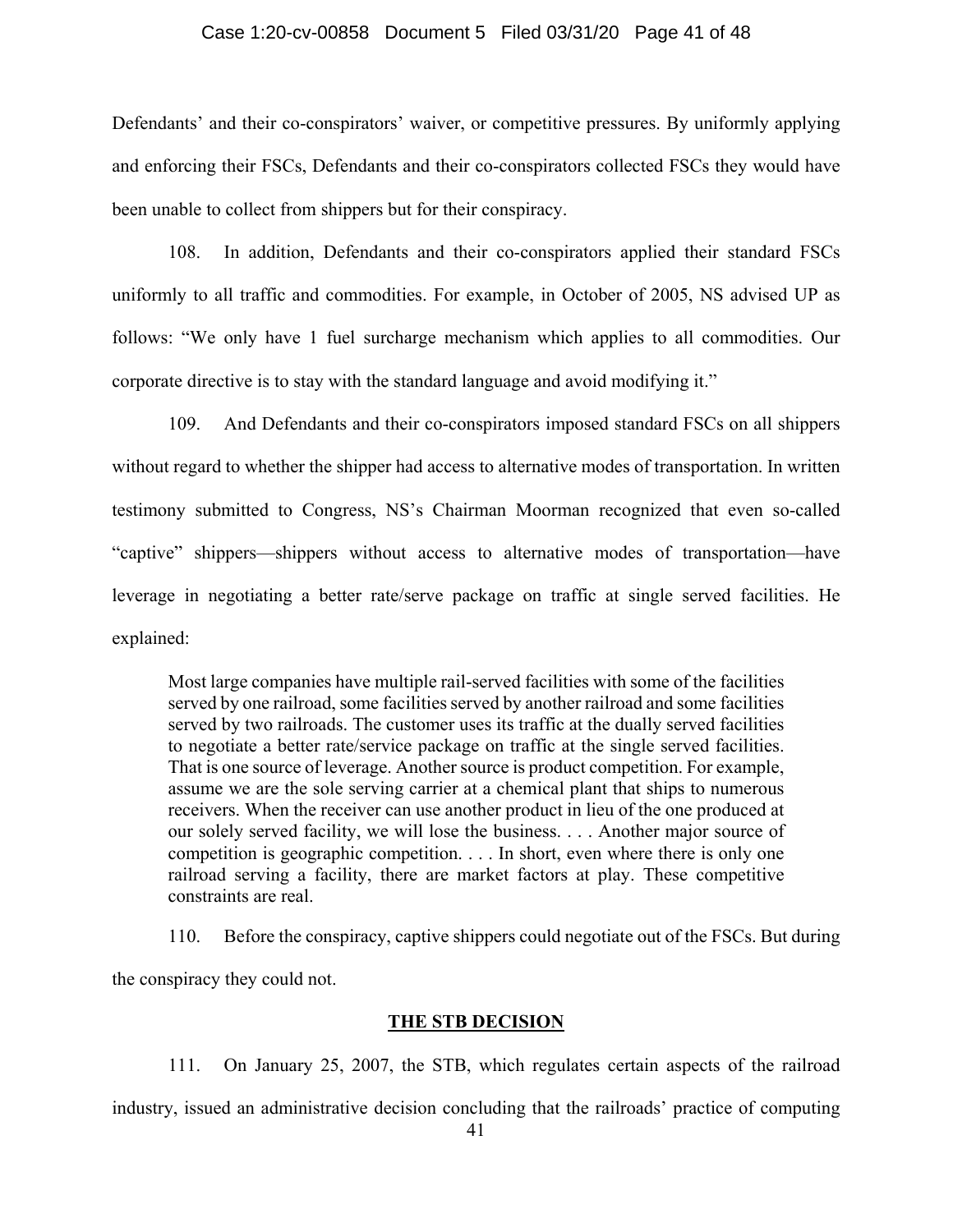Defendants' and their co-conspirators' waiver, or competitive pressures. By uniformly applying and enforcing their FSCs, Defendants and their co-conspirators collected FSCs they would have been unable to collect from shippers but for their conspiracy.

108. In addition, Defendants and their co-conspirators applied their standard FSCs uniformly to all traffic and commodities. For example, in October of 2005, NS advised UP as follows: "We only have 1 fuel surcharge mechanism which applies to all commodities. Our corporate directive is to stay with the standard language and avoid modifying it."

109. And Defendants and their co-conspirators imposed standard FSCs on all shippers without regard to whether the shipper had access to alternative modes of transportation. In written testimony submitted to Congress, NS's Chairman Moorman recognized that even so-called "captive" shippers—shippers without access to alternative modes of transportation—have leverage in negotiating a better rate/serve package on traffic at single served facilities. He explained:

> Most large companies have multiple rail-served facilities with some of the facilities served by one railroad, some facilities served by another railroad and some facilities served by two railroads. The customer uses its traffic at the dually served facilities to negotiate a better rate/service package on traffic at the single served facilities. That is one source of leverage. Another source is product competition. For example, assume we are the sole serving carrier at a chemical plant that ships to numerous receivers. When the receiver can use another product in lieu of the one produced at our solely served facility, we will lose the business. . . . Another major source of competition is geographic competition. . . . In short, even where there is only one railroad serving a facility, there are market factors at play. These competitive constraints are real.

110. Before the conspiracy, captive shippers could negotiate out of the FSCs. But during the conspiracy they could not.

## THE STB DECISION

111. On January 25, 2007, the STB, which regulates certain aspects of the railroad industry, issued an administrative decision concluding that the railroads' practice of computing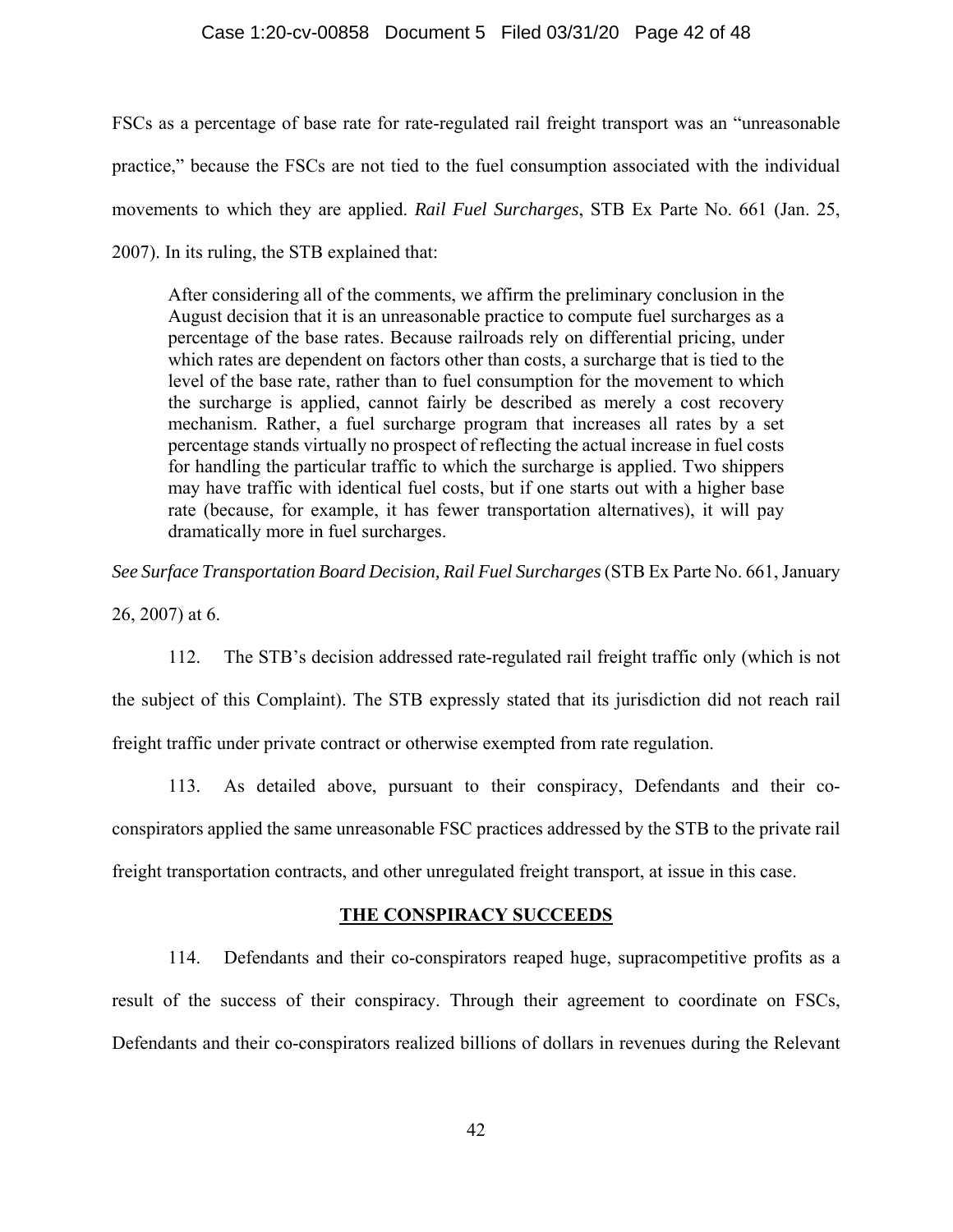FSCs as a percentage of base rate for rate-regulated rail freight transport was an "unreasonable practice," because the FSCs are not tied to the fuel consumption associated with the individual movements to which they are applied. *Rail Fuel Surcharges*, STB Ex Parte No. 661 (Jan. 25, 2007). In its ruling, the STB explained that:

> After considering all of the comments, we affirm the preliminary conclusion in the August decision that it is an unreasonable practice to compute fuel surcharges as a percentage of the base rates. Because railroads rely on differential pricing, under which rates are dependent on factors other than costs, a surcharge that is tied to the level of the base rate, rather than to fuel consumption for the movement to which the surcharge is applied, cannot fairly be described as merely a cost recovery mechanism. Rather, a fuel surcharge program that increases all rates by a set percentage stands virtually no prospect of reflecting the actual increase in fuel costs for handling the particular traffic to which the surcharge is applied. Two shippers may have traffic with identical fuel costs, but if one starts out with a higher base rate (because, for example, it has fewer transportation alternatives), it will pay dramatically more in fuel surcharges.

*See Surface Transportation Board Decision, Rail Fuel Surcharges* (STB Ex Parte No. 661, January 26, 2007) at 6.

112. The STB's decision addressed rate-regulated rail freight traffic only (which is not the subject of this Complaint). The STB expressly stated that its jurisdiction did not reach rail freight traffic under private contract or otherwise exempted from rate regulation.

113. As detailed above, pursuant to their conspiracy, Defendants and their co-conspirators applied the same unreasonable FSC practices addressed by the STB to the private rail freight transportation contracts, and other unregulated freight transport, at issue in this case.

## THE CONSPIRACY SUCCEEDS

114. Defendants and their co-conspirators reaped huge, supracompetitive profits as a result of the success of their conspiracy. Through their agreement to coordinate on FSCs, Defendants and their co-conspirators realized billions of dollars in revenues during the Relevant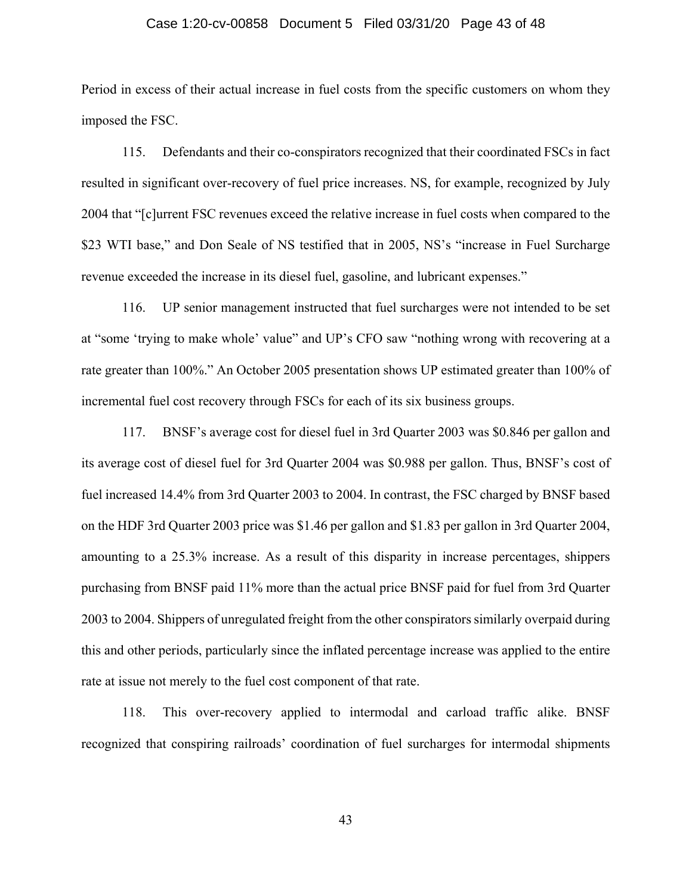Period in excess of their actual increase in fuel costs from the specific customers on whom they imposed the FSC.

115. Defendants and their co-conspirators recognized that their coordinated FSCs in fact resulted in significant over-recovery of fuel price increases. NS, for example, recognized by July 2004 that "[c]urrent FSC revenues exceed the relative increase in fuel costs when compared to the $23 WTI base," and Don Seale of NS testified that in 2005, NS's "increase in Fuel Surcharge revenue exceeded the increase in its diesel fuel, gasoline, and lubricant expenses."

116. UP senior management instructed that fuel surcharges were not intended to be set at "some 'trying to make whole' value" and UP's CFO saw "nothing wrong with recovering at a rate greater than 100%." An October 2005 presentation shows UP estimated greater than 100% of incremental fuel cost recovery through FSCs for each of its six business groups.

117. BNSF's average cost for diesel fuel in 3rd Quarter 2003 was $0.846 per gallon and its average cost of diesel fuel for 3rd Quarter 2004 was $0.988 per gallon. Thus, BNSF's cost of fuel increased 14.4% from 3rd Quarter 2003 to 2004. In contrast, the FSC charged by BNSF based on the HDF 3rd Quarter 2003 price was $1.46 per gallon and $1.83 per gallon in 3rd Quarter 2004, amounting to a 25.3% increase. As a result of this disparity in increase percentages, shippers purchasing from BNSF paid 11% more than the actual price BNSF paid for fuel from 3rd Quarter 2003 to 2004. Shippers of unregulated freight from the other conspirators similarly overpaid during this and other periods, particularly since the inflated percentage increase was applied to the entire rate at issue not merely to the fuel cost component of that rate.

118. This over-recovery applied to intermodal and carload traffic alike. BNSF recognized that conspiring railroads' coordination of fuel surcharges for intermodal shipments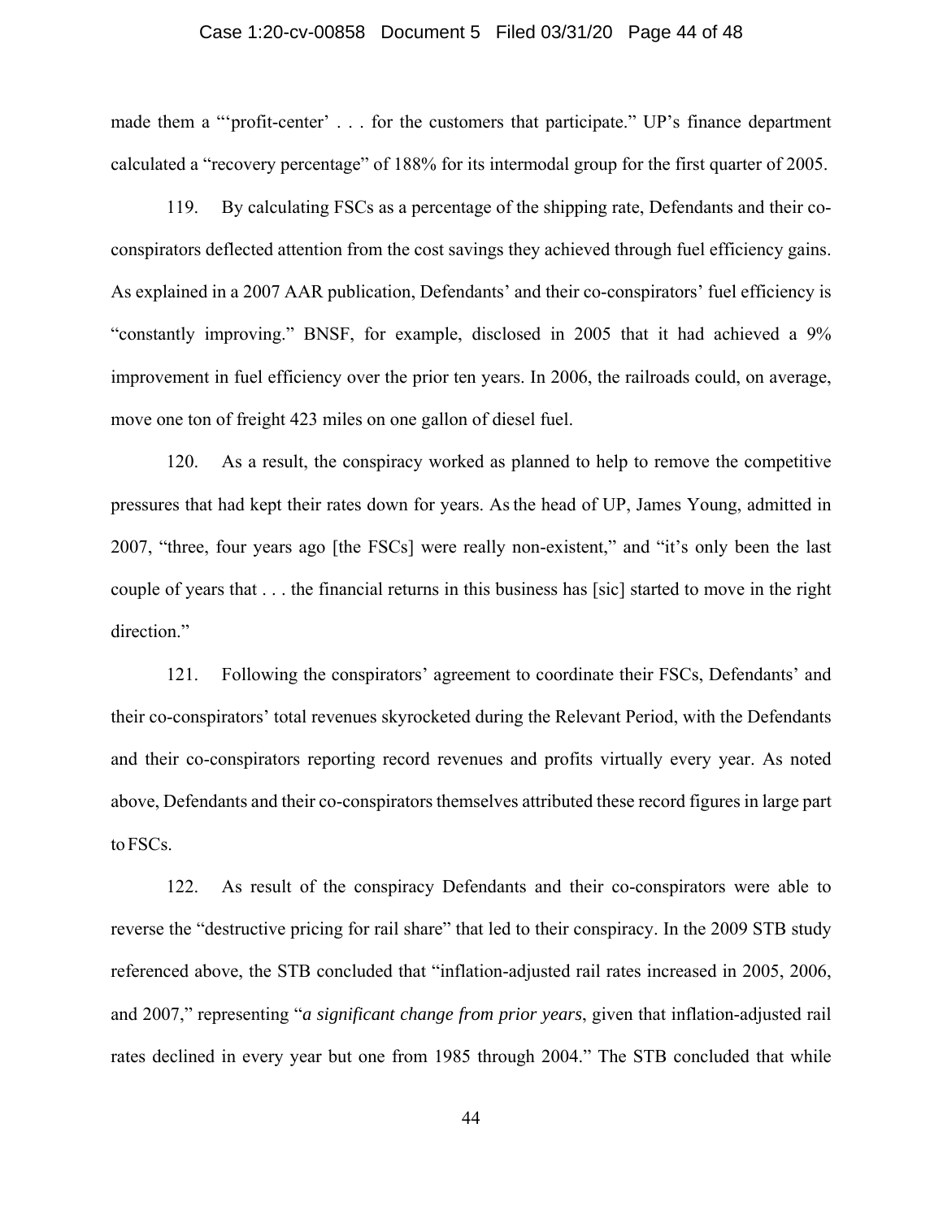made them a "'profit-center' . . . for the customers that participate." UP's finance department calculated a "recovery percentage" of 188% for its intermodal group for the first quarter of 2005.

119. By calculating FSCs as a percentage of the shipping rate, Defendants and their co-conspirators deflected attention from the cost savings they achieved through fuel efficiency gains. As explained in a 2007 AAR publication, Defendants' and their co-conspirators' fuel efficiency is "constantly improving." BNSF, for example, disclosed in 2005 that it had achieved a 9% improvement in fuel efficiency over the prior ten years. In 2006, the railroads could, on average, move one ton of freight 423 miles on one gallon of diesel fuel.

120. As a result, the conspiracy worked as planned to help to remove the competitive pressures that had kept their rates down for years. As the head of UP, James Young, admitted in 2007, "three, four years ago [the FSCs] were really non-existent," and "it's only been the last couple of years that . . . the financial returns in this business has [sic] started to move in the right direction."

121. Following the conspirators' agreement to coordinate their FSCs, Defendants' and their co-conspirators' total revenues skyrocketed during the Relevant Period, with the Defendants and their co-conspirators reporting record revenues and profits virtually every year. As noted above, Defendants and their co-conspirators themselves attributed these record figures in large part to FSCs.

122. As result of the conspiracy Defendants and their co-conspirators were able to reverse the "destructive pricing for rail share" that led to their conspiracy. In the 2009 STB study referenced above, the STB concluded that "inflation-adjusted rail rates increased in 2005, 2006, and 2007," representing "*a significant change from prior years*, given that inflation-adjusted rail rates declined in every year but one from 1985 through 2004." The STB concluded that while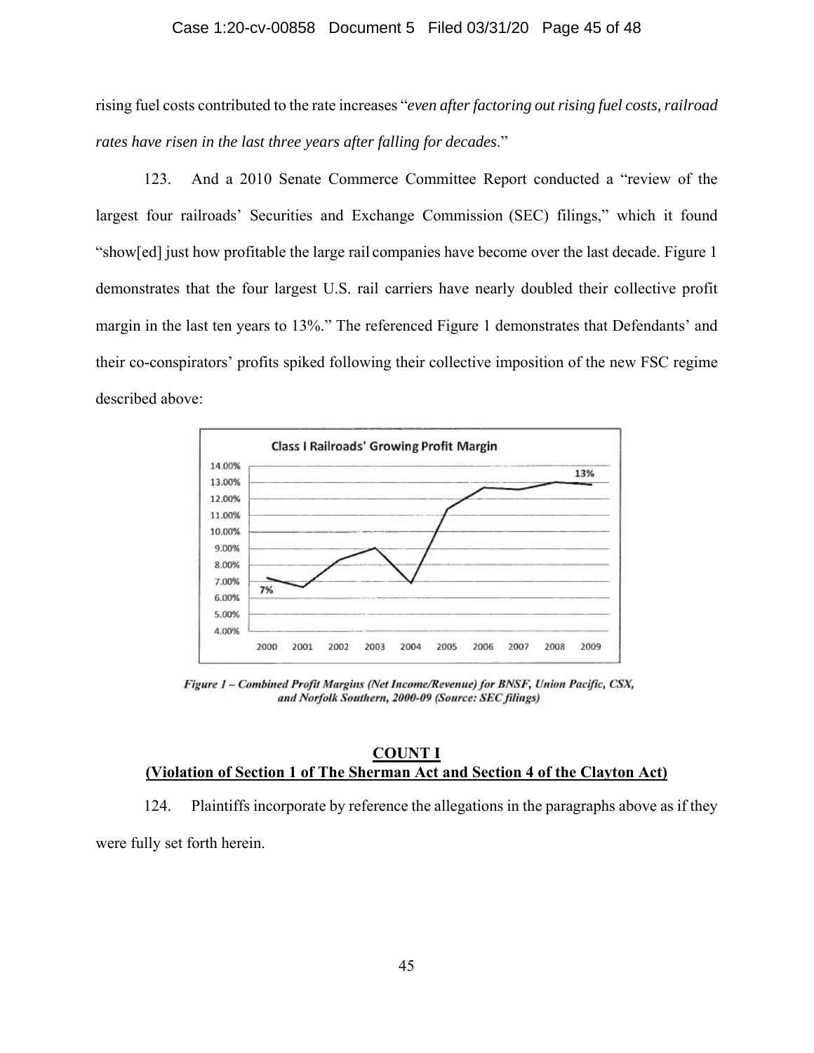rising fuel costs contributed to the rate increases "*even after factoring out rising fuel costs, railroad rates have risen in the last three years after falling for decades*."

123. And a 2010 Senate Commerce Committee Report conducted a "review of the largest four railroads' Securities and Exchange Commission (SEC) filings," which it found "show[ed] just how profitable the large rail companies have become over the last decade. Figure 1 demonstrates that the four largest U.S. rail carriers have nearly doubled their collective profit margin in the last ten years to 13%." The referenced Figure 1 demonstrates that Defendants' and their co-conspirators' profits spiked following their collective imposition of the new FSC regime described above:

***Figure 1 – Combined Profit Margins (Net Income/Revenue) for BNSF, Union Pacific, CSX, and Norfolk Southern, 2000-09 (Source: SEC filings)***

## COUNT I
## (Violation of Section 1 of The Sherman Act and Section 4 of the Clayton Act)

124. Plaintiffs incorporate by reference the allegations in the paragraphs above as if they were fully set forth herein.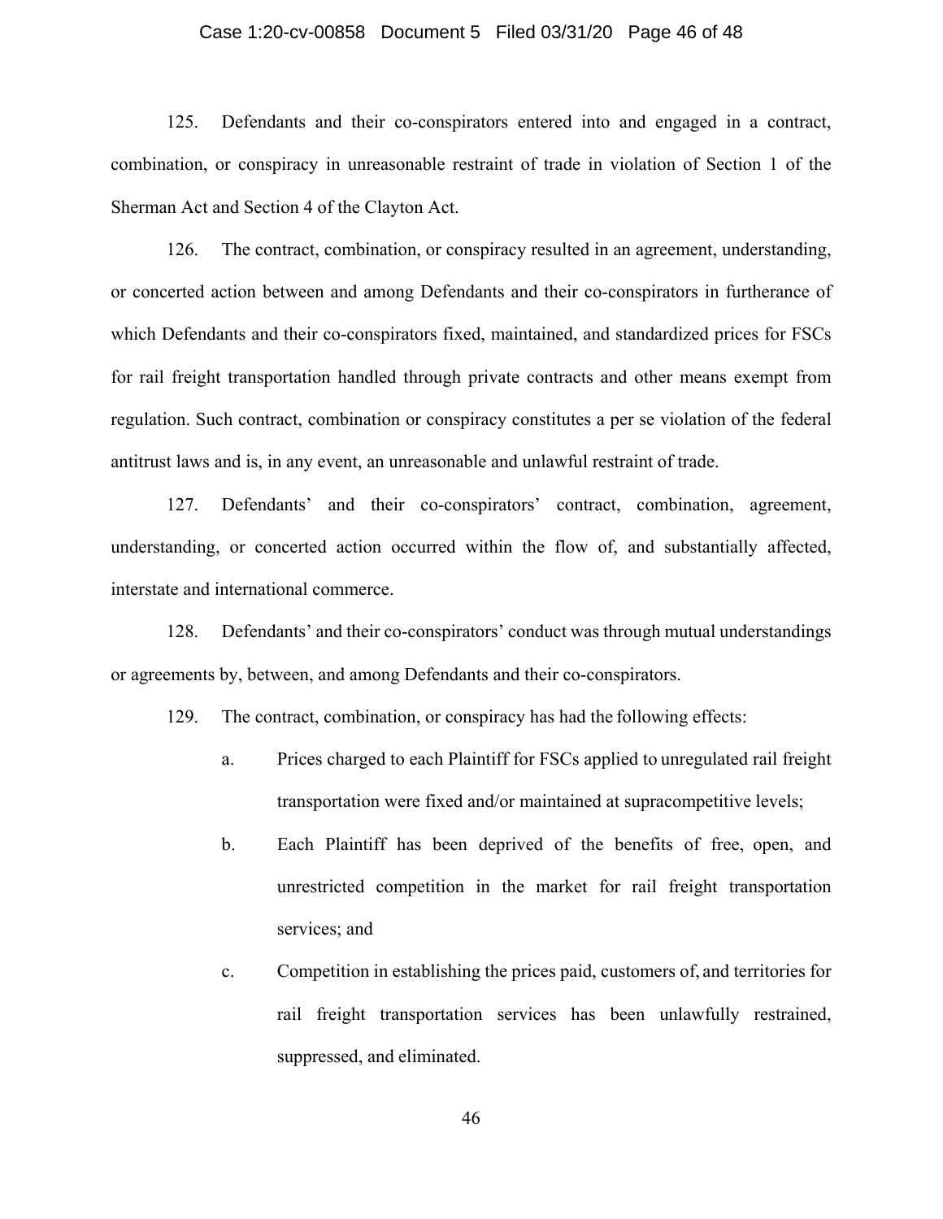125. Defendants and their co-conspirators entered into and engaged in a contract, combination, or conspiracy in unreasonable restraint of trade in violation of Section 1 of the Sherman Act and Section 4 of the Clayton Act.

126. The contract, combination, or conspiracy resulted in an agreement, understanding, or concerted action between and among Defendants and their co-conspirators in furtherance of which Defendants and their co-conspirators fixed, maintained, and standardized prices for FSCs for rail freight transportation handled through private contracts and other means exempt from regulation. Such contract, combination or conspiracy constitutes a per se violation of the federal antitrust laws and is, in any event, an unreasonable and unlawful restraint of trade.

127. Defendants' and their co-conspirators' contract, combination, agreement, understanding, or concerted action occurred within the flow of, and substantially affected, interstate and international commerce.

128. Defendants' and their co-conspirators' conduct was through mutual understandings or agreements by, between, and among Defendants and their co-conspirators.

129. The contract, combination, or conspiracy has had the following effects:

a. Prices charged to each Plaintiff for FSCs applied to unregulated rail freight transportation were fixed and/or maintained at supracompetitive levels;

b. Each Plaintiff has been deprived of the benefits of free, open, and unrestricted competition in the market for rail freight transportation services; and

c. Competition in establishing the prices paid, customers of, and territories for rail freight transportation services has been unlawfully restrained, suppressed, and eliminated.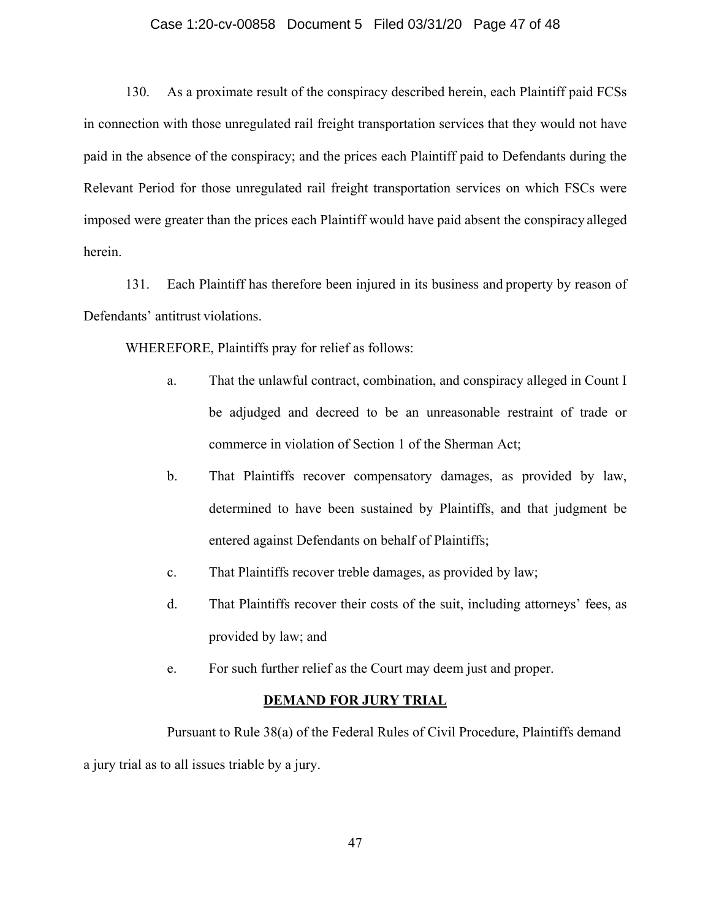130. As a proximate result of the conspiracy described herein, each Plaintiff paid FCSs in connection with those unregulated rail freight transportation services that they would not have paid in the absence of the conspiracy; and the prices each Plaintiff paid to Defendants during the Relevant Period for those unregulated rail freight transportation services on which FSCs were imposed were greater than the prices each Plaintiff would have paid absent the conspiracy alleged herein.

131. Each Plaintiff has therefore been injured in its business and property by reason of Defendants' antitrust violations.

WHEREFORE, Plaintiffs pray for relief as follows:

a. That the unlawful contract, combination, and conspiracy alleged in Count I be adjudged and decreed to be an unreasonable restraint of trade or commerce in violation of Section 1 of the Sherman Act;

b. That Plaintiffs recover compensatory damages, as provided by law, determined to have been sustained by Plaintiffs, and that judgment be entered against Defendants on behalf of Plaintiffs;

c. That Plaintiffs recover treble damages, as provided by law;

d. That Plaintiffs recover their costs of the suit, including attorneys' fees, as provided by law; and

e. For such further relief as the Court may deem just and proper.

## DEMAND FOR JURY TRIAL

Pursuant to Rule 38(a) of the Federal Rules of Civil Procedure, Plaintiffs demand a jury trial as to all issues triable by a jury.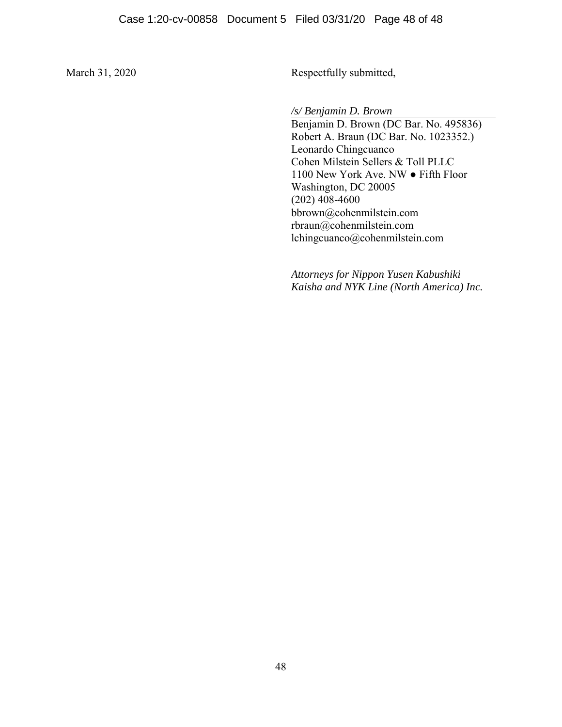March 31, 2020

Respectfully submitted,

*/s/ Benjamin D. Brown*
Benjamin D. Brown (DC Bar. No. 495836)
Robert A. Braun (DC Bar. No. 1023352.)
Leonardo Chingcuanco
Cohen Milstein Sellers & Toll PLLC
1100 New York Ave. NW ● Fifth Floor
Washington, DC 20005
(202) 408-4600
bbrown@cohenmilstein.com
rbraun@cohenmilstein.com
lchingcuanco@cohenmilstein.com

*Attorneys for Nippon Yusen Kabushiki Kaisha and NYK Line (North America) Inc.*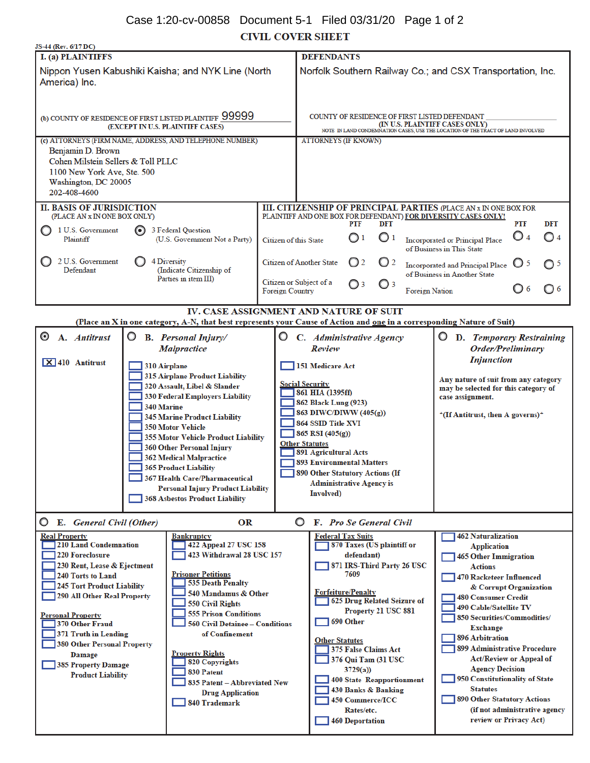# CIVIL COVER SHEET

JS-44 (Rev. 6/17 DC)

**I. (a) PLAINTIFFS**

Nippon Yusen Kabushiki Kaisha; and NYK Line (North America) Inc.

(b) COUNTY OF RESIDENCE OF FIRST LISTED PLAINTIFF 99999
(EXCEPT IN U.S. PLAINTIFF CASES)

(c) ATTORNEYS (FIRM NAME, ADDRESS, AND TELEPHONE NUMBER)

Benjamin D. Brown
Cohen Milstein Sellers & Toll PLLC
1100 New York Ave, Ste. 500
Washington, DC 20005
202-408-4600

**DEFENDANTS**

Norfolk Southern Railway Co.; and CSX Transportation, Inc.

COUNTY OF RESIDENCE OF FIRST LISTED DEFENDANT
(IN U.S. PLAINTIFF CASES ONLY)
NOTE: IN LAND CONDEMNATION CASES, USE THE LOCATION OF THE TRACT OF LAND INVOLVED

ATTORNEYS (IF KNOWN)

**II. BASIS OF JURISDICTION**
(PLACE AN x IN ONE BOX ONLY)

- ○ 1 U.S. Government Plaintiff
- ● 3 Federal Question (U.S. Government Not a Party)
- ○ 2 U.S. Government Defendant
- ○ 4 Diversity (Indicate Citizenship of Parties in item III)

**III. CITIZENSHIP OF PRINCIPAL PARTIES** (PLACE AN x IN ONE BOX FOR PLAINTIFF AND ONE BOX FOR DEFENDANT) FOR DIVERSITY CASES ONLY!

| | PTF | DFT | | PTF | DFT |
|---|---|---|---|---|---|
| Citizen of this State | ○ 1 | ○ 1 | Incorporated or Principal Place of Business in This State | ○ 4 | ○ 4 |
| Citizen of Another State | ○ 2 | ○ 2 | Incorporated and Principal Place of Business in Another State | ○ 5 | ○ 5 |
| Citizen or Subject of a Foreign Country | ○ 3 | ○ 3 | Foreign Nation | ○ 6 | ○ 6 |

## IV. CASE ASSIGNMENT AND NATURE OF SUIT

(Place an X in one category, A-N, that best represents your Cause of Action and one in a corresponding Nature of Suit)

**● A. Antitrust**

- [X] 410 Antitrust

**○ B. Personal Injury/ Malpractice**

- [ ] 310 Airplane
- [ ] 315 Airplane Product Liability
- [ ] 320 Assault, Libel & Slander
- [ ] 330 Federal Employers Liability
- [ ] 340 Marine
- [ ] 345 Marine Product Liability
- [ ] 350 Motor Vehicle
- [ ] 355 Motor Vehicle Product Liability
- [ ] 360 Other Personal Injury
- [ ] 362 Medical Malpractice
- [ ] 365 Product Liability
- [ ] 367 Health Care/Pharmaceutical Personal Injury Product Liability
- [ ] 368 Asbestos Product Liability

**○ C. Administrative Agency Review**

- [ ] 151 Medicare Act

Social Security
- [ ] 861 HIA (1395ff)
- [ ] 862 Black Lung (923)
- [ ] 863 DIWC/DIWW (405(g))
- [ ] 864 SSID Title XVI
- [ ] 865 RSI (405(g))

Other Statutes
- [ ] 891 Agricultural Acts
- [ ] 893 Environmental Matters
- [ ] 890 Other Statutory Actions (If Administrative Agency is Involved)

**○ D. Temporary Restraining Order/Preliminary Injunction**

Any nature of suit from any category may be selected for this category of case assignment.

*(If Antitrust, then A governs)*

**○ E. General Civil (Other)** OR **○ F. Pro Se General Civil**

Real Property
- [ ] 210 Land Condemnation
- [ ] 220 Foreclosure
- [ ] 230 Rent, Lease & Ejectment
- [ ] 240 Torts to Land
- [ ] 245 Tort Product Liability
- [ ] 290 All Other Real Property

Personal Property
- [ ] 370 Other Fraud
- [ ] 371 Truth in Lending
- [ ] 380 Other Personal Property Damage
- [ ] 385 Property Damage Product Liability

Bankruptcy
- [ ] 422 Appeal 27 USC 158
- [ ] 423 Withdrawal 28 USC 157

Prisoner Petitions
- [ ] 535 Death Penalty
- [ ] 540 Mandamus & Other
- [ ] 550 Civil Rights
- [ ] 555 Prison Conditions
- [ ] 560 Civil Detainee – Conditions of Confinement

Property Rights
- [ ] 820 Copyrights
- [ ] 830 Patent
- [ ] 835 Patent – Abbreviated New Drug Application
- [ ] 840 Trademark

Federal Tax Suits
- [ ] 870 Taxes (US plaintiff or defendant)
- [ ] 871 IRS-Third Party 26 USC 7609

Forfeiture/Penalty
- [ ] 625 Drug Related Seizure of Property 21 USC 881
- [ ] 690 Other

Other Statutes
- [ ] 375 False Claims Act
- [ ] 376 Qui Tam (31 USC 3729(a))
- [ ] 400 State Reapportionment
- [ ] 430 Banks & Banking
- [ ] 450 Commerce/ICC Rates/etc.
- [ ] 460 Deportation
- [ ] 462 Naturalization Application
- [ ] 465 Other Immigration Actions
- [ ] 470 Racketeer Influenced & Corrupt Organization
- [ ] 480 Consumer Credit
- [ ] 490 Cable/Satellite TV
- [ ] 850 Securities/Commodities/Exchange
- [ ] 896 Arbitration
- [ ] 899 Administrative Procedure Act/Review or Appeal of Agency Decision
- [ ] 950 Constitutionality of State Statutes
- [ ] 890 Other Statutory Actions (if not administrative agency review or Privacy Act)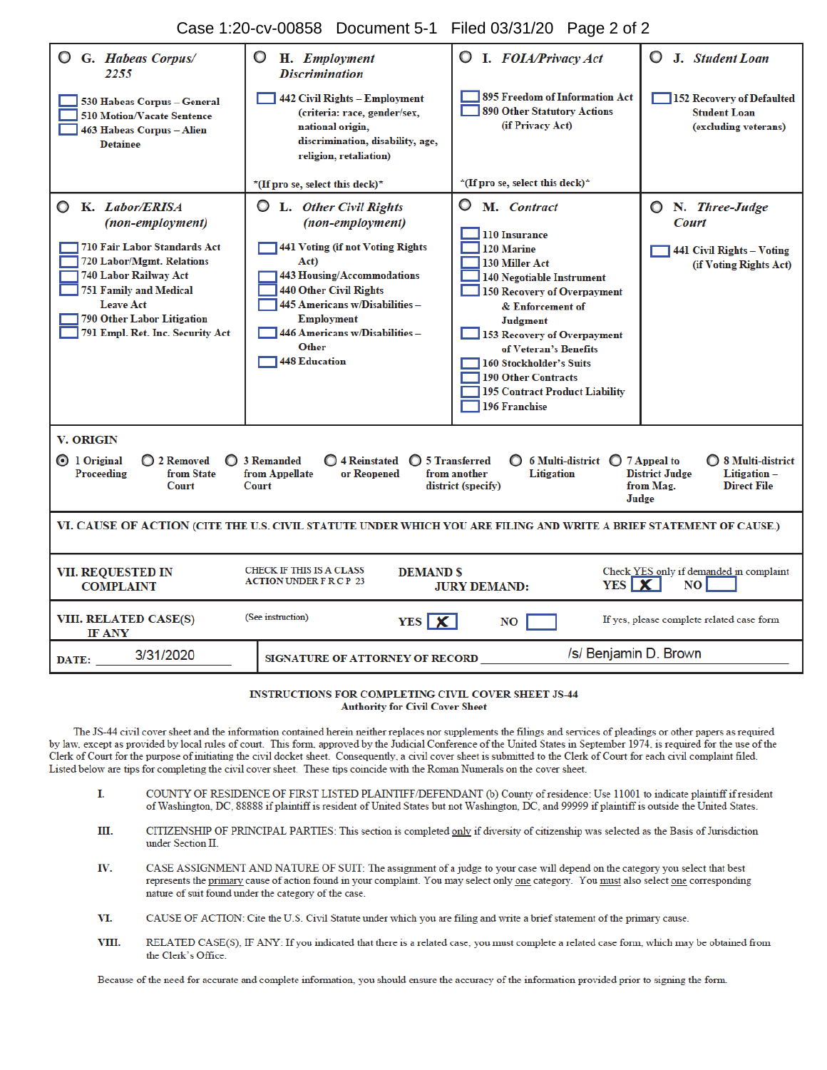| | | | |
|---|---|---|---|
| ○ **G. *Habeas Corpus/ 2255*** <br><br> ☐ 530 Habeas Corpus – General <br> ☐ 510 Motion/Vacate Sentence <br> ☐ 463 Habeas Corpus – Alien Detainee | ○ **H. *Employment Discrimination*** <br><br> ☐ 442 Civil Rights – Employment (criteria: race, gender/sex, national origin, discrimination, disability, age, religion, retaliation) <br><br> *(If pro se, select this deck)* | ○ **I. *FOIA/Privacy Act*** <br><br> ☐ 895 Freedom of Information Act <br> ☐ 890 Other Statutory Actions (if Privacy Act) <br><br> *(If pro se, select this deck)* | ○ **J. *Student Loan*** <br><br> ☐ 152 Recovery of Defaulted Student Loan (excluding veterans) |
| ○ **K. *Labor/ERISA (non-employment)*** <br><br> ☐ 710 Fair Labor Standards Act <br> ☐ 720 Labor/Mgmt. Relations <br> ☐ 740 Labor Railway Act <br> ☐ 751 Family and Medical Leave Act <br> ☐ 790 Other Labor Litigation <br> ☐ 791 Empl. Ret. Inc. Security Act | ○ **L. *Other Civil Rights (non-employment)*** <br><br> ☐ 441 Voting (if not Voting Rights Act) <br> ☐ 443 Housing/Accommodations <br> ☐ 440 Other Civil Rights <br> ☐ 445 Americans w/Disabilities – Employment <br> ☐ 446 Americans w/Disabilities – Other <br> ☐ 448 Education | ○ **M. *Contract*** <br><br> ☐ 110 Insurance <br> ☐ 120 Marine <br> ☐ 130 Miller Act <br> ☐ 140 Negotiable Instrument <br> ☐ 150 Recovery of Overpayment & Enforcement of Judgment <br> ☐ 153 Recovery of Overpayment of Veteran's Benefits <br> ☐ 160 Stockholder's Suits <br> ☐ 190 Other Contracts <br> ☐ 195 Contract Product Liability <br> ☐ 196 Franchise | ○ **N. *Three-Judge Court*** <br><br> ☐ 441 Civil Rights – Voting (if Voting Rights Act) |

**V. ORIGIN**

◉ 1 Original Proceeding ○ 2 Removed from State Court ○ 3 Remanded from Appellate Court ○ 4 Reinstated or Reopened ○ 5 Transferred from another district (specify) ○ 6 Multi-district Litigation ○ 7 Appeal to District Judge from Mag. Judge ○ 8 Multi-district Litigation – Direct File

**VI. CAUSE OF ACTION** (CITE THE U.S. CIVIL STATUTE UNDER WHICH YOU ARE FILING AND WRITE A BRIEF STATEMENT OF CAUSE.)

**VII. REQUESTED IN COMPLAINT** CHECK IF THIS IS A CLASS ACTION UNDER F.R.C.P. 23 **DEMAND $** **JURY DEMAND:** Check YES only if demanded in complaint YES ☒ NO ☐

**VIII. RELATED CASE(S) IF ANY** (See instruction) YES ☒ NO ☐ If yes, please complete related case form

**DATE:** 3/31/2020 **SIGNATURE OF ATTORNEY OF RECORD** /s/ Benjamin D. Brown

**INSTRUCTIONS FOR COMPLETING CIVIL COVER SHEET JS-44**
**Authority for Civil Cover Sheet**

The JS-44 civil cover sheet and the information contained herein neither replaces nor supplements the filings and services of pleadings or other papers as required by law, except as provided by local rules of court. This form, approved by the Judicial Conference of the United States in September 1974, is required for the use of the Clerk of Court for the purpose of initiating the civil docket sheet. Consequently, a civil cover sheet is submitted to the Clerk of Court for each civil complaint filed. Listed below are tips for completing the civil cover sheet. These tips coincide with the Roman Numerals on the cover sheet.

I. COUNTY OF RESIDENCE OF FIRST LISTED PLAINTIFF/DEFENDANT (b) County of residence: Use 11001 to indicate plaintiff if resident of Washington, DC, 88888 if plaintiff is resident of United States but not Washington, DC, and 99999 if plaintiff is outside the United States.

III. CITIZENSHIP OF PRINCIPAL PARTIES: This section is completed only if diversity of citizenship was selected as the Basis of Jurisdiction under Section II.

IV. CASE ASSIGNMENT AND NATURE OF SUIT: The assignment of a judge to your case will depend on the category you select that best represents the primary cause of action found in your complaint. You may select only one category. You must also select one corresponding nature of suit found under the category of the case.

VI. CAUSE OF ACTION: Cite the U.S. Civil Statute under which you are filing and write a brief statement of the primary cause.

VIII. RELATED CASE(S), IF ANY: If you indicated that there is a related case, you must complete a related case form, which may be obtained from the Clerk's Office.

Because of the need for accurate and complete information, you should ensure the accuracy of the information provided prior to signing the form.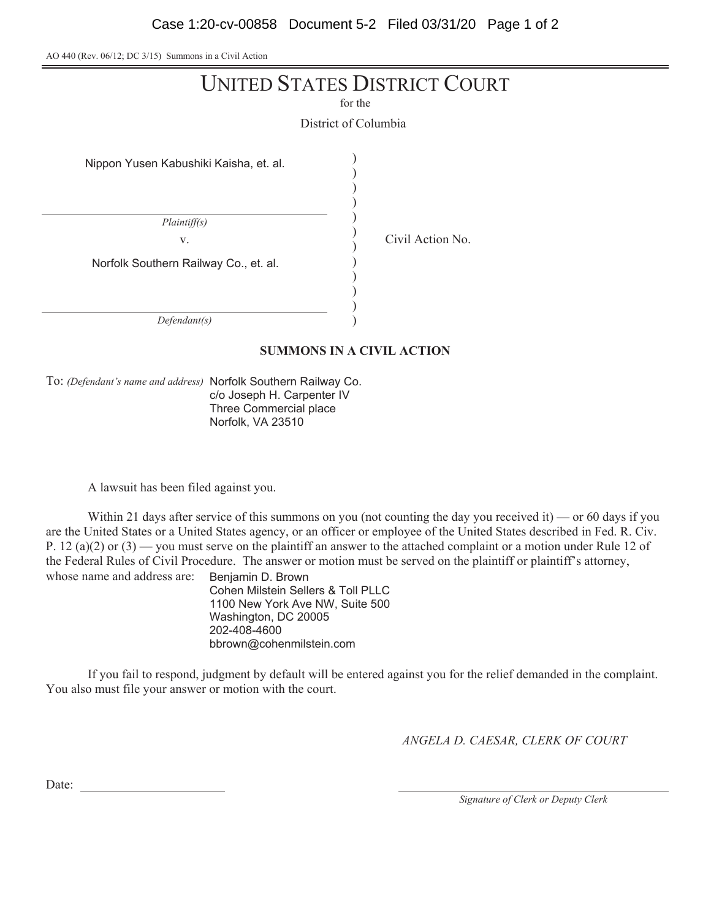AO 440 (Rev. 06/12; DC 3/15) Summons in a Civil Action

# UNITED STATES DISTRICT COURT

for the

District of Columbia

| | | |
|---|---|---|
| Nippon Yusen Kabushiki Kaisha, et. al. | ) | |
| *Plaintiff(s)* | ) | |
| v. | ) | Civil Action No. |
| Norfolk Southern Railway Co., et. al. | ) | |
| *Defendant(s)* | ) | |

**SUMMONS IN A CIVIL ACTION**

To: *(Defendant's name and address)* Norfolk Southern Railway Co.
c/o Joseph H. Carpenter IV
Three Commercial place
Norfolk, VA 23510

A lawsuit has been filed against you.

Within 21 days after service of this summons on you (not counting the day you received it) — or 60 days if you are the United States or a United States agency, or an officer or employee of the United States described in Fed. R. Civ. P. 12 (a)(2) or (3) — you must serve on the plaintiff an answer to the attached complaint or a motion under Rule 12 of the Federal Rules of Civil Procedure. The answer or motion must be served on the plaintiff or plaintiff's attorney, whose name and address are:

Benjamin D. Brown
Cohen Milstein Sellers & Toll PLLC
1100 New York Ave NW, Suite 500
Washington, DC 20005
202-408-4600
bbrown@cohenmilstein.com

If you fail to respond, judgment by default will be entered against you for the relief demanded in the complaint. You also must file your answer or motion with the court.

*ANGELA D. CAESAR, CLERK OF COURT*

Date: ____________________

____________________
*Signature of Clerk or Deputy Clerk*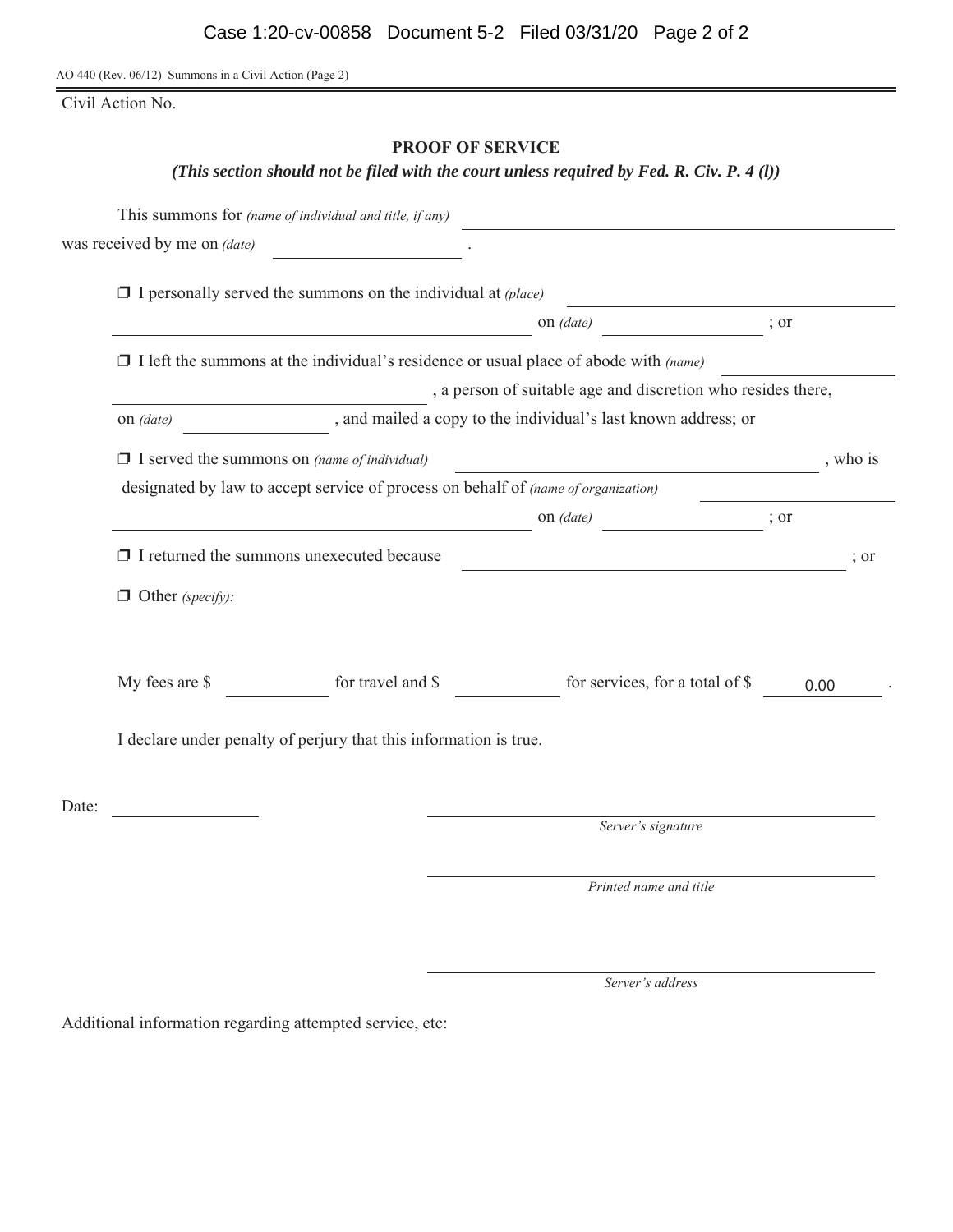AO 440 (Rev. 06/12) Summons in a Civil Action (Page 2)

Civil Action No.

## PROOF OF SERVICE

***(This section should not be filed with the court unless required by Fed. R. Civ. P. 4 (l))***

This summons for *(name of individual and title, if any)* ______________________________

was received by me on *(date)* ______________ .

❒ I personally served the summons on the individual at *(place)* ______________________________ on *(date)* ______________ ; or

❒ I left the summons at the individual's residence or usual place of abode with *(name)* ______________________________ , a person of suitable age and discretion who resides there, on *(date)* ______________ , and mailed a copy to the individual's last known address; or

❒ I served the summons on *(name of individual)* ______________________________ , who is designated by law to accept service of process on behalf of *(name of organization)* ______________________________ on *(date)* ______________ ; or

❒ I returned the summons unexecuted because ______________________________ ; or

❒ Other *(specify):*

My fees are $ __________ for travel and $ __________ for services, for a total of $ 0.00 .

I declare under penalty of perjury that this information is true.

Date: ______________

______________________________
*Server's signature*

______________________________
*Printed name and title*

______________________________
*Server's address*

Additional information regarding attempted service, etc: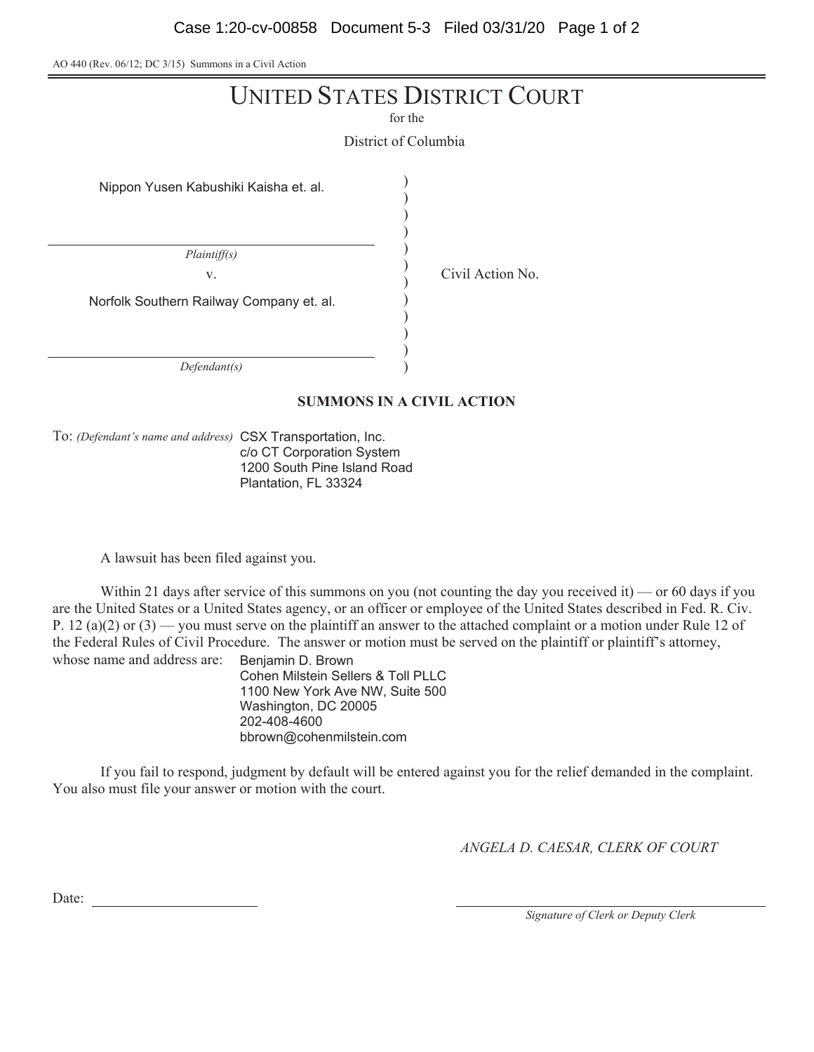AO 440 (Rev. 06/12; DC 3/15) Summons in a Civil Action

# UNITED STATES DISTRICT COURT

for the

District of Columbia

| | | |
|---|---|---|
| Nippon Yusen Kabushiki Kaisha et. al. | ) | |
| *Plaintiff(s)* | ) | |
| v. | ) | Civil Action No. |
| Norfolk Southern Railway Company et. al. | ) | |
| *Defendant(s)* | ) | |

**SUMMONS IN A CIVIL ACTION**

To: *(Defendant's name and address)* CSX Transportation, Inc.
c/o CT Corporation System
1200 South Pine Island Road
Plantation, FL 33324

A lawsuit has been filed against you.

Within 21 days after service of this summons on you (not counting the day you received it) — or 60 days if you are the United States or a United States agency, or an officer or employee of the United States described in Fed. R. Civ. P. 12 (a)(2) or (3) — you must serve on the plaintiff an answer to the attached complaint or a motion under Rule 12 of the Federal Rules of Civil Procedure. The answer or motion must be served on the plaintiff or plaintiff's attorney, whose name and address are:

Benjamin D. Brown
Cohen Milstein Sellers & Toll PLLC
1100 New York Ave NW, Suite 500
Washington, DC 20005
202-408-4600
bbrown@cohenmilstein.com

If you fail to respond, judgment by default will be entered against you for the relief demanded in the complaint. You also must file your answer or motion with the court.

*ANGELA D. CAESAR, CLERK OF COURT*

Date: ______________________

______________________
*Signature of Clerk or Deputy Clerk*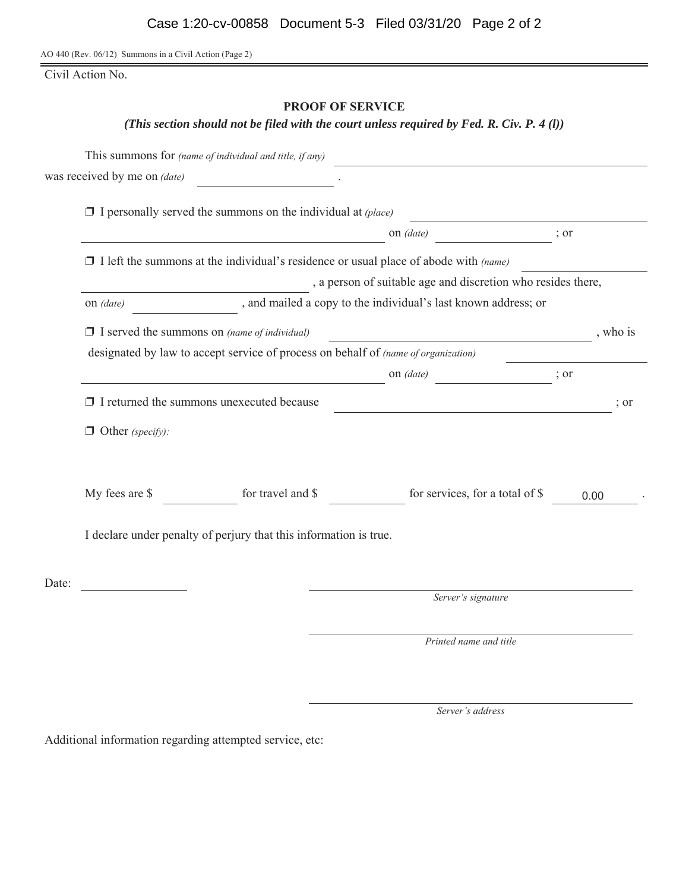AO 440 (Rev. 06/12) Summons in a Civil Action (Page 2)

Civil Action No.

## PROOF OF SERVICE

***(This section should not be filed with the court unless required by Fed. R. Civ. P. 4 (l))***

This summons for *(name of individual and title, if any)* ______________________________
was received by me on *(date)* ____________________ .

☐ I personally served the summons on the individual at *(place)* ______________________________
______________________________ on *(date)* ____________________ ; or

☐ I left the summons at the individual's residence or usual place of abode with *(name)* ____________________
____________________ , a person of suitable age and discretion who resides there,
on *(date)* ____________________ , and mailed a copy to the individual's last known address; or

☐ I served the summons on *(name of individual)* ______________________________ , who is
designated by law to accept service of process on behalf of *(name of organization)* ____________________
______________________________ on *(date)* ____________________ ; or

☐ I returned the summons unexecuted because ______________________________ ; or

☐ Other *(specify)*:

My fees are $ __________ for travel and $ __________ for services, for a total of $ 0.00 .

I declare under penalty of perjury that this information is true.

Date: ____________________

______________________________
*Server's signature*

______________________________
*Printed name and title*

______________________________
*Server's address*

Additional information regarding attempted service, etc: